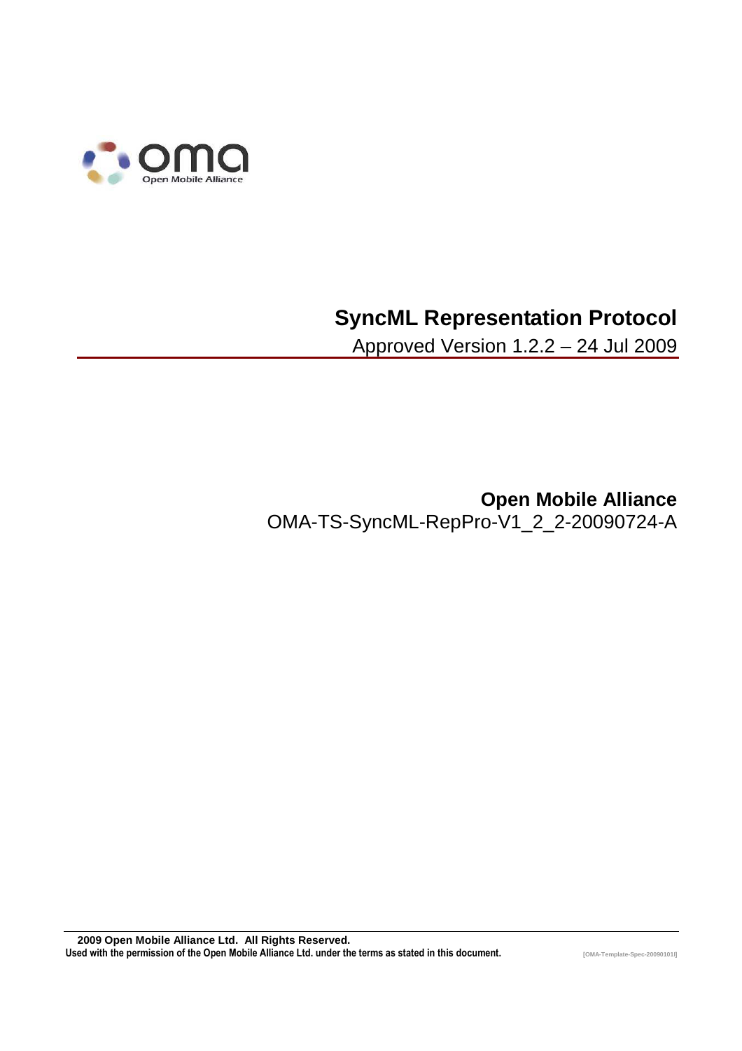# SyncML Representation Protocol

Approved Version 1.2.2 – 24 Jul 2009

**Open Mobile Alliance**

OMA-TS-SyncML-RepPro-V1_2_2-20090724-A

**2009 Open Mobile Alliance Ltd. All Rights Reserved.**
**Used with the permission of the Open Mobile Alliance Ltd. under the terms as stated in this document.**

[OMA-Template-Spec-20090101I]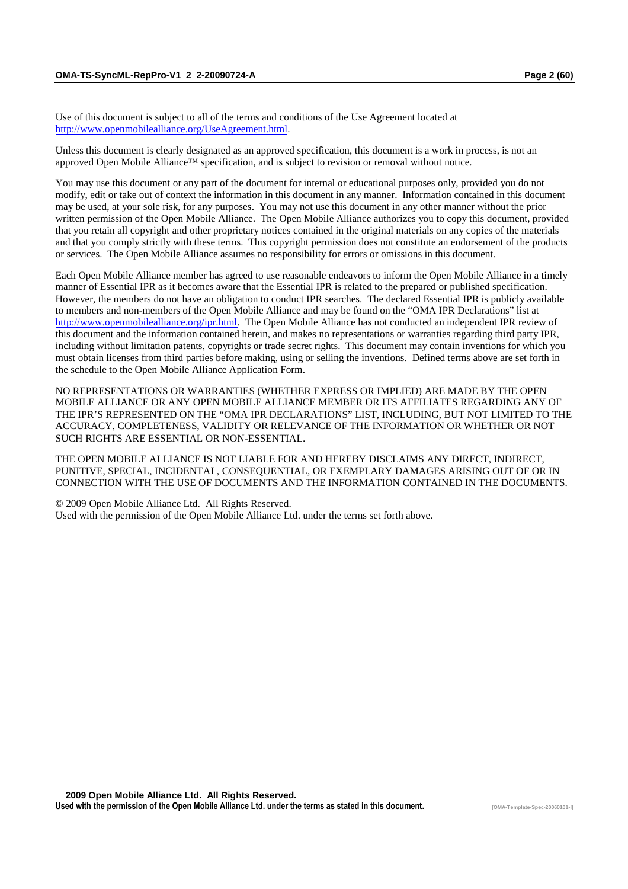Use of this document is subject to all of the terms and conditions of the Use Agreement located at http://www.openmobilealliance.org/UseAgreement.html.

Unless this document is clearly designated as an approved specification, this document is a work in process, is not an approved Open Mobile Alliance™ specification, and is subject to revision or removal without notice.

You may use this document or any part of the document for internal or educational purposes only, provided you do not modify, edit or take out of context the information in this document in any manner. Information contained in this document may be used, at your sole risk, for any purposes. You may not use this document in any other manner without the prior written permission of the Open Mobile Alliance. The Open Mobile Alliance authorizes you to copy this document, provided that you retain all copyright and other proprietary notices contained in the original materials on any copies of the materials and that you comply strictly with these terms. This copyright permission does not constitute an endorsement of the products or services. The Open Mobile Alliance assumes no responsibility for errors or omissions in this document.

Each Open Mobile Alliance member has agreed to use reasonable endeavors to inform the Open Mobile Alliance in a timely manner of Essential IPR as it becomes aware that the Essential IPR is related to the prepared or published specification. However, the members do not have an obligation to conduct IPR searches. The declared Essential IPR is publicly available to members and non-members of the Open Mobile Alliance and may be found on the "OMA IPR Declarations" list at http://www.openmobilealliance.org/ipr.html. The Open Mobile Alliance has not conducted an independent IPR review of this document and the information contained herein, and makes no representations or warranties regarding third party IPR, including without limitation patents, copyrights or trade secret rights. This document may contain inventions for which you must obtain licenses from third parties before making, using or selling the inventions. Defined terms above are set forth in the schedule to the Open Mobile Alliance Application Form.

NO REPRESENTATIONS OR WARRANTIES (WHETHER EXPRESS OR IMPLIED) ARE MADE BY THE OPEN MOBILE ALLIANCE OR ANY OPEN MOBILE ALLIANCE MEMBER OR ITS AFFILIATES REGARDING ANY OF THE IPR'S REPRESENTED ON THE "OMA IPR DECLARATIONS" LIST, INCLUDING, BUT NOT LIMITED TO THE ACCURACY, COMPLETENESS, VALIDITY OR RELEVANCE OF THE INFORMATION OR WHETHER OR NOT SUCH RIGHTS ARE ESSENTIAL OR NON-ESSENTIAL.

THE OPEN MOBILE ALLIANCE IS NOT LIABLE FOR AND HEREBY DISCLAIMS ANY DIRECT, INDIRECT, PUNITIVE, SPECIAL, INCIDENTAL, CONSEQUENTIAL, OR EXEMPLARY DAMAGES ARISING OUT OF OR IN CONNECTION WITH THE USE OF DOCUMENTS AND THE INFORMATION CONTAINED IN THE DOCUMENTS.

© 2009 Open Mobile Alliance Ltd. All Rights Reserved.
Used with the permission of the Open Mobile Alliance Ltd. under the terms set forth above.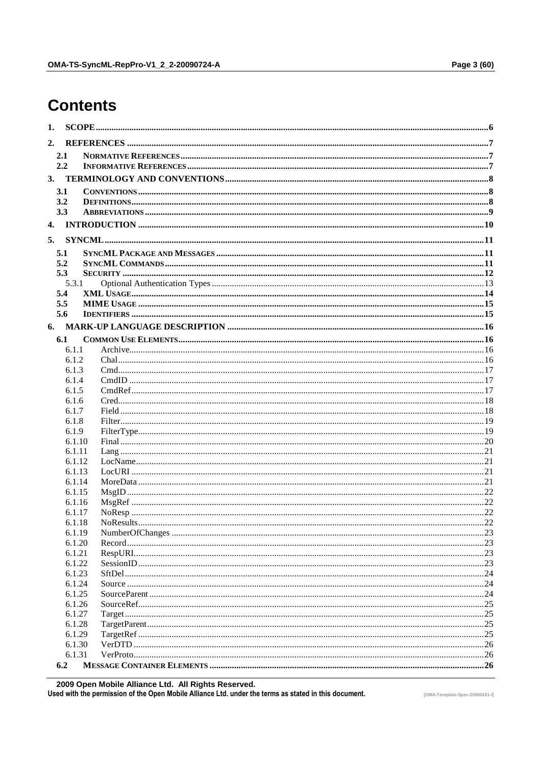# Contents

1. SCOPE ............................................................ 6
2. REFERENCES ............................................................ 7
   - 2.1 NORMATIVE REFERENCES ............................................................ 7
   - 2.2 INFORMATIVE REFERENCES ............................................................ 7
3. TERMINOLOGY AND CONVENTIONS ............................................................ 8
   - 3.1 CONVENTIONS ............................................................ 8
   - 3.2 DEFINITIONS ............................................................ 8
   - 3.3 ABBREVIATIONS ............................................................ 9
4. INTRODUCTION ............................................................ 10
5. SYNCML ............................................................ 11
   - 5.1 SYNCML PACKAGE AND MESSAGES ............................................................ 11
   - 5.2 SYNCML COMMANDS ............................................................ 11
   - 5.3 SECURITY ............................................................ 12
     - 5.3.1 Optional Authentication Types ............................................................ 13
   - 5.4 XML USAGE ............................................................ 14
   - 5.5 MIME USAGE ............................................................ 15
   - 5.6 IDENTIFIERS ............................................................ 15
6. MARK-UP LANGUAGE DESCRIPTION ............................................................ 16
   - 6.1 COMMON USE ELEMENTS ............................................................ 16
     - 6.1.1 Archive ............................................................ 16
     - 6.1.2 Chal ............................................................ 16
     - 6.1.3 Cmd ............................................................ 17
     - 6.1.4 CmdID ............................................................ 17
     - 6.1.5 CmdRef ............................................................ 17
     - 6.1.6 Cred ............................................................ 18
     - 6.1.7 Field ............................................................ 18
     - 6.1.8 Filter ............................................................ 19
     - 6.1.9 FilterType ............................................................ 19
     - 6.1.10 Final ............................................................ 20
     - 6.1.11 Lang ............................................................ 21
     - 6.1.12 LocName ............................................................ 21
     - 6.1.13 LocURI ............................................................ 21
     - 6.1.14 MoreData ............................................................ 21
     - 6.1.15 MsgID ............................................................ 22
     - 6.1.16 MsgRef ............................................................ 22
     - 6.1.17 NoResp ............................................................ 22
     - 6.1.18 NoResults ............................................................ 22
     - 6.1.19 NumberOfChanges ............................................................ 23
     - 6.1.20 Record ............................................................ 23
     - 6.1.21 RespURI ............................................................ 23
     - 6.1.22 SessionID ............................................................ 23
     - 6.1.23 SftDel ............................................................ 24
     - 6.1.24 Source ............................................................ 24
     - 6.1.25 SourceParent ............................................................ 24
     - 6.1.26 SourceRef ............................................................ 25
     - 6.1.27 Target ............................................................ 25
     - 6.1.28 TargetParent ............................................................ 25
     - 6.1.29 TargetRef ............................................................ 25
     - 6.1.30 VerDTD ............................................................ 26
     - 6.1.31 VerProto ............................................................ 26
   - 6.2 MESSAGE CONTAINER ELEMENTS ............................................................ 26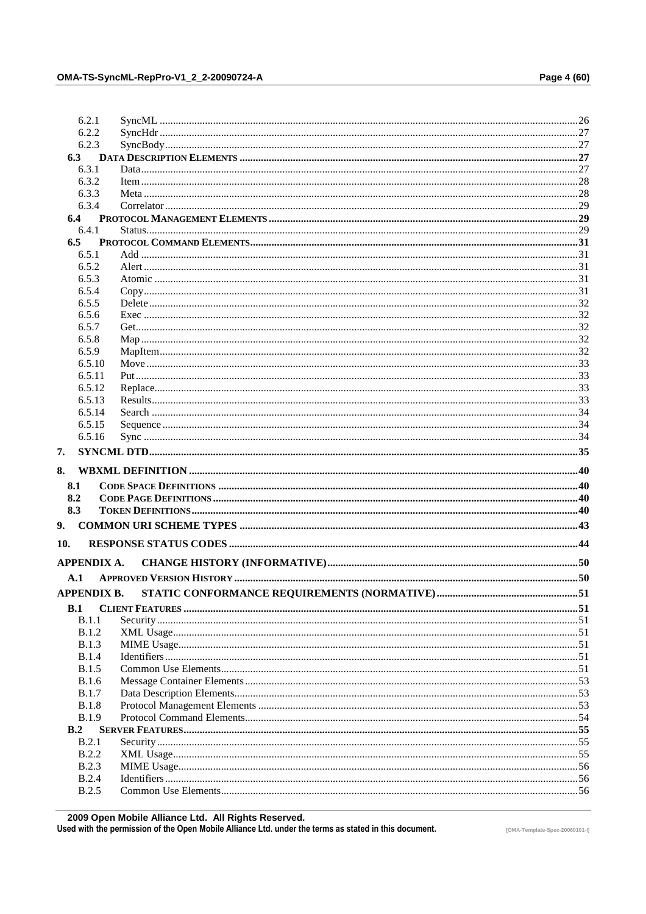6.2.1 SyncML .....26
6.2.2 SyncHdr .....27
6.2.3 SyncBody .....27

6.3 DATA DESCRIPTION ELEMENTS .....27
6.3.1 Data .....27
6.3.2 Item .....28
6.3.3 Meta .....28
6.3.4 Correlator .....29

6.4 PROTOCOL MANAGEMENT ELEMENTS .....29
6.4.1 Status .....29

6.5 PROTOCOL COMMAND ELEMENTS .....31
6.5.1 Add .....31
6.5.2 Alert .....31
6.5.3 Atomic .....31
6.5.4 Copy .....31
6.5.5 Delete .....32
6.5.6 Exec .....32
6.5.7 Get .....32
6.5.8 Map .....32
6.5.9 MapItem .....32
6.5.10 Move .....33
6.5.11 Put .....33
6.5.12 Replace .....33
6.5.13 Results .....33
6.5.14 Search .....34
6.5.15 Sequence .....34
6.5.16 Sync .....34

7. SYNCML DTD .....35

8. WBXML DEFINITION .....40

8.1 CODE SPACE DEFINITIONS .....40
8.2 CODE PAGE DEFINITIONS .....40
8.3 TOKEN DEFINITIONS .....40

9. COMMON URI SCHEME TYPES .....43

10. RESPONSE STATUS CODES .....44

APPENDIX A. CHANGE HISTORY (INFORMATIVE) .....50

A.1 APPROVED VERSION HISTORY .....50

APPENDIX B. STATIC CONFORMANCE REQUIREMENTS (NORMATIVE) .....51

B.1 CLIENT FEATURES .....51
B.1.1 Security .....51
B.1.2 XML Usage .....51
B.1.3 MIME Usage .....51
B.1.4 Identifiers .....51
B.1.5 Common Use Elements .....51
B.1.6 Message Container Elements .....53
B.1.7 Data Description Elements .....53
B.1.8 Protocol Management Elements .....53
B.1.9 Protocol Command Elements .....54

B.2 SERVER FEATURES .....55
B.2.1 Security .....55
B.2.2 XML Usage .....55
B.2.3 MIME Usage .....56
B.2.4 Identifiers .....56
B.2.5 Common Use Elements .....56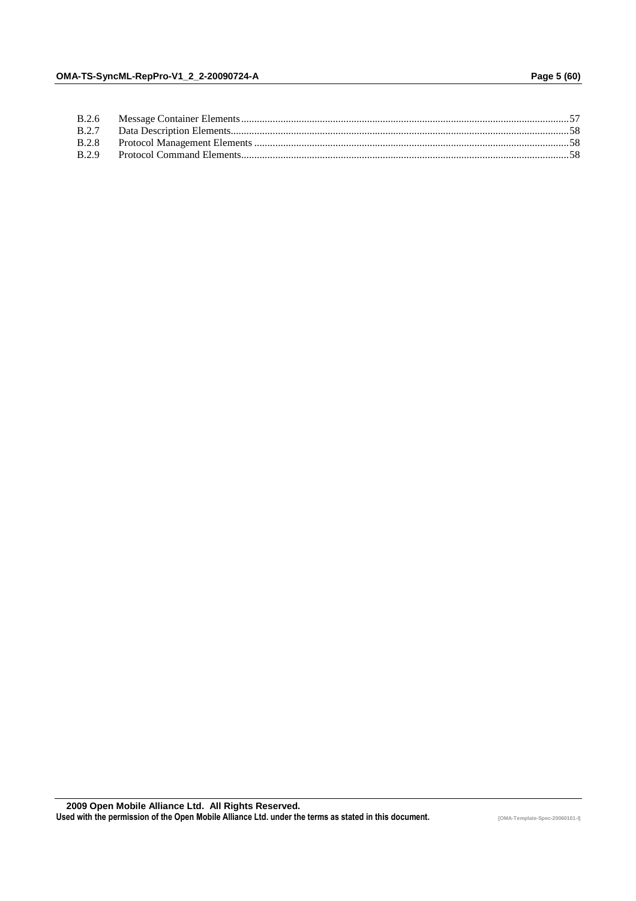B.2.6 Message Container Elements......57
B.2.7 Data Description Elements......58
B.2.8 Protocol Management Elements......58
B.2.9 Protocol Command Elements......58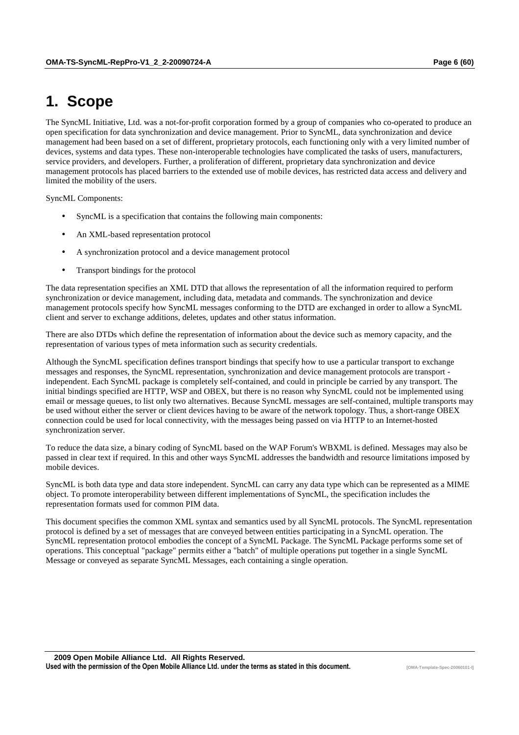# 1. Scope

The SyncML Initiative, Ltd. was a not-for-profit corporation formed by a group of companies who co-operated to produce an open specification for data synchronization and device management. Prior to SyncML, data synchronization and device management had been based on a set of different, proprietary protocols, each functioning only with a very limited number of devices, systems and data types. These non-interoperable technologies have complicated the tasks of users, manufacturers, service providers, and developers. Further, a proliferation of different, proprietary data synchronization and device management protocols has placed barriers to the extended use of mobile devices, has restricted data access and delivery and limited the mobility of the users.

SyncML Components:

- SyncML is a specification that contains the following main components:
- An XML-based representation protocol
- A synchronization protocol and a device management protocol
- Transport bindings for the protocol

The data representation specifies an XML DTD that allows the representation of all the information required to perform synchronization or device management, including data, metadata and commands. The synchronization and device management protocols specify how SyncML messages conforming to the DTD are exchanged in order to allow a SyncML client and server to exchange additions, deletes, updates and other status information.

There are also DTDs which define the representation of information about the device such as memory capacity, and the representation of various types of meta information such as security credentials.

Although the SyncML specification defines transport bindings that specify how to use a particular transport to exchange messages and responses, the SyncML representation, synchronization and device management protocols are transport - independent. Each SyncML package is completely self-contained, and could in principle be carried by any transport. The initial bindings specified are HTTP, WSP and OBEX, but there is no reason why SyncML could not be implemented using email or message queues, to list only two alternatives. Because SyncML messages are self-contained, multiple transports may be used without either the server or client devices having to be aware of the network topology. Thus, a short-range OBEX connection could be used for local connectivity, with the messages being passed on via HTTP to an Internet-hosted synchronization server.

To reduce the data size, a binary coding of SyncML based on the WAP Forum's WBXML is defined. Messages may also be passed in clear text if required. In this and other ways SyncML addresses the bandwidth and resource limitations imposed by mobile devices.

SyncML is both data type and data store independent. SyncML can carry any data type which can be represented as a MIME object. To promote interoperability between different implementations of SyncML, the specification includes the representation formats used for common PIM data.

This document specifies the common XML syntax and semantics used by all SyncML protocols. The SyncML representation protocol is defined by a set of messages that are conveyed between entities participating in a SyncML operation. The SyncML representation protocol embodies the concept of a SyncML Package. The SyncML Package performs some set of operations. This conceptual "package" permits either a "batch" of multiple operations put together in a single SyncML Message or conveyed as separate SyncML Messages, each containing a single operation.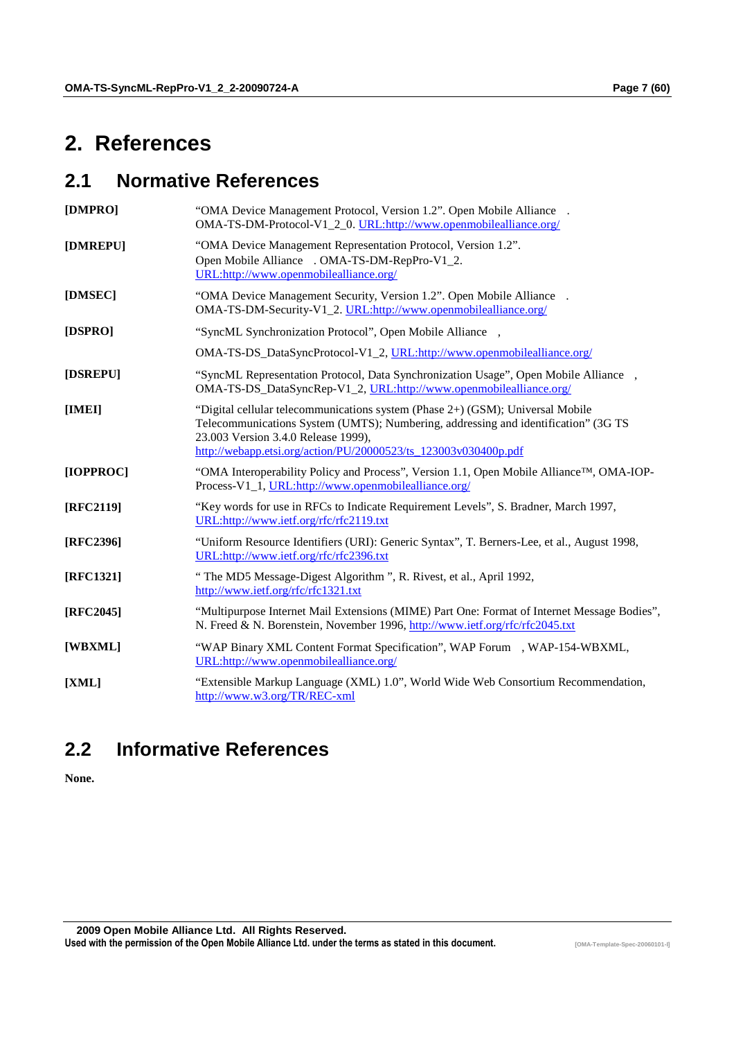# 2. References

## 2.1 Normative References

| | |
|---|---|
| **[DMPRO]** | "OMA Device Management Protocol, Version 1.2". Open Mobile Alliance . OMA-TS-DM-Protocol-V1_2_0. URL:http://www.openmobilealliance.org/ |
| **[DMREPU]** | "OMA Device Management Representation Protocol, Version 1.2". Open Mobile Alliance . OMA-TS-DM-RepPro-V1_2. URL:http://www.openmobilealliance.org/ |
| **[DMSEC]** | "OMA Device Management Security, Version 1.2". Open Mobile Alliance . OMA-TS-DM-Security-V1_2. URL:http://www.openmobilealliance.org/ |
| **[DSPRO]** | "SyncML Synchronization Protocol", Open Mobile Alliance , OMA-TS-DS_DataSyncProtocol-V1_2, URL:http://www.openmobilealliance.org/ |
| **[DSREPU]** | "SyncML Representation Protocol, Data Synchronization Usage", Open Mobile Alliance , OMA-TS-DS_DataSyncRep-V1_2, URL:http://www.openmobilealliance.org/ |
| **[IMEI]** | "Digital cellular telecommunications system (Phase 2+) (GSM); Universal Mobile Telecommunications System (UMTS); Numbering, addressing and identification" (3G TS 23.003 Version 3.4.0 Release 1999), http://webapp.etsi.org/action/PU/20000523/ts_123003v030400p.pdf |
| **[IOPPROC]** | "OMA Interoperability Policy and Process", Version 1.1, Open Mobile Alliance™, OMA-IOP-Process-V1_1, URL:http://www.openmobilealliance.org/ |
| **[RFC2119]** | "Key words for use in RFCs to Indicate Requirement Levels", S. Bradner, March 1997, URL:http://www.ietf.org/rfc/rfc2119.txt |
| **[RFC2396]** | "Uniform Resource Identifiers (URI): Generic Syntax", T. Berners-Lee, et al., August 1998, URL:http://www.ietf.org/rfc/rfc2396.txt |
| **[RFC1321]** | " The MD5 Message-Digest Algorithm ", R. Rivest, et al., April 1992, http://www.ietf.org/rfc/rfc1321.txt |
| **[RFC2045]** | "Multipurpose Internet Mail Extensions (MIME) Part One: Format of Internet Message Bodies", N. Freed & N. Borenstein, November 1996, http://www.ietf.org/rfc/rfc2045.txt |
| **[WBXML]** | "WAP Binary XML Content Format Specification", WAP Forum , WAP-154-WBXML, URL:http://www.openmobilealliance.org/ |
| **[XML]** | "Extensible Markup Language (XML) 1.0", World Wide Web Consortium Recommendation, http://www.w3.org/TR/REC-xml |

## 2.2 Informative References

**None.**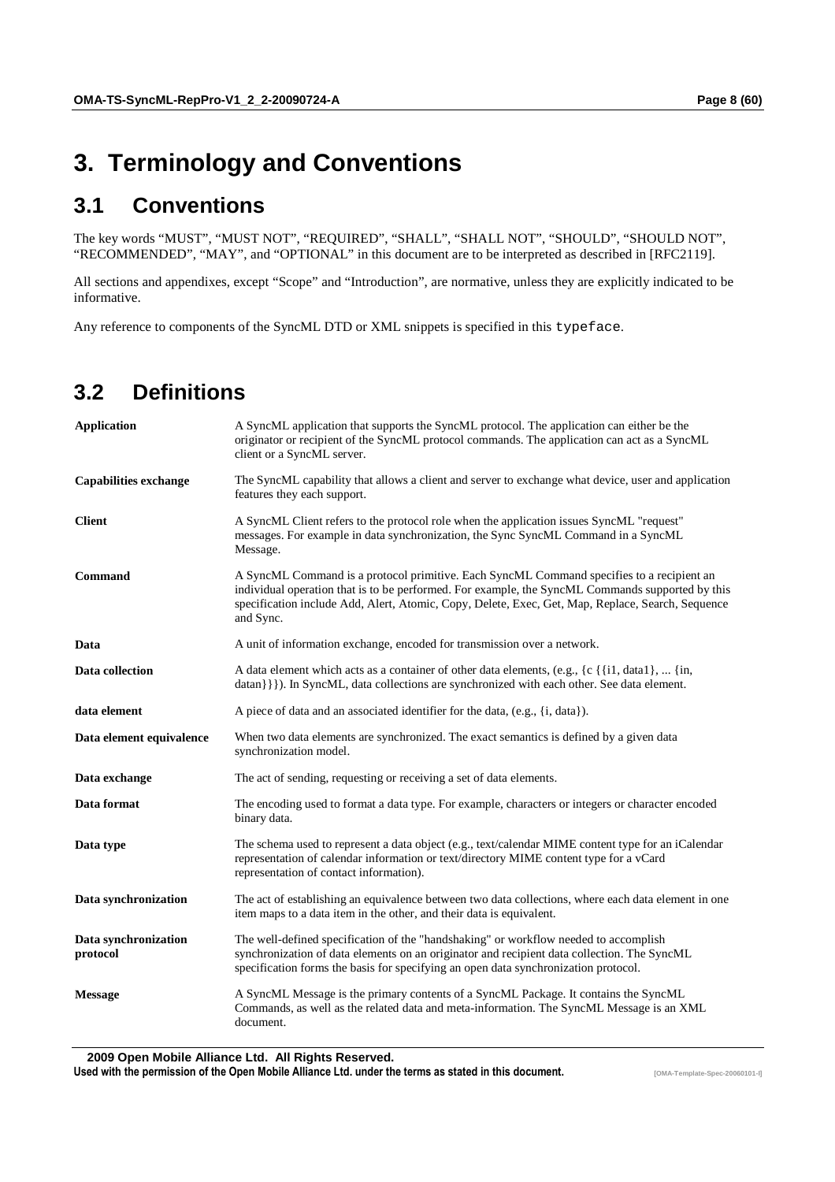# 3. Terminology and Conventions

## 3.1 Conventions

The key words "MUST", "MUST NOT", "REQUIRED", "SHALL", "SHALL NOT", "SHOULD", "SHOULD NOT", "RECOMMENDED", "MAY", and "OPTIONAL" in this document are to be interpreted as described in [RFC2119].

All sections and appendixes, except "Scope" and "Introduction", are normative, unless they are explicitly indicated to be informative.

Any reference to components of the SyncML DTD or XML snippets is specified in this `typeface`.

## 3.2 Definitions

| | |
|---|---|
| **Application** | A SyncML application that supports the SyncML protocol. The application can either be the originator or recipient of the SyncML protocol commands. The application can act as a SyncML client or a SyncML server. |
| **Capabilities exchange** | The SyncML capability that allows a client and server to exchange what device, user and application features they each support. |
| **Client** | A SyncML Client refers to the protocol role when the application issues SyncML "request" messages. For example in data synchronization, the Sync SyncML Command in a SyncML Message. |
| **Command** | A SyncML Command is a protocol primitive. Each SyncML Command specifies to a recipient an individual operation that is to be performed. For example, the SyncML Commands supported by this specification include Add, Alert, Atomic, Copy, Delete, Exec, Get, Map, Replace, Search, Sequence and Sync. |
| **Data** | A unit of information exchange, encoded for transmission over a network. |
| **Data collection** | A data element which acts as a container of other data elements, (e.g., {c {{i1, data1}, ... {in, datan}}}). In SyncML, data collections are synchronized with each other. See data element. |
| **data element** | A piece of data and an associated identifier for the data, (e.g., {i, data}). |
| **Data element equivalence** | When two data elements are synchronized. The exact semantics is defined by a given data synchronization model. |
| **Data exchange** | The act of sending, requesting or receiving a set of data elements. |
| **Data format** | The encoding used to format a data type. For example, characters or integers or character encoded binary data. |
| **Data type** | The schema used to represent a data object (e.g., text/calendar MIME content type for an iCalendar representation of calendar information or text/directory MIME content type for a vCard representation of contact information). |
| **Data synchronization** | The act of establishing an equivalence between two data collections, where each data element in one item maps to a data item in the other, and their data is equivalent. |
| **Data synchronization protocol** | The well-defined specification of the "handshaking" or workflow needed to accomplish synchronization of data elements on an originator and recipient data collection. The SyncML specification forms the basis for specifying an open data synchronization protocol. |
| **Message** | A SyncML Message is the primary contents of a SyncML Package. It contains the SyncML Commands, as well as the related data and meta-information. The SyncML Message is an XML document. |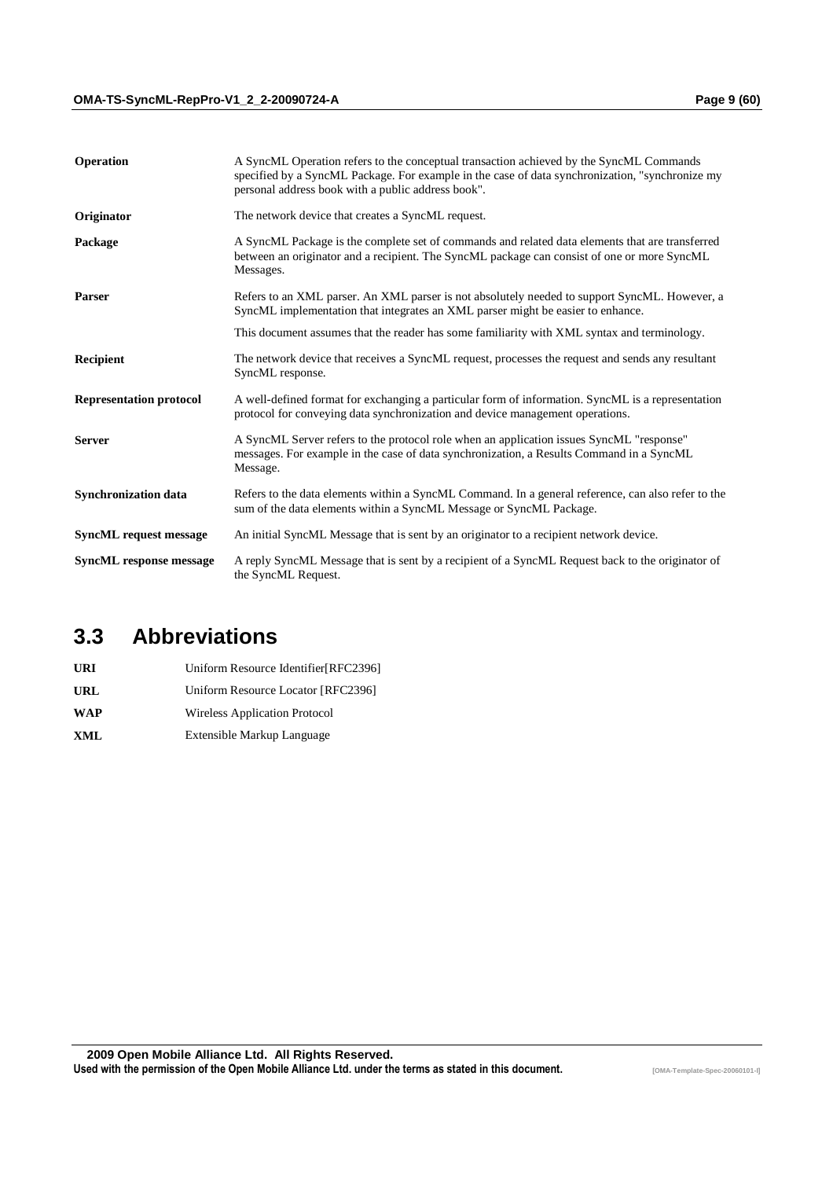| | |
|---|---|
| **Operation** | A SyncML Operation refers to the conceptual transaction achieved by the SyncML Commands specified by a SyncML Package. For example in the case of data synchronization, "synchronize my personal address book with a public address book". |
| **Originator** | The network device that creates a SyncML request. |
| **Package** | A SyncML Package is the complete set of commands and related data elements that are transferred between an originator and a recipient. The SyncML package can consist of one or more SyncML Messages. |
| **Parser** | Refers to an XML parser. An XML parser is not absolutely needed to support SyncML. However, a SyncML implementation that integrates an XML parser might be easier to enhance. This document assumes that the reader has some familiarity with XML syntax and terminology. |
| **Recipient** | The network device that receives a SyncML request, processes the request and sends any resultant SyncML response. |
| **Representation protocol** | A well-defined format for exchanging a particular form of information. SyncML is a representation protocol for conveying data synchronization and device management operations. |
| **Server** | A SyncML Server refers to the protocol role when an application issues SyncML "response" messages. For example in the case of data synchronization, a Results Command in a SyncML Message. |
| **Synchronization data** | Refers to the data elements within a SyncML Command. In a general reference, can also refer to the sum of the data elements within a SyncML Message or SyncML Package. |
| **SyncML request message** | An initial SyncML Message that is sent by an originator to a recipient network device. |
| **SyncML response message** | A reply SyncML Message that is sent by a recipient of a SyncML Request back to the originator of the SyncML Request. |

## 3.3 Abbreviations

| | |
|---|---|
| **URI** | Uniform Resource Identifier[RFC2396] |
| **URL** | Uniform Resource Locator [RFC2396] |
| **WAP** | Wireless Application Protocol |
| **XML** | Extensible Markup Language |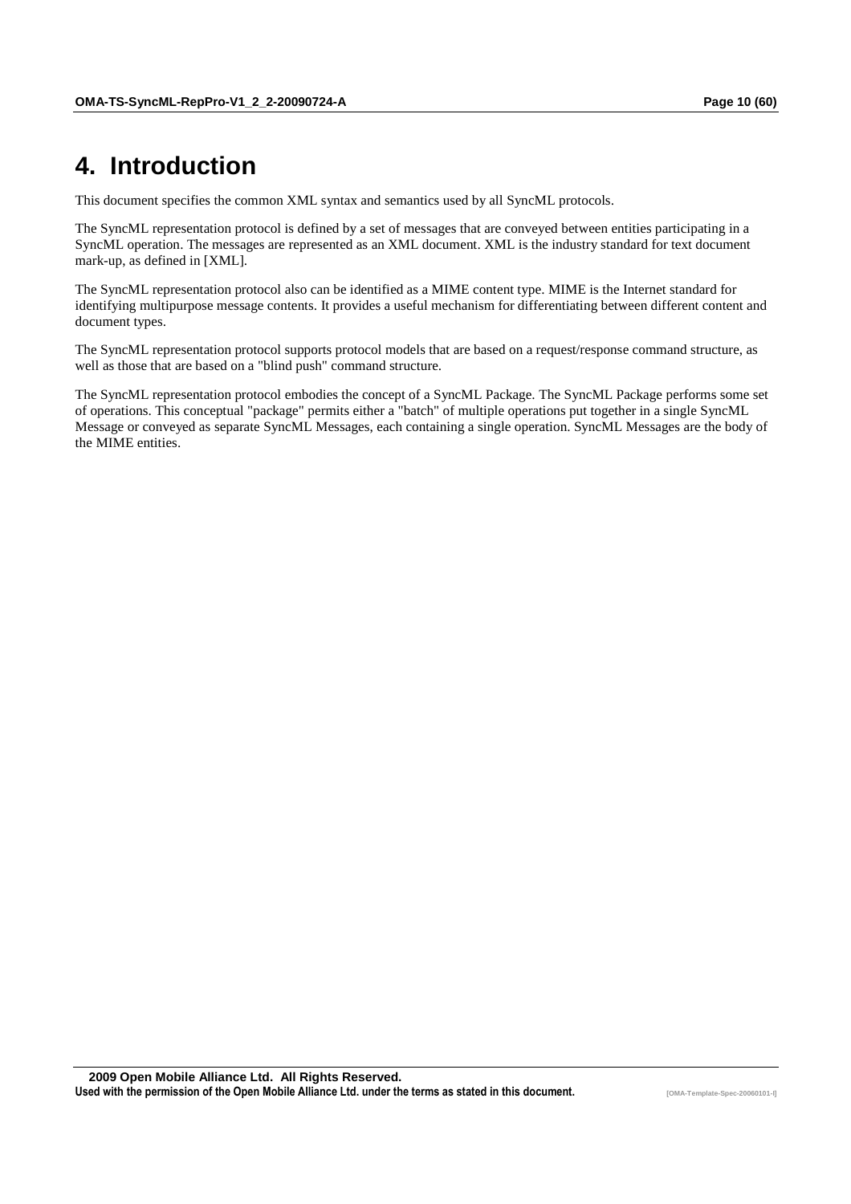# 4. Introduction

This document specifies the common XML syntax and semantics used by all SyncML protocols.

The SyncML representation protocol is defined by a set of messages that are conveyed between entities participating in a SyncML operation. The messages are represented as an XML document. XML is the industry standard for text document mark-up, as defined in [XML].

The SyncML representation protocol also can be identified as a MIME content type. MIME is the Internet standard for identifying multipurpose message contents. It provides a useful mechanism for differentiating between different content and document types.

The SyncML representation protocol supports protocol models that are based on a request/response command structure, as well as those that are based on a "blind push" command structure.

The SyncML representation protocol embodies the concept of a SyncML Package. The SyncML Package performs some set of operations. This conceptual "package" permits either a "batch" of multiple operations put together in a single SyncML Message or conveyed as separate SyncML Messages, each containing a single operation. SyncML Messages are the body of the MIME entities.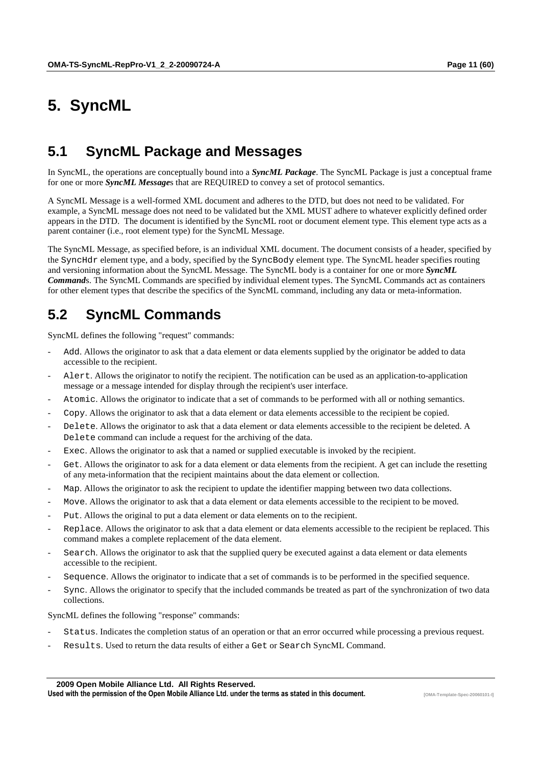# 5. SyncML

## 5.1 SyncML Package and Messages

In SyncML, the operations are conceptually bound into a ***SyncML Package***. The SyncML Package is just a conceptual frame for one or more ***SyncML Message***s that are REQUIRED to convey a set of protocol semantics.

A SyncML Message is a well-formed XML document and adheres to the DTD, but does not need to be validated. For example, a SyncML message does not need to be validated but the XML MUST adhere to whatever explicitly defined order appears in the DTD. The document is identified by the SyncML root or document element type. This element type acts as a parent container (i.e., root element type) for the SyncML Message.

The SyncML Message, as specified before, is an individual XML document. The document consists of a header, specified by the `SyncHdr` element type, and a body, specified by the `SyncBody` element type. The SyncML header specifies routing and versioning information about the SyncML Message. The SyncML body is a container for one or more ***SyncML Command***s. The SyncML Commands are specified by individual element types. The SyncML Commands act as containers for other element types that describe the specifics of the SyncML command, including any data or meta-information.

## 5.2 SyncML Commands

SyncML defines the following "request" commands:

- `Add`. Allows the originator to ask that a data element or data elements supplied by the originator be added to data accessible to the recipient.
- `Alert`. Allows the originator to notify the recipient. The notification can be used as an application-to-application message or a message intended for display through the recipient's user interface.
- `Atomic`. Allows the originator to indicate that a set of commands to be performed with all or nothing semantics.
- `Copy`. Allows the originator to ask that a data element or data elements accessible to the recipient be copied.
- `Delete`. Allows the originator to ask that a data element or data elements accessible to the recipient be deleted. A `Delete` command can include a request for the archiving of the data.
- `Exec`. Allows the originator to ask that a named or supplied executable is invoked by the recipient.
- `Get`. Allows the originator to ask for a data element or data elements from the recipient. A get can include the resetting of any meta-information that the recipient maintains about the data element or collection.
- `Map`. Allows the originator to ask the recipient to update the identifier mapping between two data collections.
- `Move`. Allows the originator to ask that a data element or data elements accessible to the recipient to be moved.
- `Put`. Allows the original to put a data element or data elements on to the recipient.
- `Replace`. Allows the originator to ask that a data element or data elements accessible to the recipient be replaced. This command makes a complete replacement of the data element.
- `Search`. Allows the originator to ask that the supplied query be executed against a data element or data elements accessible to the recipient.
- `Sequence`. Allows the originator to indicate that a set of commands is to be performed in the specified sequence.
- `Sync`. Allows the originator to specify that the included commands be treated as part of the synchronization of two data collections.

SyncML defines the following "response" commands:

- `Status`. Indicates the completion status of an operation or that an error occurred while processing a previous request.
- `Results`. Used to return the data results of either a `Get` or `Search` SyncML Command.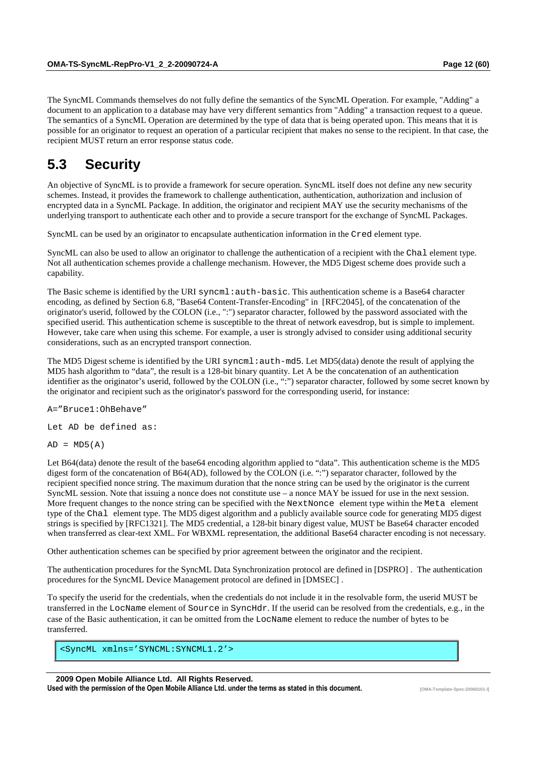The SyncML Commands themselves do not fully define the semantics of the SyncML Operation. For example, "Adding" a document to an application to a database may have very different semantics from "Adding" a transaction request to a queue. The semantics of a SyncML Operation are determined by the type of data that is being operated upon. This means that it is possible for an originator to request an operation of a particular recipient that makes no sense to the recipient. In that case, the recipient MUST return an error response status code.

## 5.3 Security

An objective of SyncML is to provide a framework for secure operation. SyncML itself does not define any new security schemes. Instead, it provides the framework to challenge authentication, authentication, authorization and inclusion of encrypted data in a SyncML Package. In addition, the originator and recipient MAY use the security mechanisms of the underlying transport to authenticate each other and to provide a secure transport for the exchange of SyncML Packages.

SyncML can be used by an originator to encapsulate authentication information in the `Cred` element type.

SyncML can also be used to allow an originator to challenge the authentication of a recipient with the `Chal` element type. Not all authentication schemes provide a challenge mechanism. However, the MD5 Digest scheme does provide such a capability.

The Basic scheme is identified by the URI `syncml:auth-basic`. This authentication scheme is a Base64 character encoding, as defined by Section 6.8, "Base64 Content-Transfer-Encoding" in [RFC2045], of the concatenation of the originator's userid, followed by the COLON (i.e., ":") separator character, followed by the password associated with the specified userid. This authentication scheme is susceptible to the threat of network eavesdrop, but is simple to implement. However, take care when using this scheme. For example, a user is strongly advised to consider using additional security considerations, such as an encrypted transport connection.

The MD5 Digest scheme is identified by the URI `syncml:auth-md5`. Let MD5(data) denote the result of applying the MD5 hash algorithm to "data", the result is a 128-bit binary quantity. Let A be the concatenation of an authentication identifier as the originator's userid, followed by the COLON (i.e., ":") separator character, followed by some secret known by the originator and recipient such as the originator's password for the corresponding userid, for instance:

```
A="Bruce1:OhBehave"
```

```
Let AD be defined as:
```

```
AD = MD5(A)
```

Let B64(data) denote the result of the base64 encoding algorithm applied to "data". This authentication scheme is the MD5 digest form of the concatenation of B64(AD), followed by the COLON (i.e. ":") separator character, followed by the recipient specified nonce string. The maximum duration that the nonce string can be used by the originator is the current SyncML session. Note that issuing a nonce does not constitute use – a nonce MAY be issued for use in the next session. More frequent changes to the nonce string can be specified with the `NextNonce` element type within the `Meta` element type of the `Chal` element type. The MD5 digest algorithm and a publicly available source code for generating MD5 digest strings is specified by [RFC1321]. The MD5 credential, a 128-bit binary digest value, MUST be Base64 character encoded when transferred as clear-text XML. For WBXML representation, the additional Base64 character encoding is not necessary.

Other authentication schemes can be specified by prior agreement between the originator and the recipient.

The authentication procedures for the SyncML Data Synchronization protocol are defined in [DSPRO] . The authentication procedures for the SyncML Device Management protocol are defined in [DMSEC] .

To specify the userid for the credentials, when the credentials do not include it in the resolvable form, the userid MUST be transferred in the `LocName` element of `Source` in `SyncHdr`. If the userid can be resolved from the credentials, e.g., in the case of the Basic authentication, it can be omitted from the `LocName` element to reduce the number of bytes to be transferred.

```
<SyncML xmlns='SYNCML:SYNCML1.2'>
```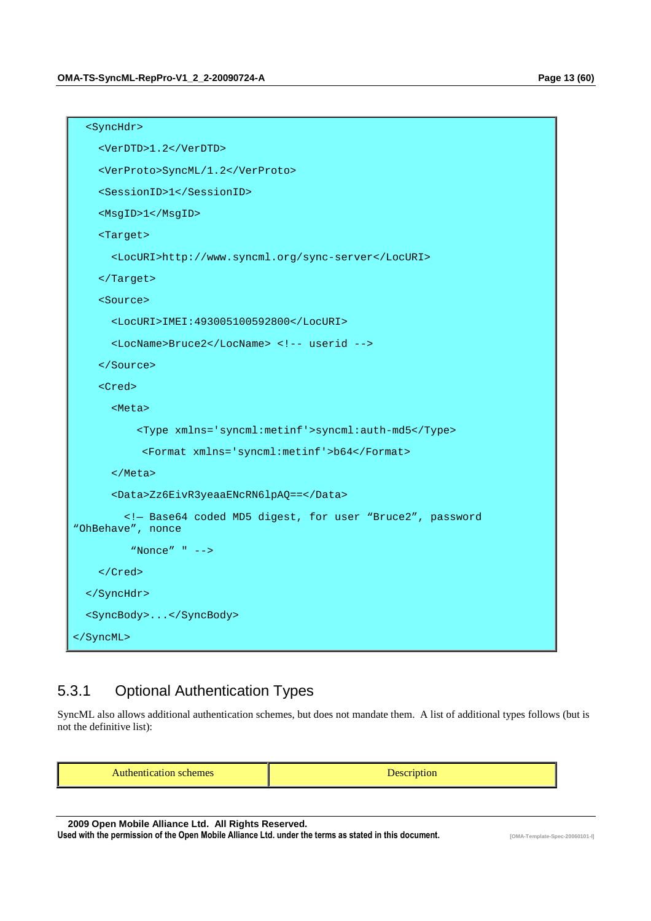```
  <SyncHdr>
    <VerDTD>1.2</VerDTD>
    <VerProto>SyncML/1.2</VerProto>
    <SessionID>1</SessionID>
    <MsgID>1</MsgID>
    <Target>
      <LocURI>http://www.syncml.org/sync-server</LocURI>
    </Target>
    <Source>
      <LocURI>IMEI:493005100592800</LocURI>
      <LocName>Bruce2</LocName> <!-- userid -->
    </Source>
    <Cred>
      <Meta>
          <Type xmlns='syncml:metinf'>syncml:auth-md5</Type>
           <Format xmlns='syncml:metinf'>b64</Format>
      </Meta>
      <Data>Zz6EivR3yeaaENcRN6lpAQ==</Data>
        <!— Base64 coded MD5 digest, for user “Bruce2”, password
“OhBehave”, nonce
          “Nonce” " -->
    </Cred>
  </SyncHdr>
  <SyncBody>...</SyncBody>
</SyncML>
```

### 5.3.1 Optional Authentication Types

SyncML also allows additional authentication schemes, but does not mandate them. A list of additional types follows (but is not the definitive list):

| Authentication schemes | Description |
|---|---|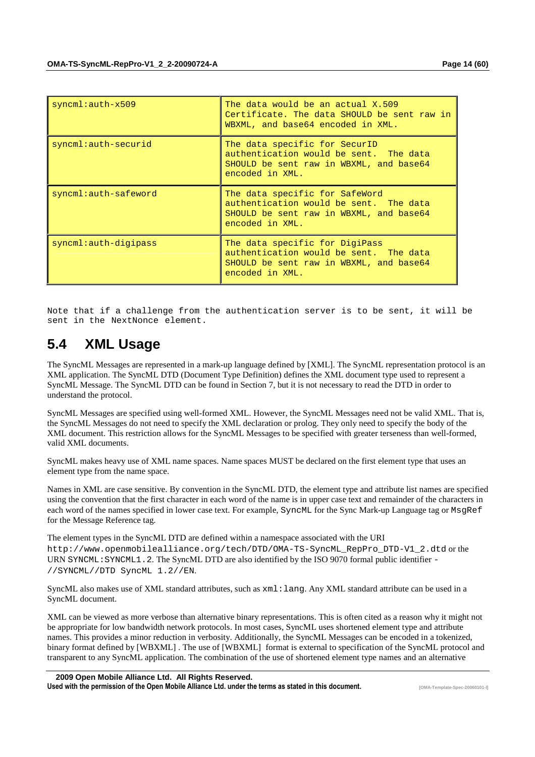| | |
|---|---|
| syncml:auth-x509 | The data would be an actual X.509 Certificate. The data SHOULD be sent raw in WBXML, and base64 encoded in XML. |
| syncml:auth-securid | The data specific for SecurID authentication would be sent. The data SHOULD be sent raw in WBXML, and base64 encoded in XML. |
| syncml:auth-safeword | The data specific for SafeWord authentication would be sent. The data SHOULD be sent raw in WBXML, and base64 encoded in XML. |
| syncml:auth-digipass | The data specific for DigiPass authentication would be sent. The data SHOULD be sent raw in WBXML, and base64 encoded in XML. |

Note that if a challenge from the authentication server is to be sent, it will be sent in the NextNonce element.

## 5.4 XML Usage

The SyncML Messages are represented in a mark-up language defined by [XML]. The SyncML representation protocol is an XML application. The SyncML DTD (Document Type Definition) defines the XML document type used to represent a SyncML Message. The SyncML DTD can be found in Section 7, but it is not necessary to read the DTD in order to understand the protocol.

SyncML Messages are specified using well-formed XML. However, the SyncML Messages need not be valid XML. That is, the SyncML Messages do not need to specify the XML declaration or prolog. They only need to specify the body of the XML document. This restriction allows for the SyncML Messages to be specified with greater terseness than well-formed, valid XML documents.

SyncML makes heavy use of XML name spaces. Name spaces MUST be declared on the first element type that uses an element type from the name space.

Names in XML are case sensitive. By convention in the SyncML DTD, the element type and attribute list names are specified using the convention that the first character in each word of the name is in upper case text and remainder of the characters in each word of the names specified in lower case text. For example, `SyncML` for the Sync Mark-up Language tag or `MsgRef` for the Message Reference tag.

The element types in the SyncML DTD are defined within a namespace associated with the URI `http://www.openmobilealliance.org/tech/DTD/OMA-TS-SyncML_RepPro_DTD-V1_2.dtd` or the URN `SYNCML:SYNCML1.2`. The SyncML DTD are also identified by the ISO 9070 formal public identifier `-//SYNCML//DTD SyncML 1.2//EN`.

SyncML also makes use of XML standard attributes, such as `xml:lang`. Any XML standard attribute can be used in a SyncML document.

XML can be viewed as more verbose than alternative binary representations. This is often cited as a reason why it might not be appropriate for low bandwidth network protocols. In most cases, SyncML uses shortened element type and attribute names. This provides a minor reduction in verbosity. Additionally, the SyncML Messages can be encoded in a tokenized, binary format defined by [WBXML] . The use of [WBXML] format is external to specification of the SyncML protocol and transparent to any SyncML application. The combination of the use of shortened element type names and an alternative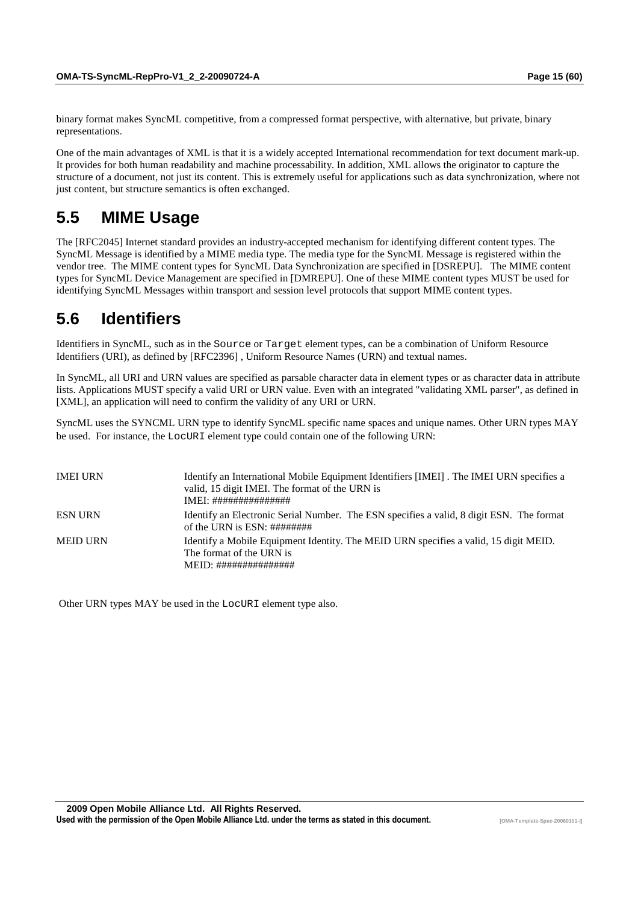binary format makes SyncML competitive, from a compressed format perspective, with alternative, but private, binary representations.

One of the main advantages of XML is that it is a widely accepted International recommendation for text document mark-up. It provides for both human readability and machine processability. In addition, XML allows the originator to capture the structure of a document, not just its content. This is extremely useful for applications such as data synchronization, where not just content, but structure semantics is often exchanged.

## 5.5 MIME Usage

The [RFC2045] Internet standard provides an industry-accepted mechanism for identifying different content types. The SyncML Message is identified by a MIME media type. The media type for the SyncML Message is registered within the vendor tree. The MIME content types for SyncML Data Synchronization are specified in [DSREPU]. The MIME content types for SyncML Device Management are specified in [DMREPU]. One of these MIME content types MUST be used for identifying SyncML Messages within transport and session level protocols that support MIME content types.

## 5.6 Identifiers

Identifiers in SyncML, such as in the `Source` or `Target` element types, can be a combination of Uniform Resource Identifiers (URI), as defined by [RFC2396] , Uniform Resource Names (URN) and textual names.

In SyncML, all URI and URN values are specified as parsable character data in element types or as character data in attribute lists. Applications MUST specify a valid URI or URN value. Even with an integrated "validating XML parser", as defined in [XML], an application will need to confirm the validity of any URI or URN.

SyncML uses the SYNCML URN type to identify SyncML specific name spaces and unique names. Other URN types MAY be used. For instance, the `LocURI` element type could contain one of the following URN:

| | |
|---|---|
| IMEI URN | Identify an International Mobile Equipment Identifiers [IMEI] . The IMEI URN specifies a valid, 15 digit IMEI. The format of the URN is IMEI: ############### |
| ESN URN | Identify an Electronic Serial Number. The ESN specifies a valid, 8 digit ESN. The format of the URN is ESN: ######## |
| MEID URN | Identify a Mobile Equipment Identity. The MEID URN specifies a valid, 15 digit MEID. The format of the URN is MEID: ############### |

Other URN types MAY be used in the `LocURI` element type also.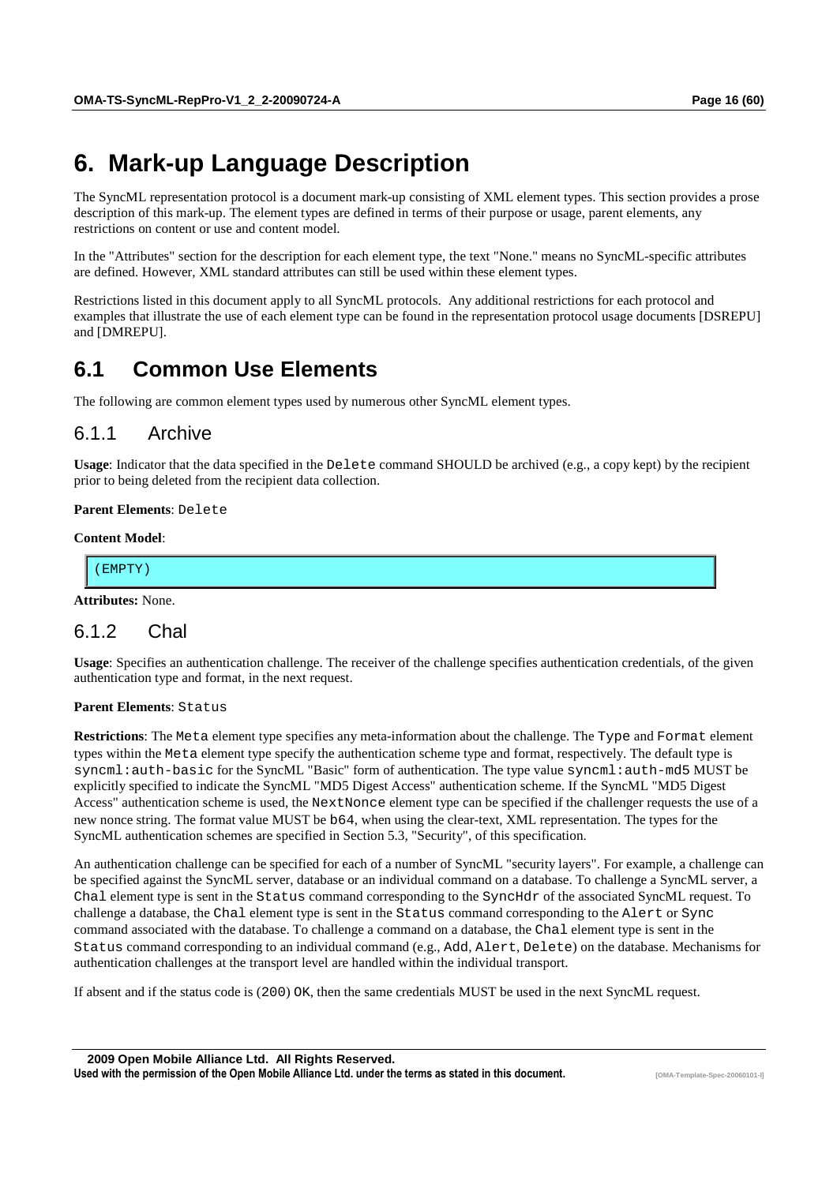# 6. Mark-up Language Description

The SyncML representation protocol is a document mark-up consisting of XML element types. This section provides a prose description of this mark-up. The element types are defined in terms of their purpose or usage, parent elements, any restrictions on content or use and content model.

In the "Attributes" section for the description for each element type, the text "None." means no SyncML-specific attributes are defined. However, XML standard attributes can still be used within these element types.

Restrictions listed in this document apply to all SyncML protocols. Any additional restrictions for each protocol and examples that illustrate the use of each element type can be found in the representation protocol usage documents [DSREPU] and [DMREPU].

## 6.1 Common Use Elements

The following are common element types used by numerous other SyncML element types.

### 6.1.1 Archive

**Usage**: Indicator that the data specified in the `Delete` command SHOULD be archived (e.g., a copy kept) by the recipient prior to being deleted from the recipient data collection.

**Parent Elements**: `Delete`

**Content Model**:

```
(EMPTY)
```

**Attributes:** None.

### 6.1.2 Chal

**Usage**: Specifies an authentication challenge. The receiver of the challenge specifies authentication credentials, of the given authentication type and format, in the next request.

**Parent Elements**: `Status`

**Restrictions**: The `Meta` element type specifies any meta-information about the challenge. The `Type` and `Format` element types within the `Meta` element type specify the authentication scheme type and format, respectively. The default type is `syncml:auth-basic` for the SyncML "Basic" form of authentication. The type value `syncml:auth-md5` MUST be explicitly specified to indicate the SyncML "MD5 Digest Access" authentication scheme. If the SyncML "MD5 Digest Access" authentication scheme is used, the `NextNonce` element type can be specified if the challenger requests the use of a new nonce string. The format value MUST be `b64`, when using the clear-text, XML representation. The types for the SyncML authentication schemes are specified in Section 5.3, "Security", of this specification.

An authentication challenge can be specified for each of a number of SyncML "security layers". For example, a challenge can be specified against the SyncML server, database or an individual command on a database. To challenge a SyncML server, a `Chal` element type is sent in the `Status` command corresponding to the `SyncHdr` of the associated SyncML request. To challenge a database, the `Chal` element type is sent in the `Status` command corresponding to the `Alert` or `Sync` command associated with the database. To challenge a command on a database, the `Chal` element type is sent in the `Status` command corresponding to an individual command (e.g., `Add`, `Alert`, `Delete`) on the database. Mechanisms for authentication challenges at the transport level are handled within the individual transport.

If absent and if the status code is `(200) OK`, then the same credentials MUST be used in the next SyncML request.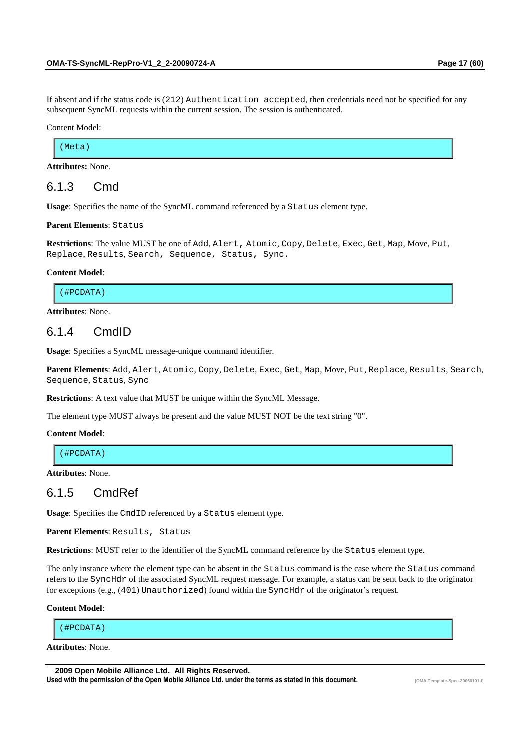If absent and if the status code is (212) `Authentication accepted`, then credentials need not be specified for any subsequent SyncML requests within the current session. The session is authenticated.

Content Model:

```
(Meta)
```

**Attributes:** None.

### 6.1.3 Cmd

**Usage**: Specifies the name of the SyncML command referenced by a `Status` element type.

**Parent Elements**: `Status`

**Restrictions**: The value MUST be one of `Add`, `Alert`, `Atomic`, `Copy`, `Delete`, `Exec`, `Get`, `Map`, Move, `Put`, `Replace`, `Results`, `Search`, `Sequence`, `Status`, `Sync`.

**Content Model**:

```
(#PCDATA)
```

**Attributes**: None.

### 6.1.4 CmdID

**Usage**: Specifies a SyncML message-unique command identifier.

**Parent Elements**: `Add`, `Alert`, `Atomic`, `Copy`, `Delete`, `Exec`, `Get`, `Map`, Move, `Put`, `Replace`, `Results`, `Search`, `Sequence`, `Status`, `Sync`

**Restrictions**: A text value that MUST be unique within the SyncML Message.

The element type MUST always be present and the value MUST NOT be the text string "0".

**Content Model**:

```
(#PCDATA)
```

**Attributes**: None.

### 6.1.5 CmdRef

**Usage**: Specifies the `CmdID` referenced by a `Status` element type.

**Parent Elements**: `Results`, `Status`

**Restrictions**: MUST refer to the identifier of the SyncML command reference by the `Status` element type.

The only instance where the element type can be absent in the `Status` command is the case where the `Status` command refers to the `SyncHdr` of the associated SyncML request message. For example, a status can be sent back to the originator for exceptions (e.g., (401) `Unauthorized`) found within the `SyncHdr` of the originator's request.

**Content Model**:

```
(#PCDATA)
```

**Attributes**: None.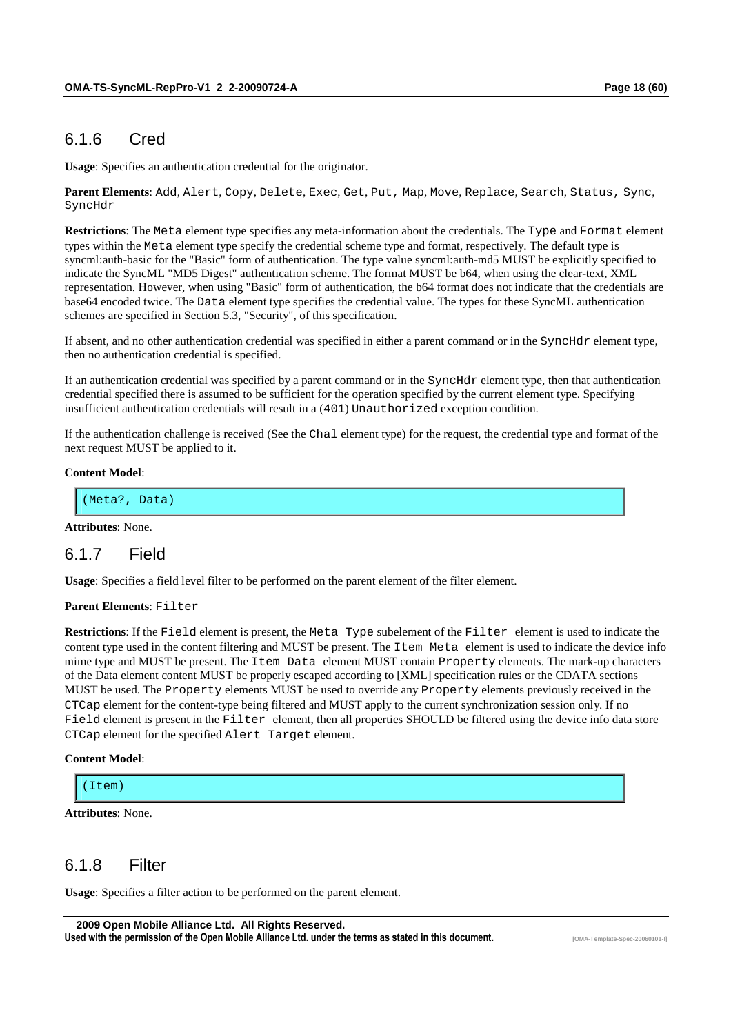### 6.1.6 Cred

**Usage**: Specifies an authentication credential for the originator.

**Parent Elements**: Add, Alert, Copy, Delete, Exec, Get, Put, Map, Move, Replace, Search, Status, Sync, SyncHdr

**Restrictions**: The Meta element type specifies any meta-information about the credentials. The Type and Format element types within the Meta element type specify the credential scheme type and format, respectively. The default type is syncml:auth-basic for the "Basic" form of authentication. The type value syncml:auth-md5 MUST be explicitly specified to indicate the SyncML "MD5 Digest" authentication scheme. The format MUST be b64, when using the clear-text, XML representation. However, when using "Basic" form of authentication, the b64 format does not indicate that the credentials are base64 encoded twice. The Data element type specifies the credential value. The types for these SyncML authentication schemes are specified in Section 5.3, "Security", of this specification.

If absent, and no other authentication credential was specified in either a parent command or in the SyncHdr element type, then no authentication credential is specified.

If an authentication credential was specified by a parent command or in the SyncHdr element type, then that authentication credential specified there is assumed to be sufficient for the operation specified by the current element type. Specifying insufficient authentication credentials will result in a (401) Unauthorized exception condition.

If the authentication challenge is received (See the Chal element type) for the request, the credential type and format of the next request MUST be applied to it.

**Content Model**:

```
(Meta?, Data)
```

**Attributes**: None.

### 6.1.7 Field

**Usage**: Specifies a field level filter to be performed on the parent element of the filter element.

**Parent Elements**: Filter

**Restrictions**: If the Field element is present, the Meta Type subelement of the Filter element is used to indicate the content type used in the content filtering and MUST be present. The Item Meta element is used to indicate the device info mime type and MUST be present. The Item Data element MUST contain Property elements. The mark-up characters of the Data element content MUST be properly escaped according to [XML] specification rules or the CDATA sections MUST be used. The Property elements MUST be used to override any Property elements previously received in the CTCap element for the content-type being filtered and MUST apply to the current synchronization session only. If no Field element is present in the Filter element, then all properties SHOULD be filtered using the device info data store CTCap element for the specified Alert Target element.

**Content Model**:

```
(Item)
```

**Attributes**: None.

### 6.1.8 Filter

**Usage**: Specifies a filter action to be performed on the parent element.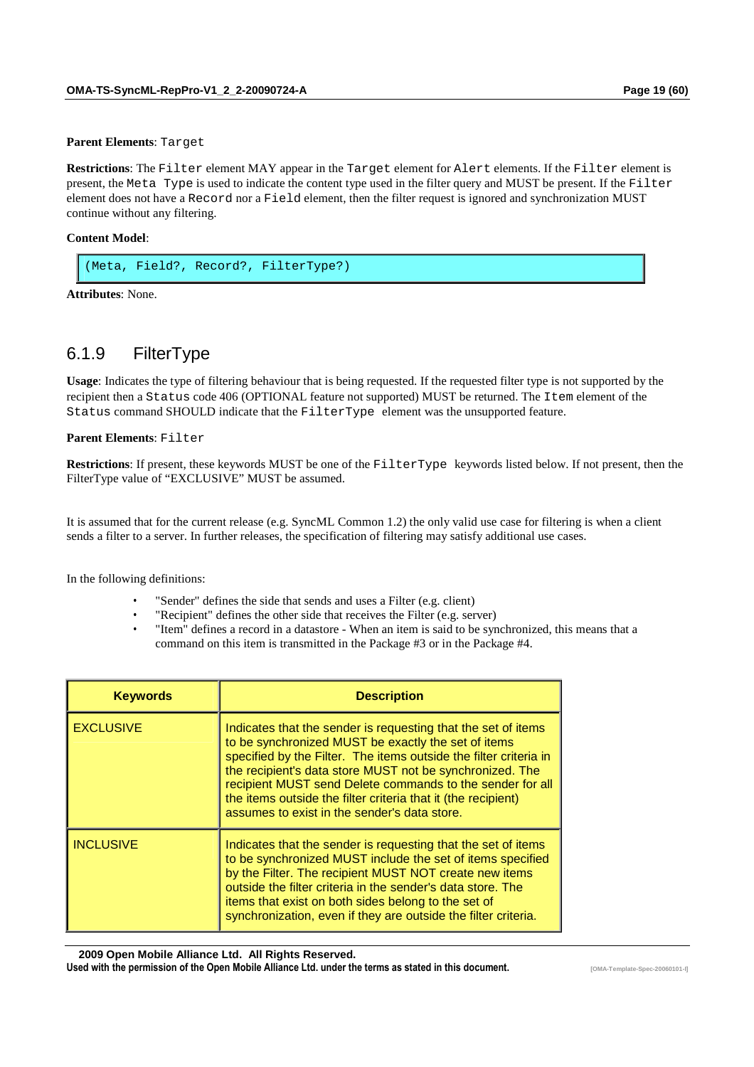**Parent Elements**: `Target`

**Restrictions**: The `Filter` element MAY appear in the `Target` element for `Alert` elements. If the `Filter` element is present, the `Meta Type` is used to indicate the content type used in the filter query and MUST be present. If the `Filter` element does not have a `Record` nor a `Field` element, then the filter request is ignored and synchronization MUST continue without any filtering.

**Content Model**:

```
(Meta, Field?, Record?, FilterType?)
```

**Attributes**: None.

### 6.1.9 FilterType

**Usage**: Indicates the type of filtering behaviour that is being requested. If the requested filter type is not supported by the recipient then a `Status` code 406 (OPTIONAL feature not supported) MUST be returned. The `Item` element of the `Status` command SHOULD indicate that the `FilterType` element was the unsupported feature.

**Parent Elements**: `Filter`

**Restrictions**: If present, these keywords MUST be one of the `FilterType` keywords listed below. If not present, then the FilterType value of "EXCLUSIVE" MUST be assumed.

It is assumed that for the current release (e.g. SyncML Common 1.2) the only valid use case for filtering is when a client sends a filter to a server. In further releases, the specification of filtering may satisfy additional use cases.

In the following definitions:

- "Sender" defines the side that sends and uses a Filter (e.g. client)
- "Recipient" defines the other side that receives the Filter (e.g. server)
- "Item" defines a record in a datastore - When an item is said to be synchronized, this means that a command on this item is transmitted in the Package #3 or in the Package #4.

| Keywords | Description |
|---|---|
| EXCLUSIVE | Indicates that the sender is requesting that the set of items to be synchronized MUST be exactly the set of items specified by the Filter. The items outside the filter criteria in the recipient's data store MUST not be synchronized. The recipient MUST send Delete commands to the sender for all the items outside the filter criteria that it (the recipient) assumes to exist in the sender's data store. |
| INCLUSIVE | Indicates that the sender is requesting that the set of items to be synchronized MUST include the set of items specified by the Filter. The recipient MUST NOT create new items outside the filter criteria in the sender's data store. The items that exist on both sides belong to the set of synchronization, even if they are outside the filter criteria. |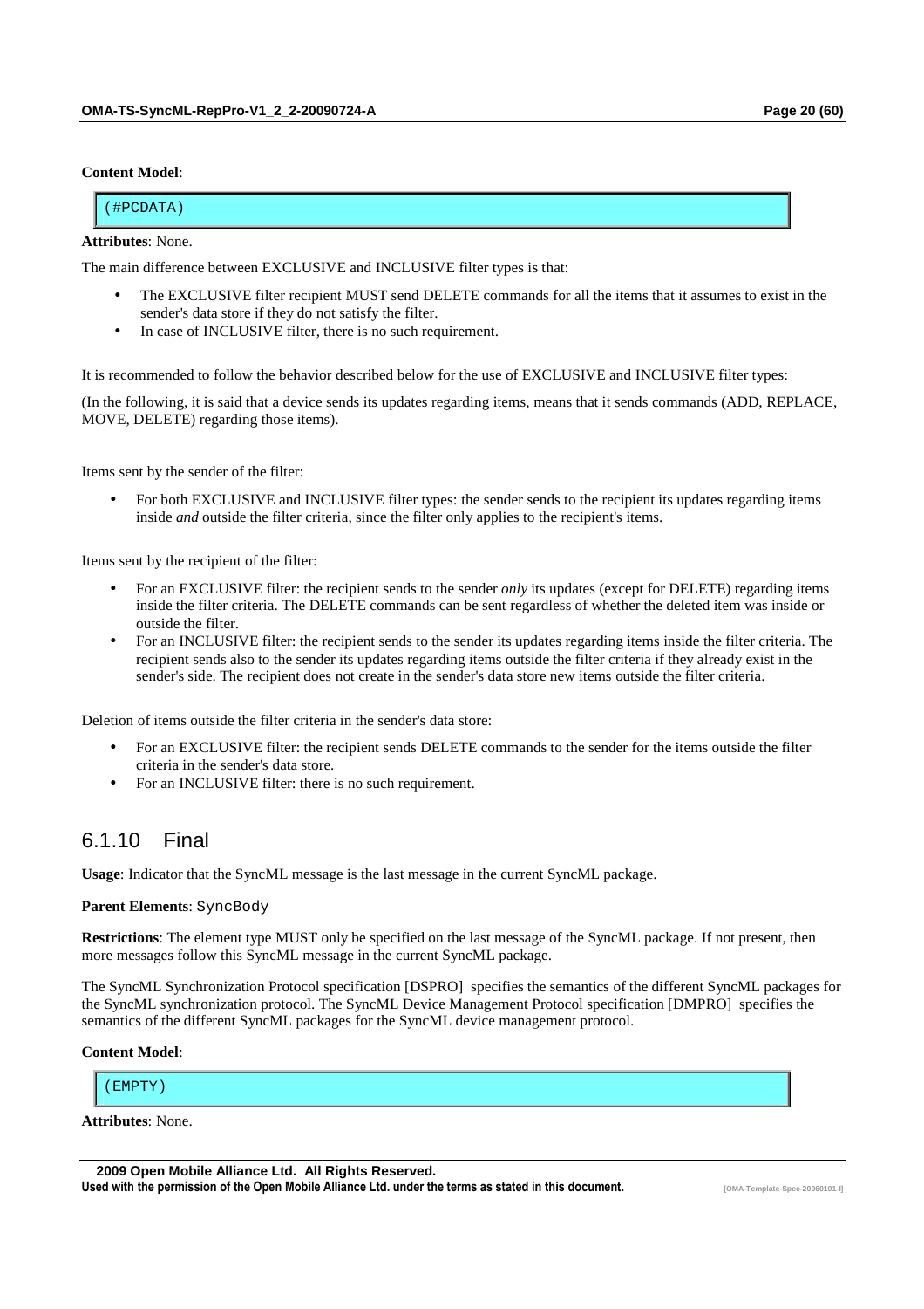**Content Model**:

```
(#PCDATA)
```

**Attributes**: None.

The main difference between EXCLUSIVE and INCLUSIVE filter types is that:

- The EXCLUSIVE filter recipient MUST send DELETE commands for all the items that it assumes to exist in the sender's data store if they do not satisfy the filter.
- In case of INCLUSIVE filter, there is no such requirement.

It is recommended to follow the behavior described below for the use of EXCLUSIVE and INCLUSIVE filter types:

(In the following, it is said that a device sends its updates regarding items, means that it sends commands (ADD, REPLACE, MOVE, DELETE) regarding those items).

Items sent by the sender of the filter:

- For both EXCLUSIVE and INCLUSIVE filter types: the sender sends to the recipient its updates regarding items inside *and* outside the filter criteria, since the filter only applies to the recipient's items.

Items sent by the recipient of the filter:

- For an EXCLUSIVE filter: the recipient sends to the sender *only* its updates (except for DELETE) regarding items inside the filter criteria. The DELETE commands can be sent regardless of whether the deleted item was inside or outside the filter.
- For an INCLUSIVE filter: the recipient sends to the sender its updates regarding items inside the filter criteria. The recipient sends also to the sender its updates regarding items outside the filter criteria if they already exist in the sender's side. The recipient does not create in the sender's data store new items outside the filter criteria.

Deletion of items outside the filter criteria in the sender's data store:

- For an EXCLUSIVE filter: the recipient sends DELETE commands to the sender for the items outside the filter criteria in the sender's data store.
- For an INCLUSIVE filter: there is no such requirement.

### 6.1.10 Final

**Usage**: Indicator that the SyncML message is the last message in the current SyncML package.

**Parent Elements**: SyncBody

**Restrictions**: The element type MUST only be specified on the last message of the SyncML package. If not present, then more messages follow this SyncML message in the current SyncML package.

The SyncML Synchronization Protocol specification [DSPRO] specifies the semantics of the different SyncML packages for the SyncML synchronization protocol. The SyncML Device Management Protocol specification [DMPRO] specifies the semantics of the different SyncML packages for the SyncML device management protocol.

**Content Model**:

```
(EMPTY)
```

**Attributes**: None.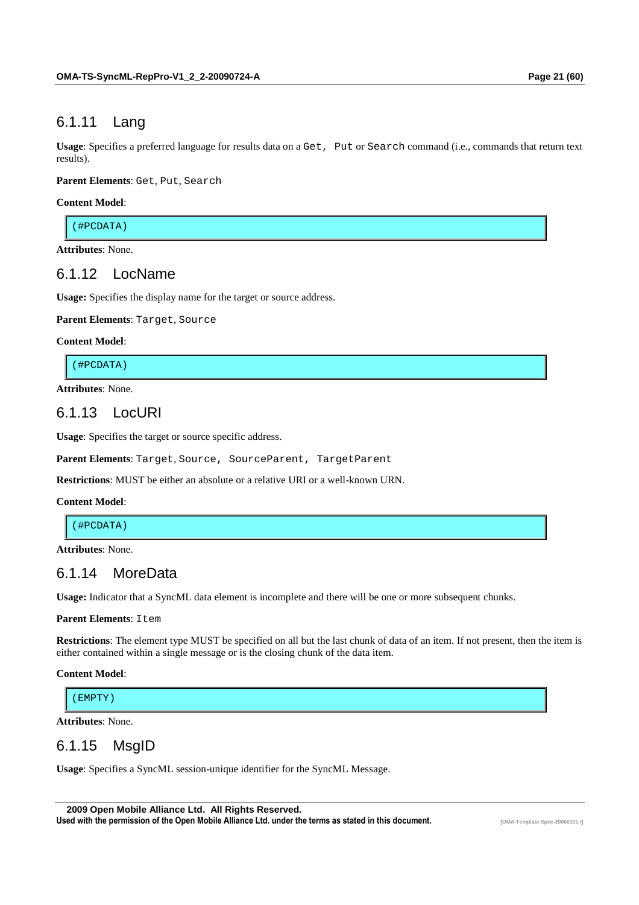### 6.1.11 Lang

**Usage**: Specifies a preferred language for results data on a `Get, Put` or `Search` command (i.e., commands that return text results).

**Parent Elements**: `Get`, `Put`, `Search`

**Content Model**:

```
(#PCDATA)
```

**Attributes**: None.

### 6.1.12 LocName

**Usage:** Specifies the display name for the target or source address.

**Parent Elements**: `Target`, `Source`

**Content Model**:

```
(#PCDATA)
```

**Attributes**: None.

### 6.1.13 LocURI

**Usage**: Specifies the target or source specific address.

**Parent Elements**: `Target`, `Source, SourceParent, TargetParent`

**Restrictions**: MUST be either an absolute or a relative URI or a well-known URN.

**Content Model**:

```
(#PCDATA)
```

**Attributes**: None.

### 6.1.14 MoreData

**Usage:** Indicator that a SyncML data element is incomplete and there will be one or more subsequent chunks.

**Parent Elements**: `Item`

**Restrictions**: The element type MUST be specified on all but the last chunk of data of an item. If not present, then the item is either contained within a single message or is the closing chunk of the data item.

**Content Model**:

```
(EMPTY)
```

**Attributes**: None.

### 6.1.15 MsgID

**Usage**: Specifies a SyncML session-unique identifier for the SyncML Message.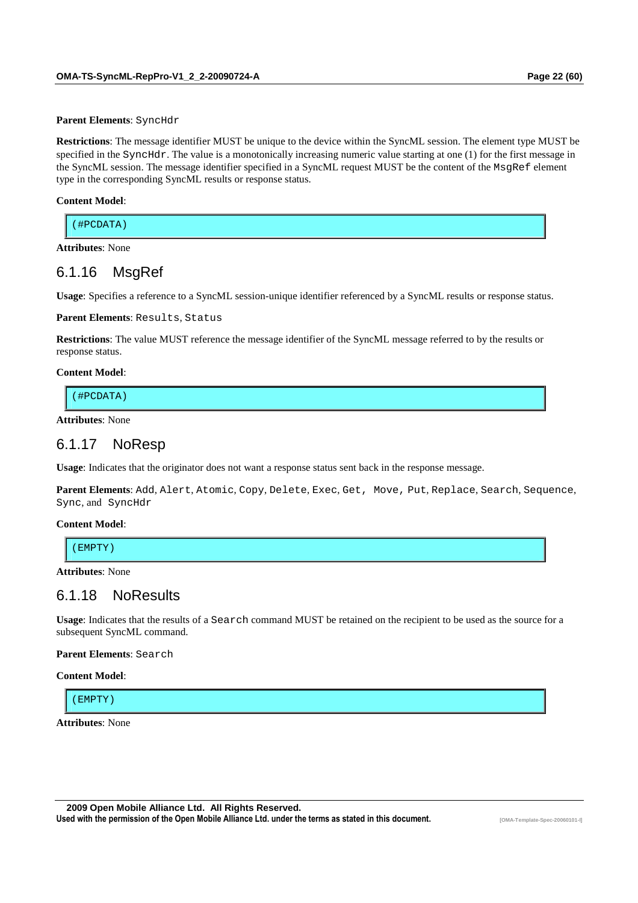**Parent Elements**: `SyncHdr`

**Restrictions**: The message identifier MUST be unique to the device within the SyncML session. The element type MUST be specified in the `SyncHdr`. The value is a monotonically increasing numeric value starting at one (1) for the first message in the SyncML session. The message identifier specified in a SyncML request MUST be the content of the `MsgRef` element type in the corresponding SyncML results or response status.

**Content Model**:

```
(#PCDATA)
```

**Attributes**: None

### 6.1.16 MsgRef

**Usage**: Specifies a reference to a SyncML session-unique identifier referenced by a SyncML results or response status.

**Parent Elements**: `Results`, `Status`

**Restrictions**: The value MUST reference the message identifier of the SyncML message referred to by the results or response status.

**Content Model**:

```
(#PCDATA)
```

**Attributes**: None

### 6.1.17 NoResp

**Usage**: Indicates that the originator does not want a response status sent back in the response message.

**Parent Elements**: `Add`, `Alert`, `Atomic`, `Copy`, `Delete`, `Exec`, `Get`, `Move`, `Put`, `Replace`, `Search`, `Sequence`, `Sync`, and `SyncHdr`

**Content Model**:

```
(EMPTY)
```

**Attributes**: None

### 6.1.18 NoResults

**Usage**: Indicates that the results of a `Search` command MUST be retained on the recipient to be used as the source for a subsequent SyncML command.

**Parent Elements**: `Search`

**Content Model**:

```
(EMPTY)
```

**Attributes**: None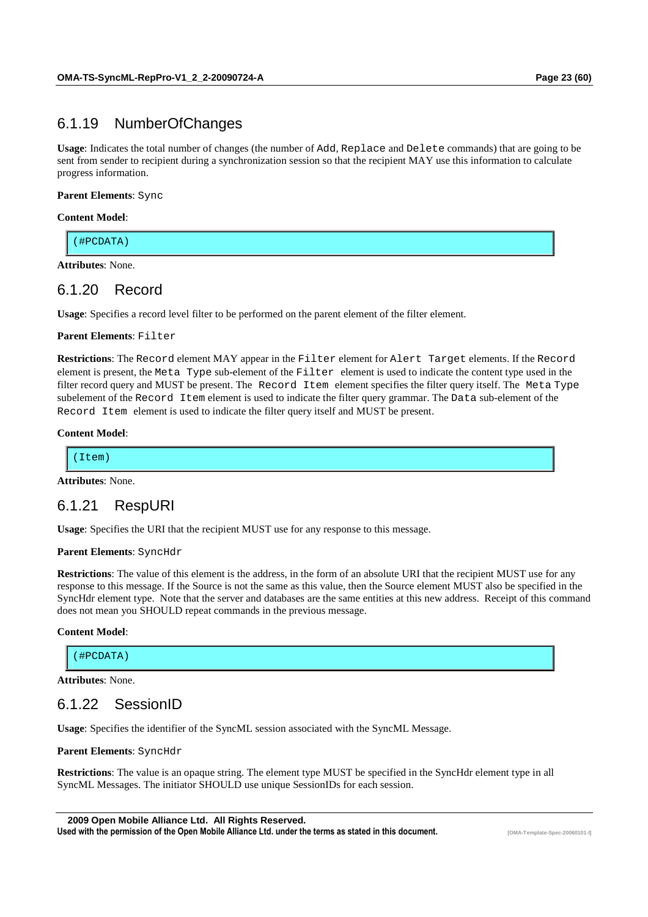### 6.1.19 NumberOfChanges

**Usage**: Indicates the total number of changes (the number of `Add`, `Replace` and `Delete` commands) that are going to be sent from sender to recipient during a synchronization session so that the recipient MAY use this information to calculate progress information.

**Parent Elements**: `Sync`

**Content Model**:

```
(#PCDATA)
```

**Attributes**: None.

### 6.1.20 Record

**Usage**: Specifies a record level filter to be performed on the parent element of the filter element.

**Parent Elements**: `Filter`

**Restrictions**: The `Record` element MAY appear in the `Filter` element for `Alert Target` elements. If the `Record` element is present, the `Meta Type` sub-element of the `Filter` element is used to indicate the content type used in the filter record query and MUST be present. The `Record Item` element specifies the filter query itself. The `Meta Type` subelement of the `Record Item` element is used to indicate the filter query grammar. The `Data` sub-element of the `Record Item` element is used to indicate the filter query itself and MUST be present.

**Content Model**:

```
(Item)
```

**Attributes**: None.

### 6.1.21 RespURI

**Usage**: Specifies the URI that the recipient MUST use for any response to this message.

**Parent Elements**: `SyncHdr`

**Restrictions**: The value of this element is the address, in the form of an absolute URI that the recipient MUST use for any response to this message. If the Source is not the same as this value, then the Source element MUST also be specified in the SyncHdr element type. Note that the server and databases are the same entities at this new address. Receipt of this command does not mean you SHOULD repeat commands in the previous message.

**Content Model**:

```
(#PCDATA)
```

**Attributes**: None.

### 6.1.22 SessionID

**Usage**: Specifies the identifier of the SyncML session associated with the SyncML Message.

**Parent Elements**: `SyncHdr`

**Restrictions**: The value is an opaque string. The element type MUST be specified in the SyncHdr element type in all SyncML Messages. The initiator SHOULD use unique SessionIDs for each session.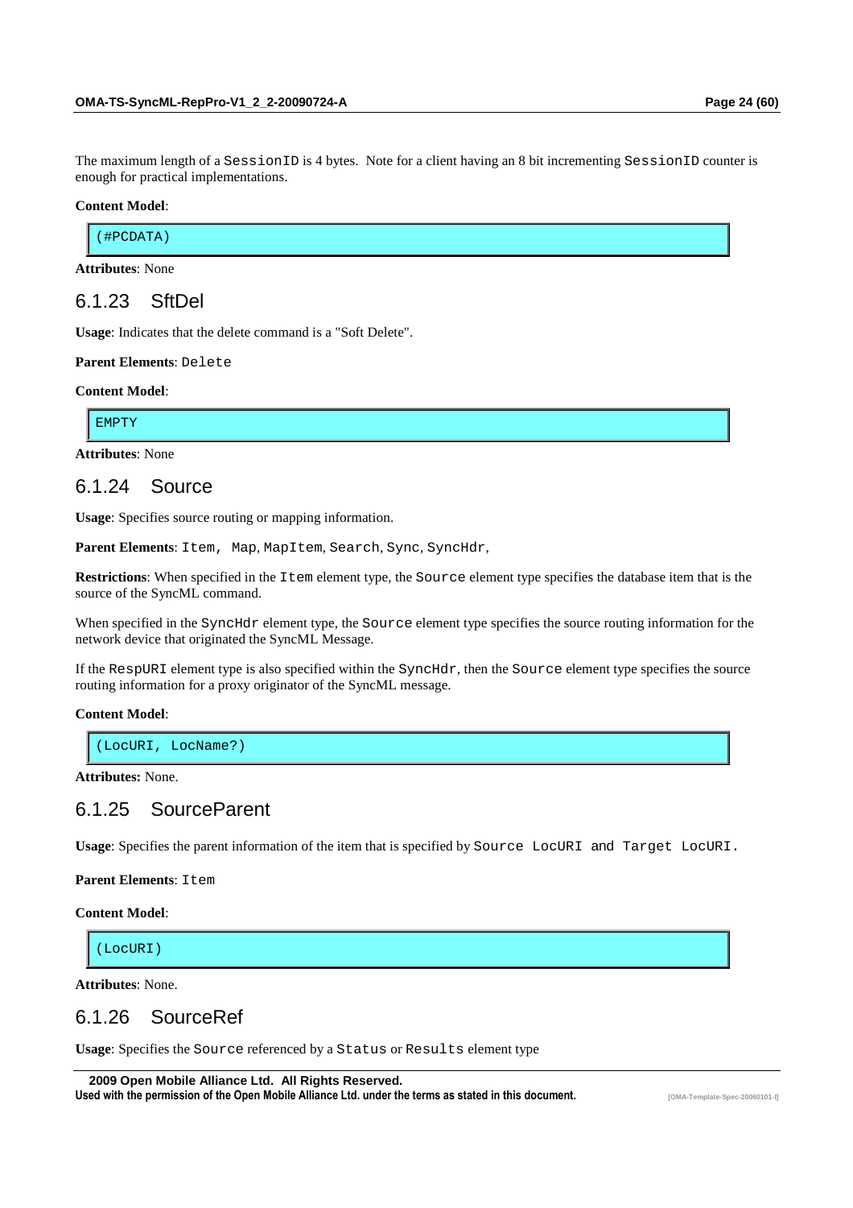The maximum length of a SessionID is 4 bytes. Note for a client having an 8 bit incrementing SessionID counter is enough for practical implementations.

**Content Model**:

```
(#PCDATA)
```

**Attributes**: None

### 6.1.23 SftDel

**Usage**: Indicates that the delete command is a "Soft Delete".

**Parent Elements**: Delete

**Content Model**:

```
EMPTY
```

**Attributes**: None

### 6.1.24 Source

**Usage**: Specifies source routing or mapping information.

**Parent Elements**: Item, Map, MapItem, Search, Sync, SyncHdr,

**Restrictions**: When specified in the Item element type, the Source element type specifies the database item that is the source of the SyncML command.

When specified in the SyncHdr element type, the Source element type specifies the source routing information for the network device that originated the SyncML Message.

If the RespURI element type is also specified within the SyncHdr, then the Source element type specifies the source routing information for a proxy originator of the SyncML message.

**Content Model**:

```
(LocURI, LocName?)
```

**Attributes:** None.

### 6.1.25 SourceParent

**Usage**: Specifies the parent information of the item that is specified by Source LocURI and Target LocURI.

**Parent Elements**: Item

**Content Model**:

```
(LocURI)
```

**Attributes**: None.

### 6.1.26 SourceRef

**Usage**: Specifies the Source referenced by a Status or Results element type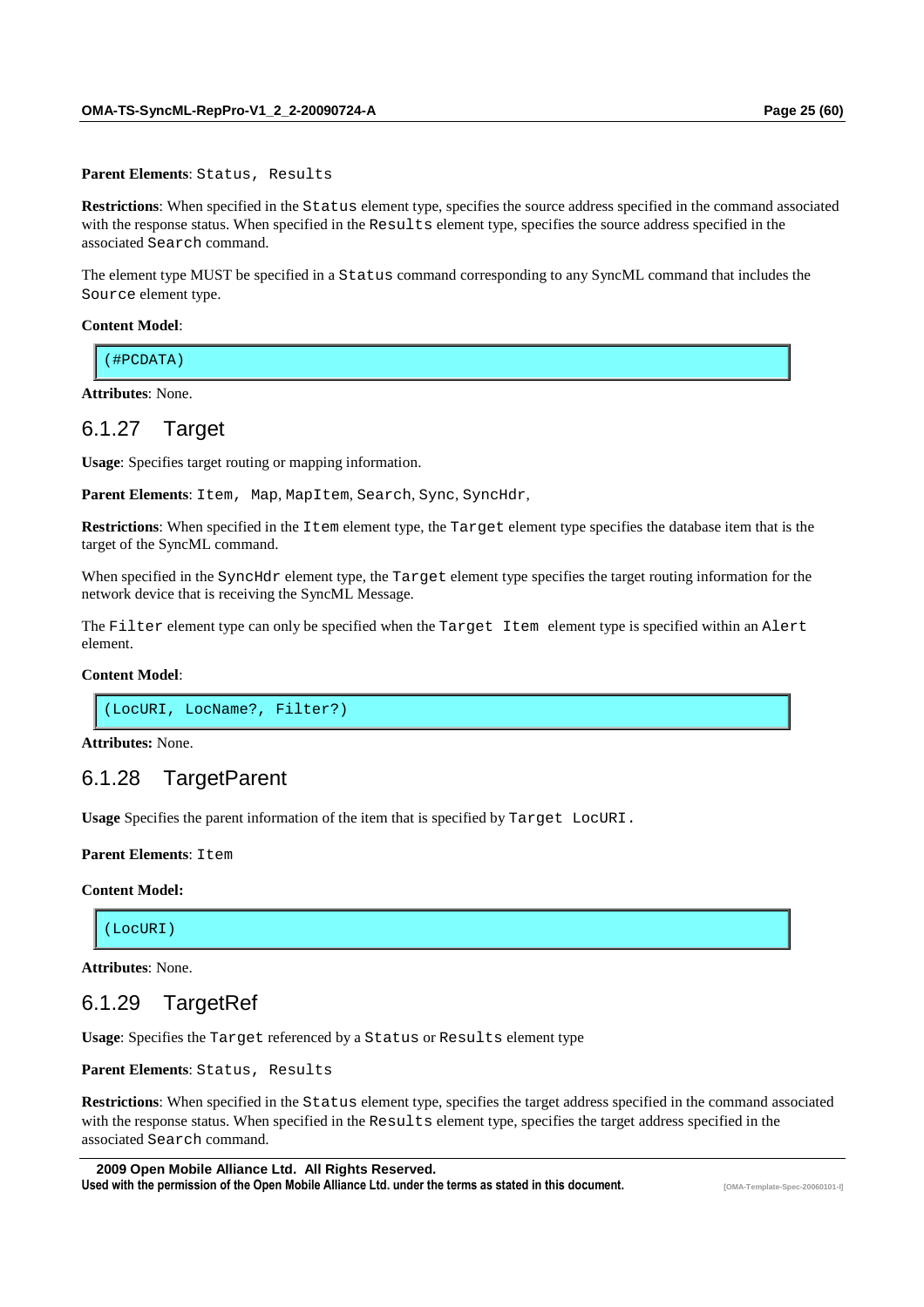**Parent Elements**: Status, Results

**Restrictions**: When specified in the Status element type, specifies the source address specified in the command associated with the response status. When specified in the Results element type, specifies the source address specified in the associated Search command.

The element type MUST be specified in a Status command corresponding to any SyncML command that includes the Source element type.

**Content Model**:

```
(#PCDATA)
```

**Attributes**: None.

### 6.1.27 Target

**Usage**: Specifies target routing or mapping information.

**Parent Elements**: Item, Map, MapItem, Search, Sync, SyncHdr,

**Restrictions**: When specified in the Item element type, the Target element type specifies the database item that is the target of the SyncML command.

When specified in the SyncHdr element type, the Target element type specifies the target routing information for the network device that is receiving the SyncML Message.

The Filter element type can only be specified when the Target Item element type is specified within an Alert element.

**Content Model**:

```
(LocURI, LocName?, Filter?)
```

**Attributes:** None.

### 6.1.28 TargetParent

**Usage** Specifies the parent information of the item that is specified by Target LocURI.

**Parent Elements**: Item

**Content Model:**

```
(LocURI)
```

**Attributes**: None.

### 6.1.29 TargetRef

**Usage**: Specifies the Target referenced by a Status or Results element type

**Parent Elements**: Status, Results

**Restrictions**: When specified in the Status element type, specifies the target address specified in the command associated with the response status. When specified in the Results element type, specifies the target address specified in the associated Search command.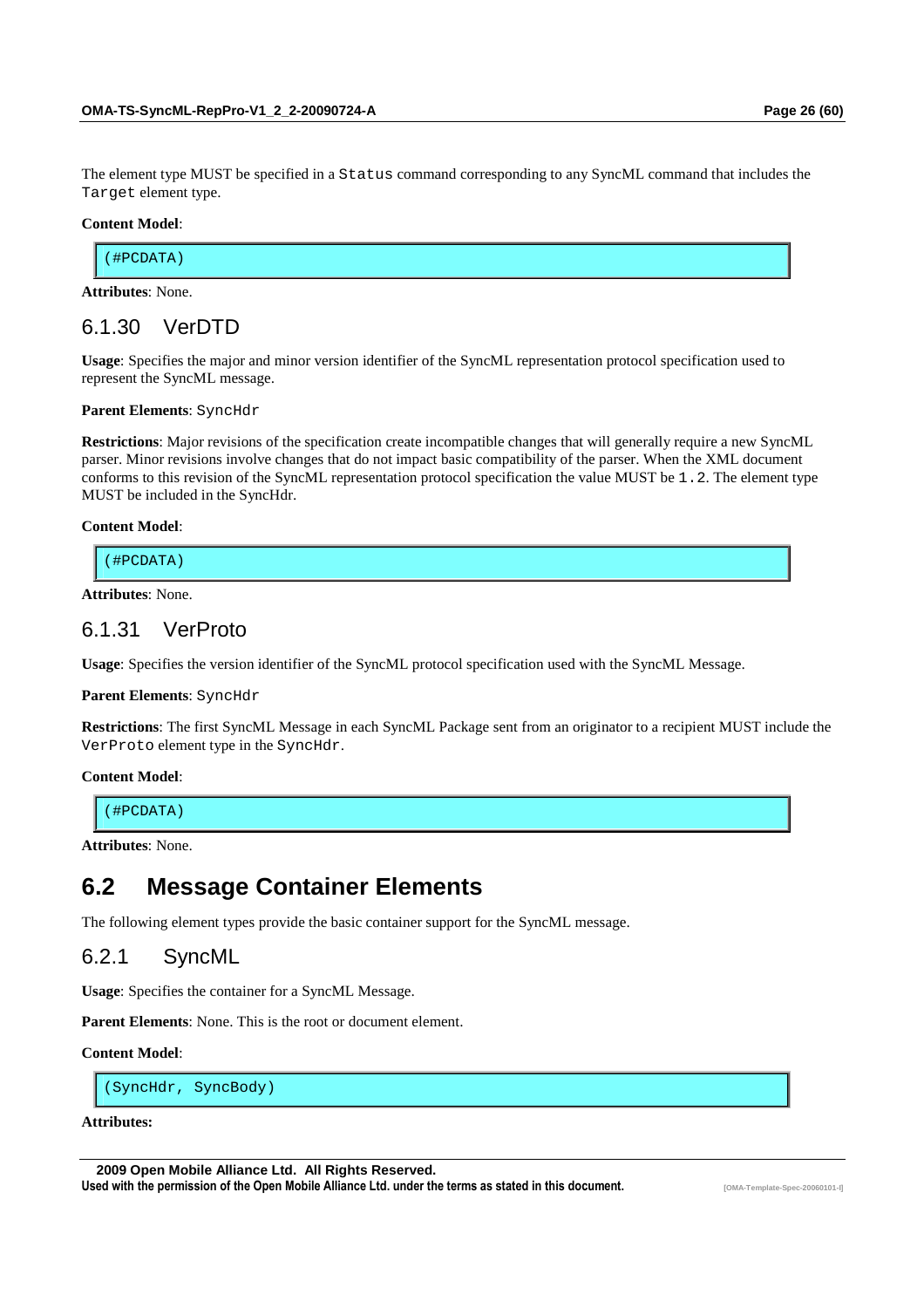The element type MUST be specified in a `Status` command corresponding to any SyncML command that includes the `Target` element type.

**Content Model**:

```
(#PCDATA)
```

**Attributes**: None.

### 6.1.30 VerDTD

**Usage**: Specifies the major and minor version identifier of the SyncML representation protocol specification used to represent the SyncML message.

**Parent Elements**: `SyncHdr`

**Restrictions**: Major revisions of the specification create incompatible changes that will generally require a new SyncML parser. Minor revisions involve changes that do not impact basic compatibility of the parser. When the XML document conforms to this revision of the SyncML representation protocol specification the value MUST be `1.2`. The element type MUST be included in the SyncHdr.

**Content Model**:

```
(#PCDATA)
```

**Attributes**: None.

### 6.1.31 VerProto

**Usage**: Specifies the version identifier of the SyncML protocol specification used with the SyncML Message.

**Parent Elements**: `SyncHdr`

**Restrictions**: The first SyncML Message in each SyncML Package sent from an originator to a recipient MUST include the `VerProto` element type in the `SyncHdr`.

**Content Model**:

```
(#PCDATA)
```

**Attributes**: None.

## 6.2 Message Container Elements

The following element types provide the basic container support for the SyncML message.

### 6.2.1 SyncML

**Usage**: Specifies the container for a SyncML Message.

**Parent Elements**: None. This is the root or document element.

**Content Model**:

```
(SyncHdr, SyncBody)
```

**Attributes:**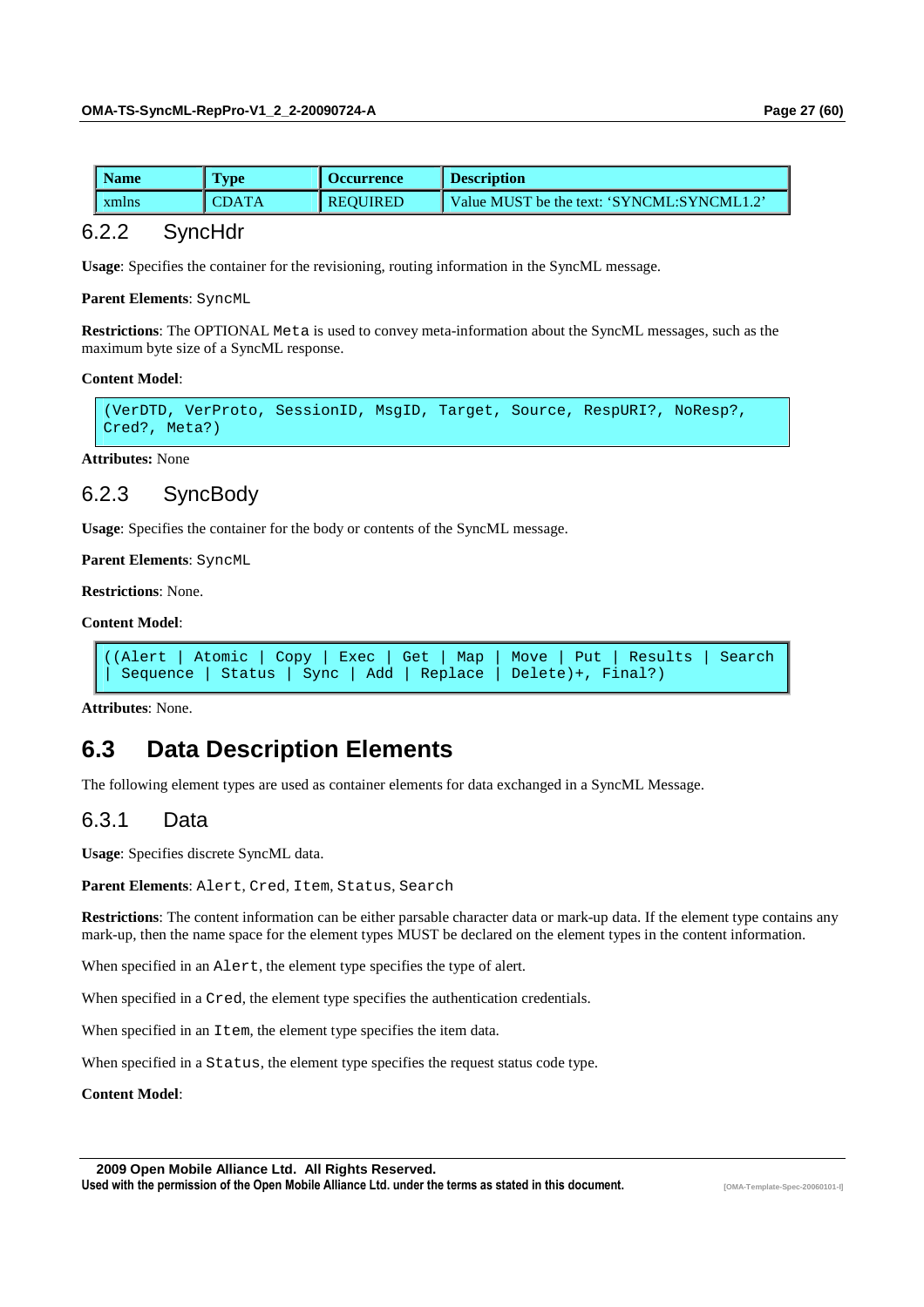| Name | Type | Occurrence | Description |
|---|---|---|---|
| xmlns | CDATA | REQUIRED | Value MUST be the text: 'SYNCML:SYNCML1.2' |

### 6.2.2 SyncHdr

**Usage**: Specifies the container for the revisioning, routing information in the SyncML message.

**Parent Elements**: SyncML

**Restrictions**: The OPTIONAL Meta is used to convey meta-information about the SyncML messages, such as the maximum byte size of a SyncML response.

**Content Model**:

```
(VerDTD, VerProto, SessionID, MsgID, Target, Source, RespURI?, NoResp?,
Cred?, Meta?)
```

**Attributes:** None

### 6.2.3 SyncBody

**Usage**: Specifies the container for the body or contents of the SyncML message.

**Parent Elements**: SyncML

**Restrictions**: None.

**Content Model**:

```
((Alert | Atomic | Copy | Exec | Get | Map | Move | Put | Results | Search
| Sequence | Status | Sync | Add | Replace | Delete)+, Final?)
```

**Attributes**: None.

## 6.3 Data Description Elements

The following element types are used as container elements for data exchanged in a SyncML Message.

### 6.3.1 Data

**Usage**: Specifies discrete SyncML data.

**Parent Elements**: Alert, Cred, Item, Status, Search

**Restrictions**: The content information can be either parsable character data or mark-up data. If the element type contains any mark-up, then the name space for the element types MUST be declared on the element types in the content information.

When specified in an Alert, the element type specifies the type of alert.

When specified in a Cred, the element type specifies the authentication credentials.

When specified in an Item, the element type specifies the item data.

When specified in a Status, the element type specifies the request status code type.

**Content Model**: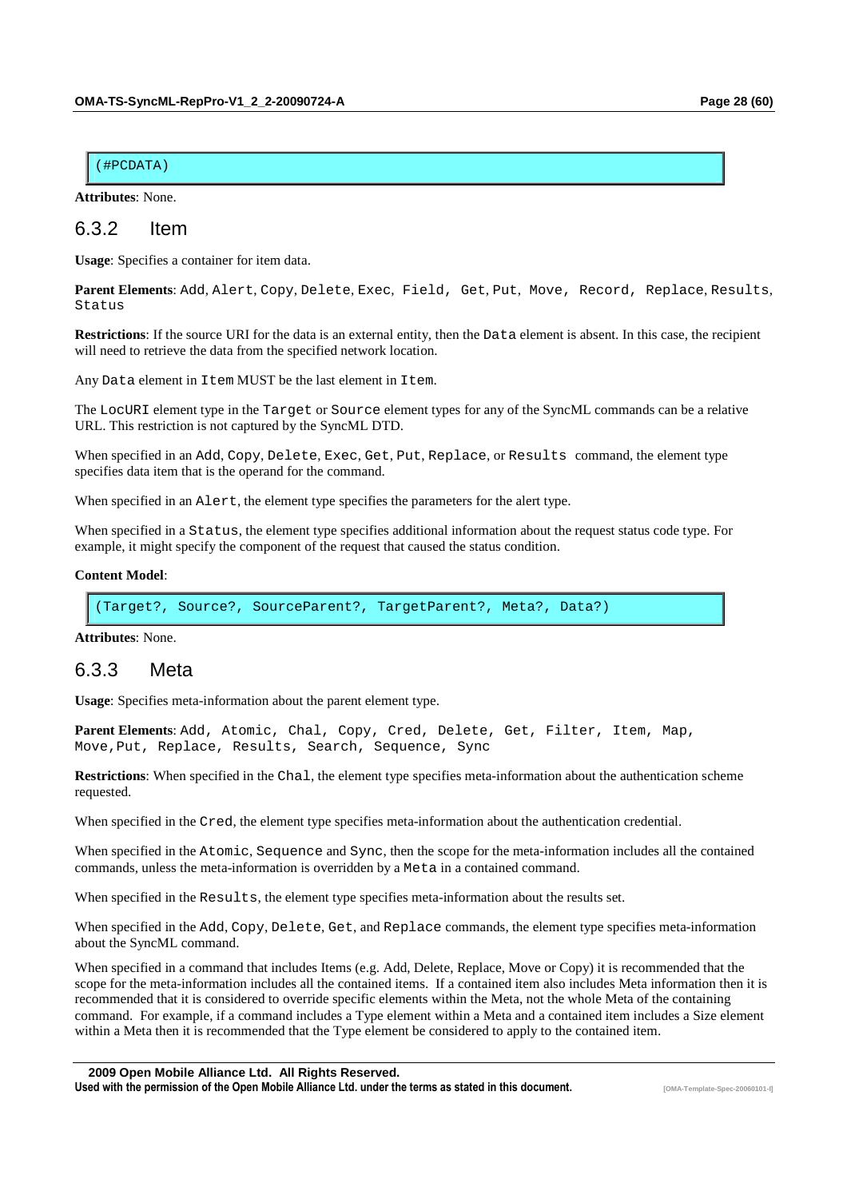```
(#PCDATA)
```

**Attributes**: None.

### 6.3.2 Item

**Usage**: Specifies a container for item data.

**Parent Elements**: Add, Alert, Copy, Delete, Exec, Field, Get, Put, Move, Record, Replace, Results, Status

**Restrictions**: If the source URI for the data is an external entity, then the Data element is absent. In this case, the recipient will need to retrieve the data from the specified network location.

Any Data element in Item MUST be the last element in Item.

The LocURI element type in the Target or Source element types for any of the SyncML commands can be a relative URL. This restriction is not captured by the SyncML DTD.

When specified in an Add, Copy, Delete, Exec, Get, Put, Replace, or Results command, the element type specifies data item that is the operand for the command.

When specified in an Alert, the element type specifies the parameters for the alert type.

When specified in a Status, the element type specifies additional information about the request status code type. For example, it might specify the component of the request that caused the status condition.

**Content Model**:

```
(Target?, Source?, SourceParent?, TargetParent?, Meta?, Data?)
```

**Attributes**: None.

### 6.3.3 Meta

**Usage**: Specifies meta-information about the parent element type.

**Parent Elements**: Add, Atomic, Chal, Copy, Cred, Delete, Get, Filter, Item, Map, Move,Put, Replace, Results, Search, Sequence, Sync

**Restrictions**: When specified in the Chal, the element type specifies meta-information about the authentication scheme requested.

When specified in the Cred, the element type specifies meta-information about the authentication credential.

When specified in the Atomic, Sequence and Sync, then the scope for the meta-information includes all the contained commands, unless the meta-information is overridden by a Meta in a contained command.

When specified in the Results, the element type specifies meta-information about the results set.

When specified in the Add, Copy, Delete, Get, and Replace commands, the element type specifies meta-information about the SyncML command.

When specified in a command that includes Items (e.g. Add, Delete, Replace, Move or Copy) it is recommended that the scope for the meta-information includes all the contained items. If a contained item also includes Meta information then it is recommended that it is considered to override specific elements within the Meta, not the whole Meta of the containing command. For example, if a command includes a Type element within a Meta and a contained item includes a Size element within a Meta then it is recommended that the Type element be considered to apply to the contained item.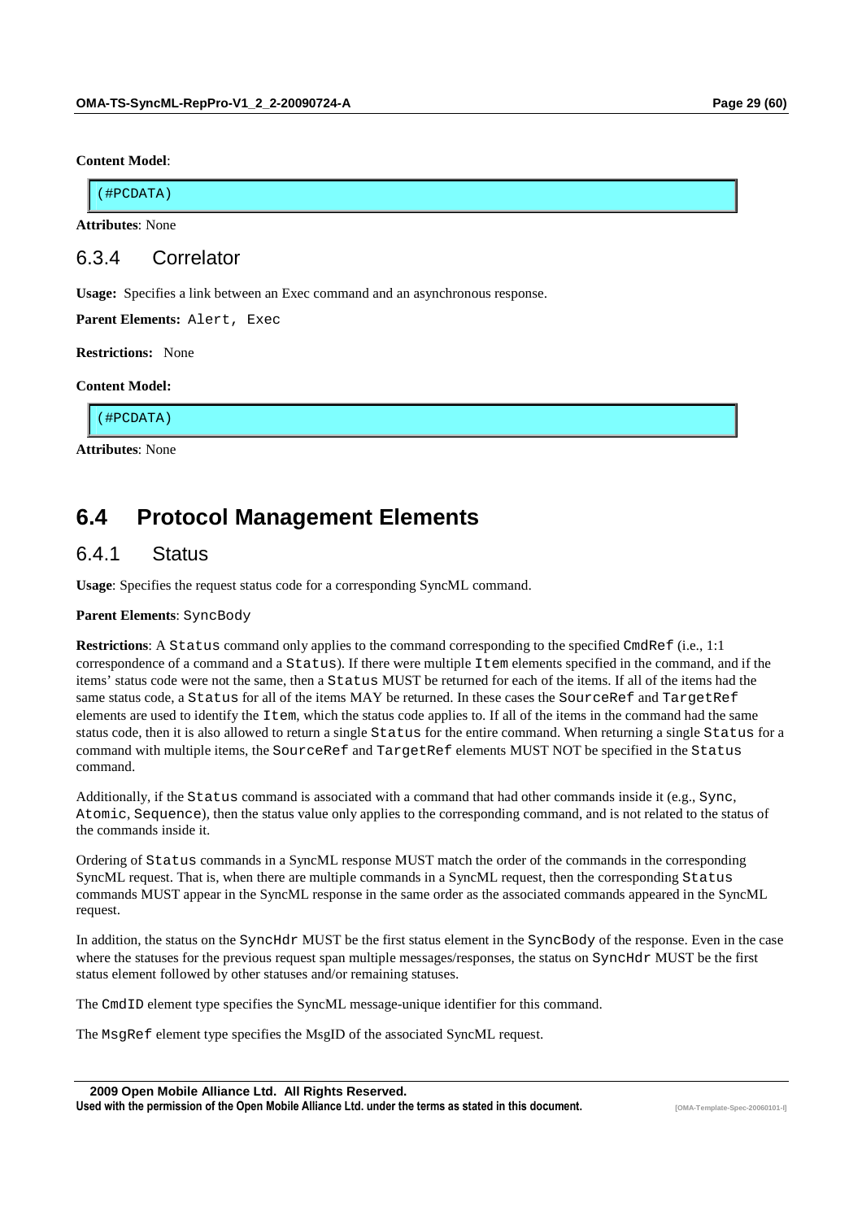**Content Model**:

```
(#PCDATA)
```

**Attributes**: None

### 6.3.4 Correlator

**Usage:** Specifies a link between an Exec command and an asynchronous response.

**Parent Elements:** `Alert, Exec`

**Restrictions:** None

**Content Model:**

```
(#PCDATA)
```

**Attributes**: None

## 6.4 Protocol Management Elements

### 6.4.1 Status

**Usage**: Specifies the request status code for a corresponding SyncML command.

**Parent Elements**: `SyncBody`

**Restrictions**: A `Status` command only applies to the command corresponding to the specified `CmdRef` (i.e., 1:1 correspondence of a command and a `Status`). If there were multiple `Item` elements specified in the command, and if the items' status code were not the same, then a `Status` MUST be returned for each of the items. If all of the items had the same status code, a `Status` for all of the items MAY be returned. In these cases the `SourceRef` and `TargetRef` elements are used to identify the `Item`, which the status code applies to. If all of the items in the command had the same status code, then it is also allowed to return a single `Status` for the entire command. When returning a single `Status` for a command with multiple items, the `SourceRef` and `TargetRef` elements MUST NOT be specified in the `Status` command.

Additionally, if the `Status` command is associated with a command that had other commands inside it (e.g., `Sync`, `Atomic`, `Sequence`), then the status value only applies to the corresponding command, and is not related to the status of the commands inside it.

Ordering of `Status` commands in a SyncML response MUST match the order of the commands in the corresponding SyncML request. That is, when there are multiple commands in a SyncML request, then the corresponding `Status` commands MUST appear in the SyncML response in the same order as the associated commands appeared in the SyncML request.

In addition, the status on the `SyncHdr` MUST be the first status element in the `SyncBody` of the response. Even in the case where the statuses for the previous request span multiple messages/responses, the status on `SyncHdr` MUST be the first status element followed by other statuses and/or remaining statuses.

The `CmdID` element type specifies the SyncML message-unique identifier for this command.

The `MsgRef` element type specifies the MsgID of the associated SyncML request.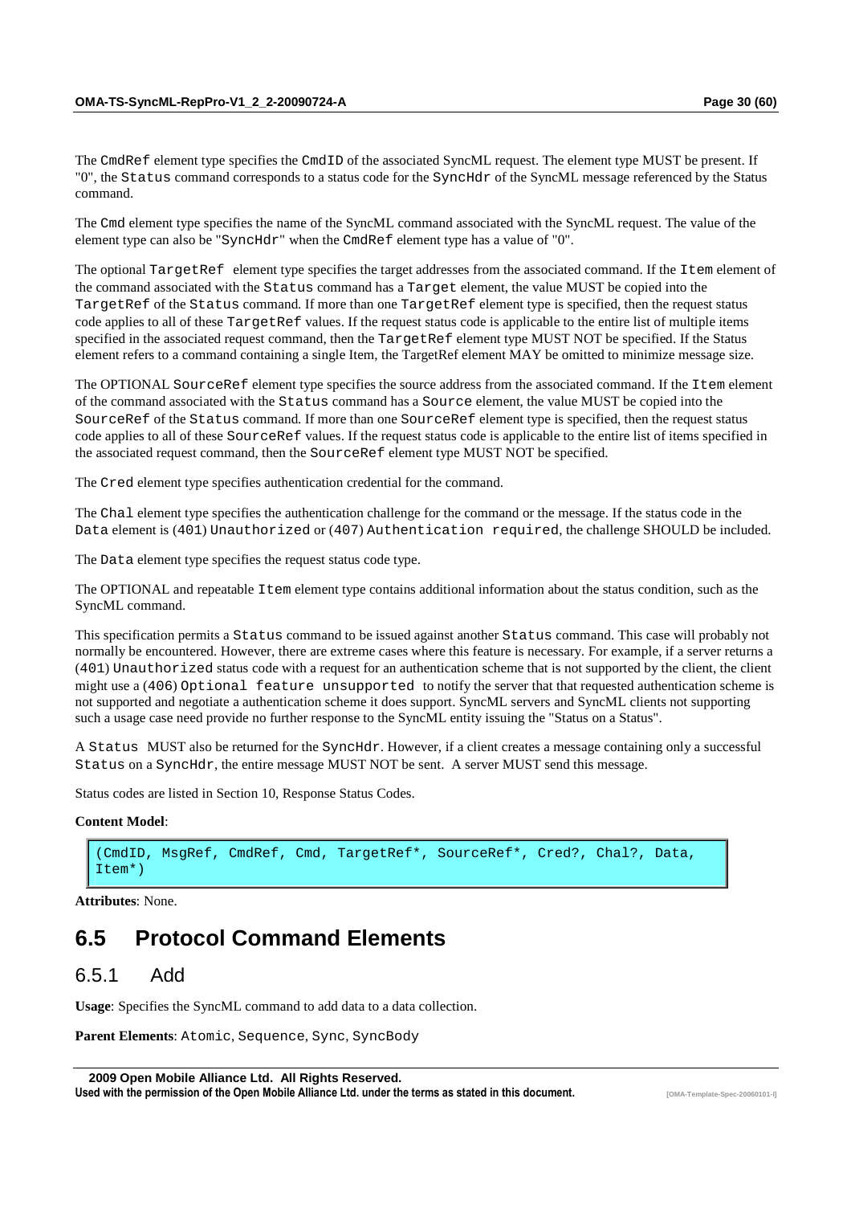The `CmdRef` element type specifies the `CmdID` of the associated SyncML request. The element type MUST be present. If "0", the `Status` command corresponds to a status code for the `SyncHdr` of the SyncML message referenced by the Status command.

The `Cmd` element type specifies the name of the SyncML command associated with the SyncML request. The value of the element type can also be "`SyncHdr`" when the `CmdRef` element type has a value of "0".

The optional `TargetRef` element type specifies the target addresses from the associated command. If the `Item` element of the command associated with the `Status` command has a `Target` element, the value MUST be copied into the `TargetRef` of the `Status` command. If more than one `TargetRef` element type is specified, then the request status code applies to all of these `TargetRef` values. If the request status code is applicable to the entire list of multiple items specified in the associated request command, then the `TargetRef` element type MUST NOT be specified. If the Status element refers to a command containing a single Item, the TargetRef element MAY be omitted to minimize message size.

The OPTIONAL `SourceRef` element type specifies the source address from the associated command. If the `Item` element of the command associated with the `Status` command has a `Source` element, the value MUST be copied into the `SourceRef` of the `Status` command. If more than one `SourceRef` element type is specified, then the request status code applies to all of these `SourceRef` values. If the request status code is applicable to the entire list of items specified in the associated request command, then the `SourceRef` element type MUST NOT be specified.

The `Cred` element type specifies authentication credential for the command.

The `Chal` element type specifies the authentication challenge for the command or the message. If the status code in the `Data` element is (`401`) `Unauthorized` or (`407`) `Authentication required`, the challenge SHOULD be included.

The `Data` element type specifies the request status code type.

The OPTIONAL and repeatable `Item` element type contains additional information about the status condition, such as the SyncML command.

This specification permits a `Status` command to be issued against another `Status` command. This case will probably not normally be encountered. However, there are extreme cases where this feature is necessary. For example, if a server returns a (`401`) `Unauthorized` status code with a request for an authentication scheme that is not supported by the client, the client might use a (`406`) `Optional feature unsupported` to notify the server that that requested authentication scheme is not supported and negotiate a authentication scheme it does support. SyncML servers and SyncML clients not supporting such a usage case need provide no further response to the SyncML entity issuing the "Status on a Status".

A `Status` MUST also be returned for the `SyncHdr`. However, if a client creates a message containing only a successful `Status` on a `SyncHdr`, the entire message MUST NOT be sent. A server MUST send this message.

Status codes are listed in Section 10, Response Status Codes.

**Content Model**:

```
(CmdID, MsgRef, CmdRef, Cmd, TargetRef*, SourceRef*, Cred?, Chal?, Data,
Item*)
```

**Attributes**: None.

## 6.5 Protocol Command Elements

### 6.5.1 Add

**Usage**: Specifies the SyncML command to add data to a data collection.

**Parent Elements**: `Atomic`, `Sequence`, `Sync`, `SyncBody`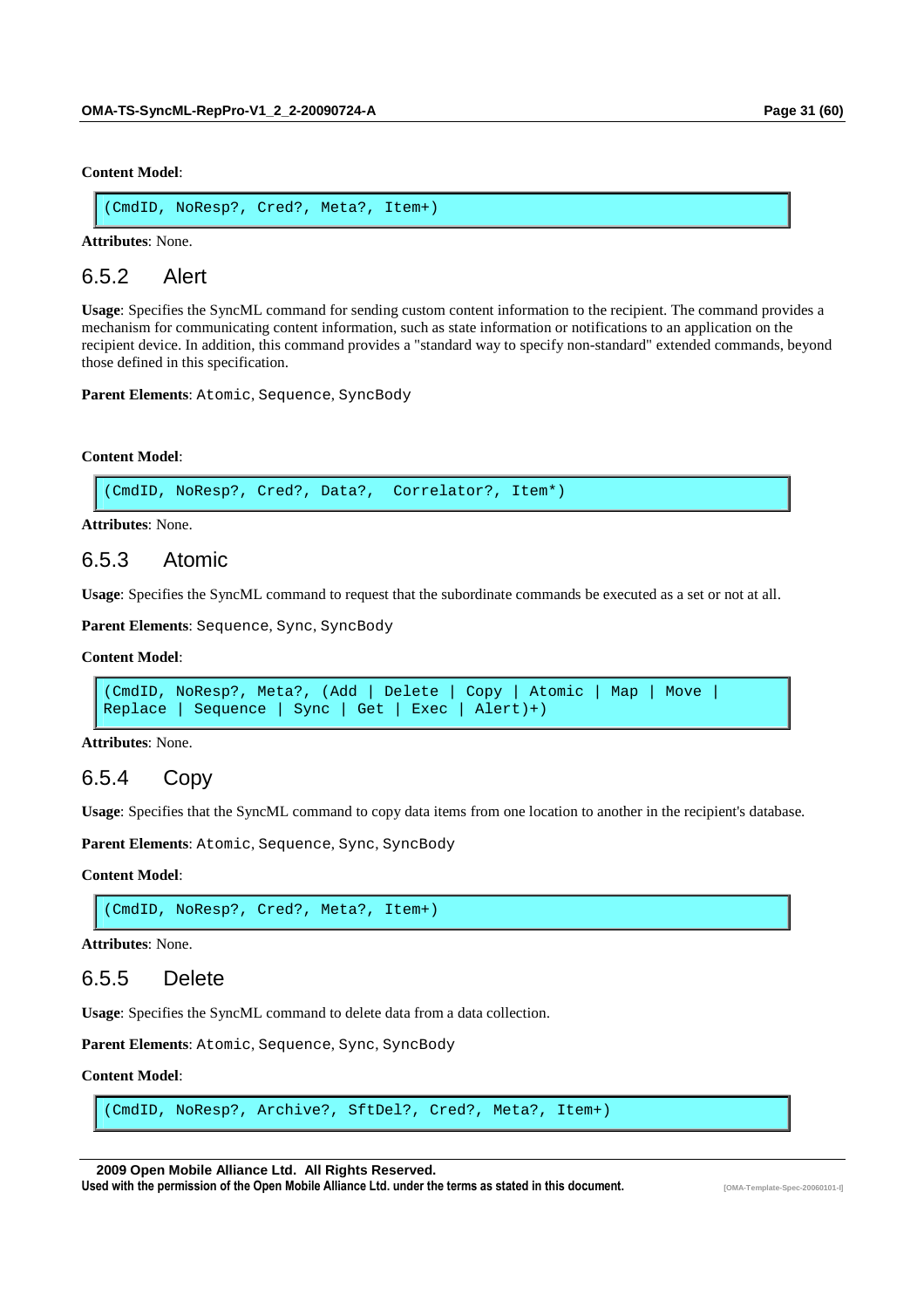**Content Model**:

```
(CmdID, NoResp?, Cred?, Meta?, Item+)
```

**Attributes**: None.

### 6.5.2 Alert

**Usage**: Specifies the SyncML command for sending custom content information to the recipient. The command provides a mechanism for communicating content information, such as state information or notifications to an application on the recipient device. In addition, this command provides a "standard way to specify non-standard" extended commands, beyond those defined in this specification.

**Parent Elements**: Atomic, Sequence, SyncBody

**Content Model**:

```
(CmdID, NoResp?, Cred?, Data?,  Correlator?, Item*)
```

**Attributes**: None.

### 6.5.3 Atomic

**Usage**: Specifies the SyncML command to request that the subordinate commands be executed as a set or not at all.

**Parent Elements**: Sequence, Sync, SyncBody

**Content Model**:

```
(CmdID, NoResp?, Meta?, (Add | Delete | Copy | Atomic | Map | Move |
Replace | Sequence | Sync | Get | Exec | Alert)+)
```

**Attributes**: None.

### 6.5.4 Copy

**Usage**: Specifies that the SyncML command to copy data items from one location to another in the recipient's database.

**Parent Elements**: Atomic, Sequence, Sync, SyncBody

**Content Model**:

```
(CmdID, NoResp?, Cred?, Meta?, Item+)
```

**Attributes**: None.

### 6.5.5 Delete

**Usage**: Specifies the SyncML command to delete data from a data collection.

**Parent Elements**: Atomic, Sequence, Sync, SyncBody

**Content Model**:

```
(CmdID, NoResp?, Archive?, SftDel?, Cred?, Meta?, Item+)
```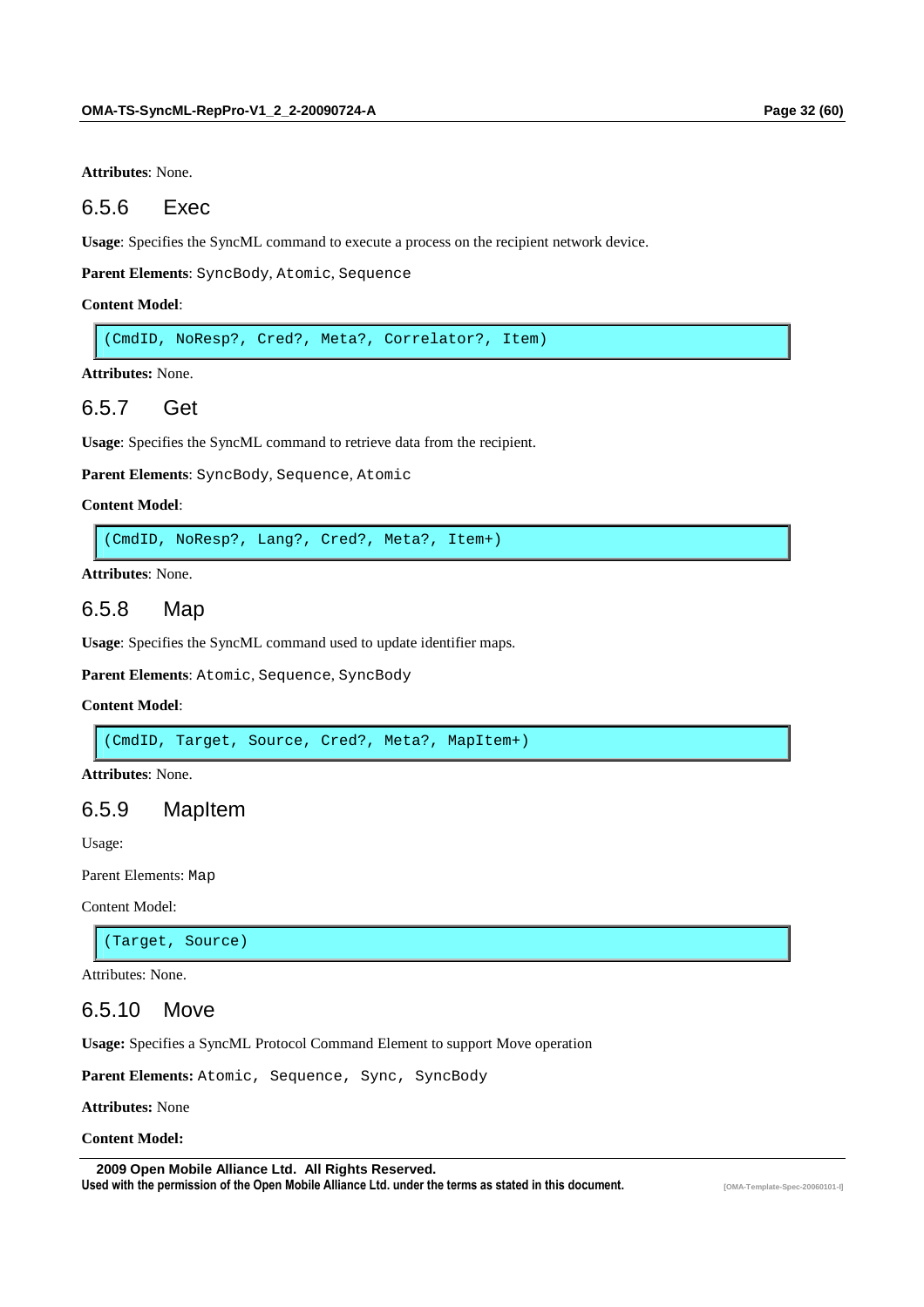**Attributes**: None.

### 6.5.6 Exec

**Usage**: Specifies the SyncML command to execute a process on the recipient network device.

**Parent Elements**: `SyncBody`, `Atomic`, `Sequence`

**Content Model**:

```
(CmdID, NoResp?, Cred?, Meta?, Correlator?, Item)
```

**Attributes:** None.

### 6.5.7 Get

**Usage**: Specifies the SyncML command to retrieve data from the recipient.

**Parent Elements**: `SyncBody`, `Sequence`, `Atomic`

**Content Model**:

```
(CmdID, NoResp?, Lang?, Cred?, Meta?, Item+)
```

**Attributes**: None.

### 6.5.8 Map

**Usage**: Specifies the SyncML command used to update identifier maps.

**Parent Elements**: `Atomic`, `Sequence`, `SyncBody`

**Content Model**:

```
(CmdID, Target, Source, Cred?, Meta?, MapItem+)
```

**Attributes**: None.

### 6.5.9 MapItem

Usage:

Parent Elements: `Map`

Content Model:

```
(Target, Source)
```

Attributes: None.

### 6.5.10 Move

**Usage:** Specifies a SyncML Protocol Command Element to support Move operation

**Parent Elements:** `Atomic, Sequence, Sync, SyncBody`

**Attributes:** None

**Content Model:**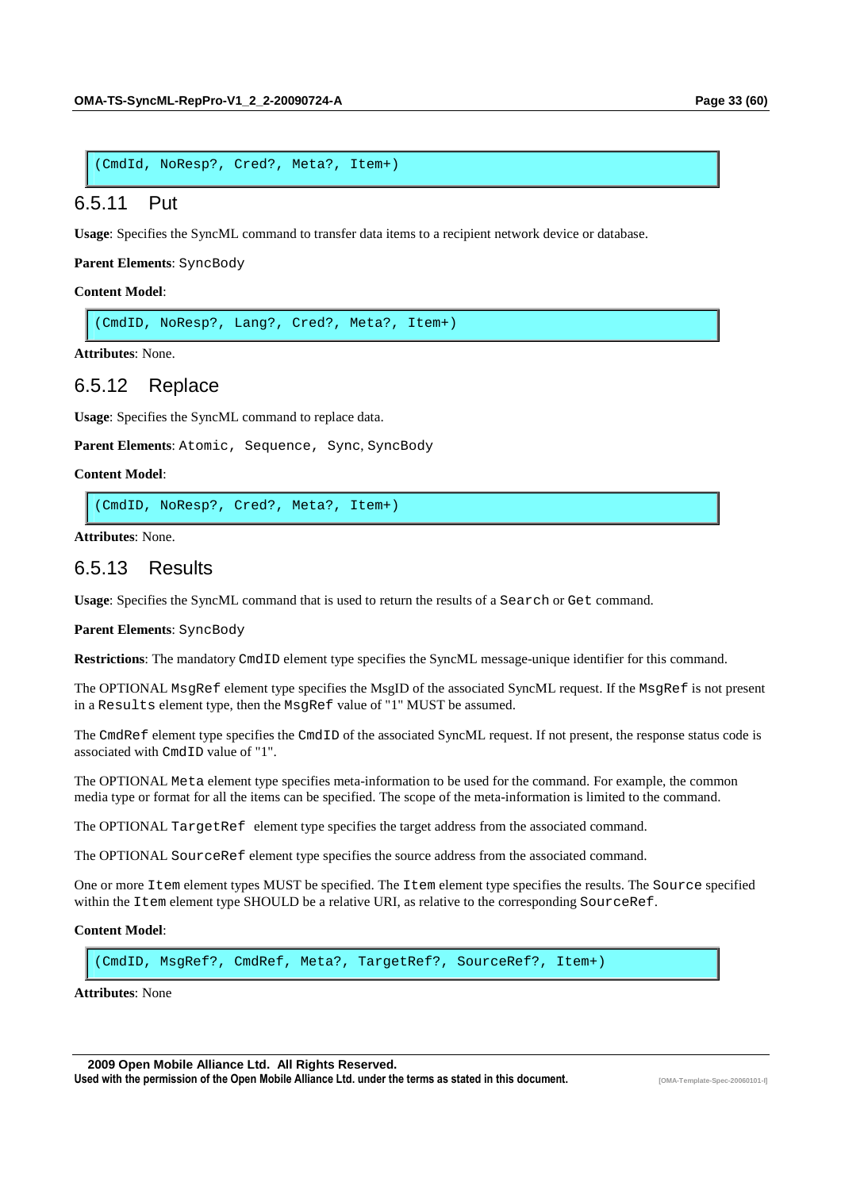```
(CmdId, NoResp?, Cred?, Meta?, Item+)
```

### 6.5.11 Put

**Usage**: Specifies the SyncML command to transfer data items to a recipient network device or database.

**Parent Elements**: SyncBody

**Content Model**:

```
(CmdID, NoResp?, Lang?, Cred?, Meta?, Item+)
```

**Attributes**: None.

### 6.5.12 Replace

**Usage**: Specifies the SyncML command to replace data.

**Parent Elements**: Atomic, Sequence, Sync, SyncBody

**Content Model**:

```
(CmdID, NoResp?, Cred?, Meta?, Item+)
```

**Attributes**: None.

### 6.5.13 Results

**Usage**: Specifies the SyncML command that is used to return the results of a Search or Get command.

**Parent Elements**: SyncBody

**Restrictions**: The mandatory CmdID element type specifies the SyncML message-unique identifier for this command.

The OPTIONAL MsgRef element type specifies the MsgID of the associated SyncML request. If the MsgRef is not present in a Results element type, then the MsgRef value of "1" MUST be assumed.

The CmdRef element type specifies the CmdID of the associated SyncML request. If not present, the response status code is associated with CmdID value of "1".

The OPTIONAL Meta element type specifies meta-information to be used for the command. For example, the common media type or format for all the items can be specified. The scope of the meta-information is limited to the command.

The OPTIONAL TargetRef element type specifies the target address from the associated command.

The OPTIONAL SourceRef element type specifies the source address from the associated command.

One or more Item element types MUST be specified. The Item element type specifies the results. The Source specified within the Item element type SHOULD be a relative URI, as relative to the corresponding SourceRef.

**Content Model**:

```
(CmdID, MsgRef?, CmdRef, Meta?, TargetRef?, SourceRef?, Item+)
```

**Attributes**: None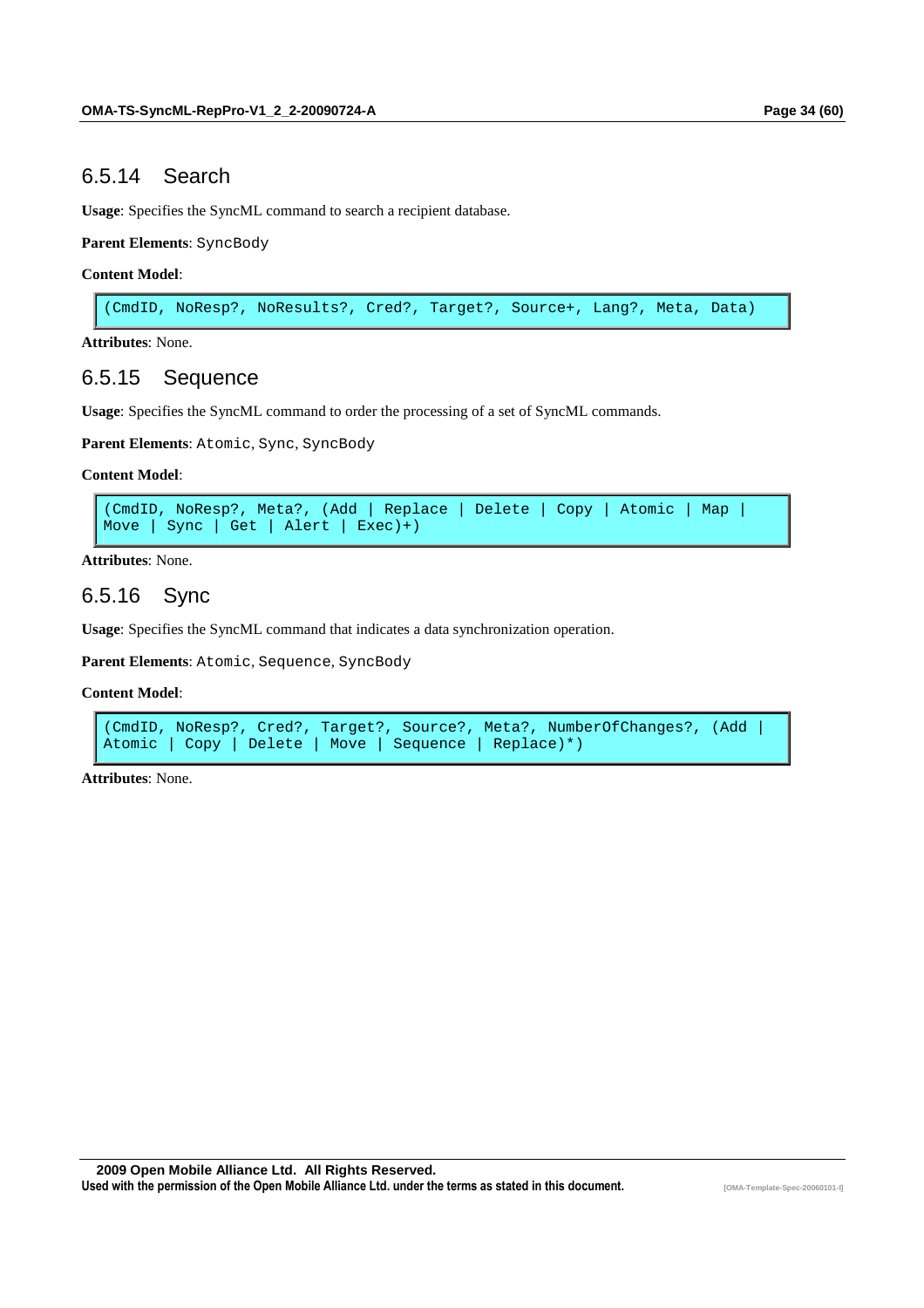### 6.5.14 Search

**Usage**: Specifies the SyncML command to search a recipient database.

**Parent Elements**: SyncBody

**Content Model**:

```
(CmdID, NoResp?, NoResults?, Cred?, Target?, Source+, Lang?, Meta, Data)
```

**Attributes**: None.

### 6.5.15 Sequence

**Usage**: Specifies the SyncML command to order the processing of a set of SyncML commands.

**Parent Elements**: Atomic, Sync, SyncBody

**Content Model**:

```
(CmdID, NoResp?, Meta?, (Add | Replace | Delete | Copy | Atomic | Map |
Move | Sync | Get | Alert | Exec)+)
```

**Attributes**: None.

### 6.5.16 Sync

**Usage**: Specifies the SyncML command that indicates a data synchronization operation.

**Parent Elements**: Atomic, Sequence, SyncBody

**Content Model**:

```
(CmdID, NoResp?, Cred?, Target?, Source?, Meta?, NumberOfChanges?, (Add |
Atomic | Copy | Delete | Move | Sequence | Replace)*)
```

**Attributes**: None.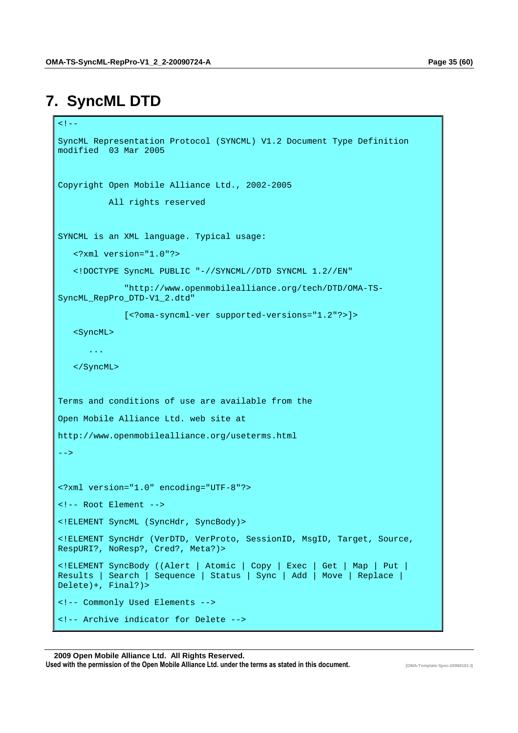# 7. SyncML DTD

```
<!--

SyncML Representation Protocol (SYNCML) V1.2 Document Type Definition
modified  03 Mar 2005


Copyright Open Mobile Alliance Ltd., 2002-2005

          All rights reserved


SYNCML is an XML language. Typical usage:

   <?xml version="1.0"?>

   <!DOCTYPE SyncML PUBLIC "-//SYNCML//DTD SYNCML 1.2//EN"

             "http://www.openmobilealliance.org/tech/DTD/OMA-TS-
SyncML_RepPro_DTD-V1_2.dtd"

             [<?oma-syncml-ver supported-versions="1.2"?>]>

   <SyncML>

      ...

   </SyncML>


Terms and conditions of use are available from the

Open Mobile Alliance Ltd. web site at

http://www.openmobilealliance.org/useterms.html

-->


<?xml version="1.0" encoding="UTF-8"?>

<!-- Root Element -->

<!ELEMENT SyncML (SyncHdr, SyncBody)>

<!ELEMENT SyncHdr (VerDTD, VerProto, SessionID, MsgID, Target, Source,
RespURI?, NoResp?, Cred?, Meta?)>

<!ELEMENT SyncBody ((Alert | Atomic | Copy | Exec | Get | Map | Put |
Results | Search | Sequence | Status | Sync | Add | Move | Replace |
Delete)+, Final?)>

<!-- Commonly Used Elements -->

<!-- Archive indicator for Delete -->
```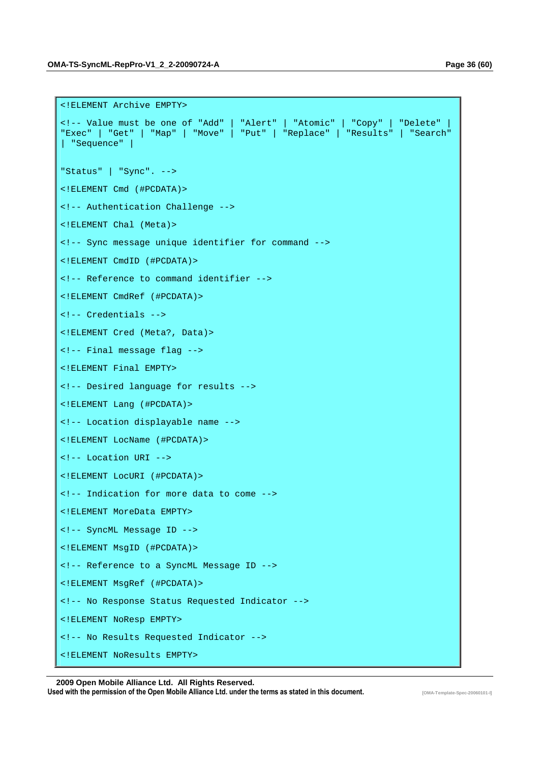```
<!ELEMENT Archive EMPTY>

<!-- Value must be one of "Add" | "Alert" | "Atomic" | "Copy" | "Delete" |
"Exec" | "Get" | "Map" | "Move" | "Put" | "Replace" | "Results" | "Search"
| "Sequence" |


"Status" | "Sync". -->

<!ELEMENT Cmd (#PCDATA)>

<!-- Authentication Challenge -->

<!ELEMENT Chal (Meta)>

<!-- Sync message unique identifier for command -->

<!ELEMENT CmdID (#PCDATA)>

<!-- Reference to command identifier -->

<!ELEMENT CmdRef (#PCDATA)>

<!-- Credentials -->

<!ELEMENT Cred (Meta?, Data)>

<!-- Final message flag -->

<!ELEMENT Final EMPTY>

<!-- Desired language for results -->

<!ELEMENT Lang (#PCDATA)>

<!-- Location displayable name -->

<!ELEMENT LocName (#PCDATA)>

<!-- Location URI -->

<!ELEMENT LocURI (#PCDATA)>

<!-- Indication for more data to come -->

<!ELEMENT MoreData EMPTY>

<!-- SyncML Message ID -->

<!ELEMENT MsgID (#PCDATA)>

<!-- Reference to a SyncML Message ID -->

<!ELEMENT MsgRef (#PCDATA)>

<!-- No Response Status Requested Indicator -->

<!ELEMENT NoResp EMPTY>

<!-- No Results Requested Indicator -->

<!ELEMENT NoResults EMPTY>
```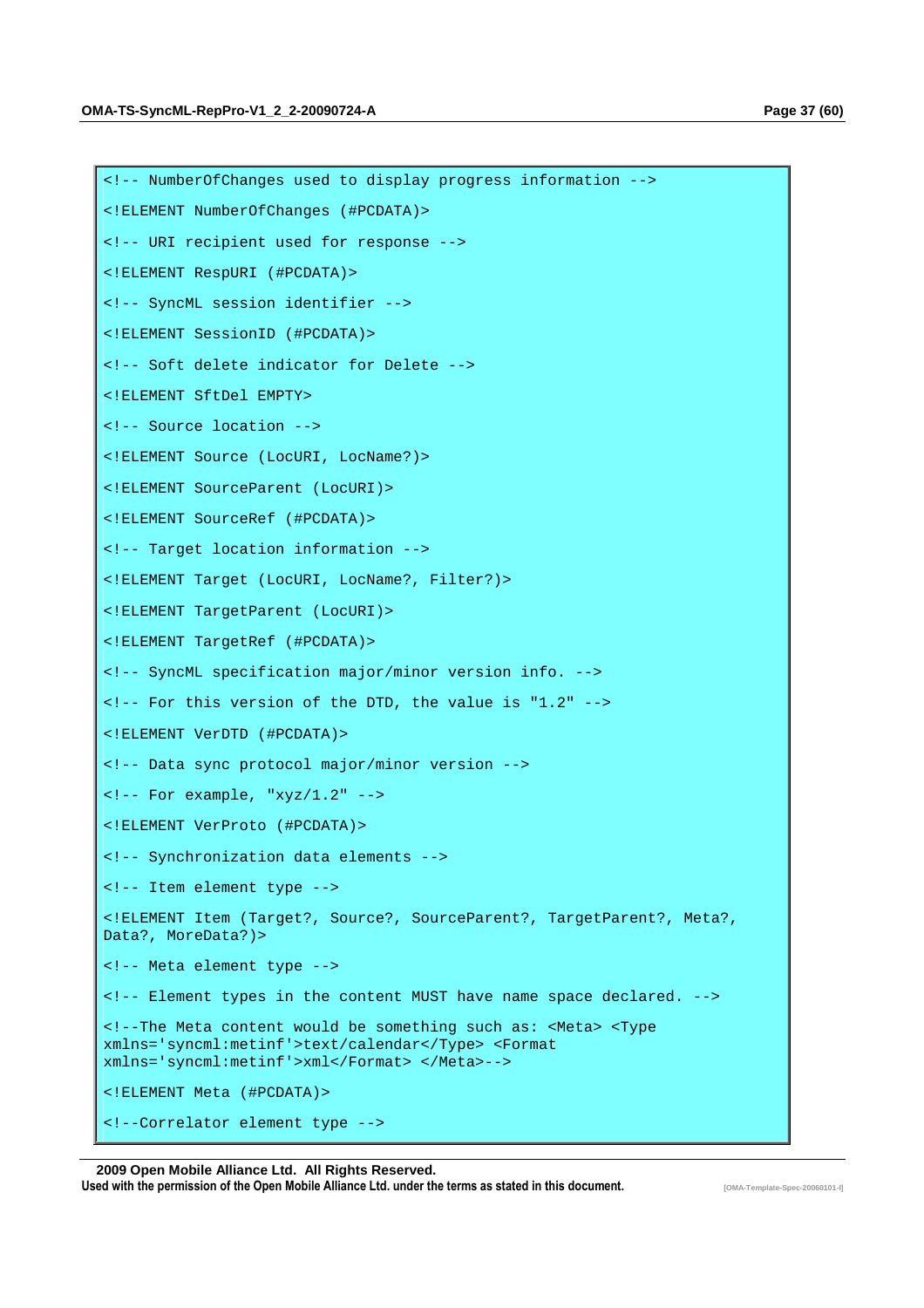```
<!-- NumberOfChanges used to display progress information -->

<!ELEMENT NumberOfChanges (#PCDATA)>

<!-- URI recipient used for response -->

<!ELEMENT RespURI (#PCDATA)>

<!-- SyncML session identifier -->

<!ELEMENT SessionID (#PCDATA)>

<!-- Soft delete indicator for Delete -->

<!ELEMENT SftDel EMPTY>

<!-- Source location -->

<!ELEMENT Source (LocURI, LocName?)>

<!ELEMENT SourceParent (LocURI)>

<!ELEMENT SourceRef (#PCDATA)>

<!-- Target location information -->

<!ELEMENT Target (LocURI, LocName?, Filter?)>

<!ELEMENT TargetParent (LocURI)>

<!ELEMENT TargetRef (#PCDATA)>

<!-- SyncML specification major/minor version info. -->

<!-- For this version of the DTD, the value is "1.2" -->

<!ELEMENT VerDTD (#PCDATA)>

<!-- Data sync protocol major/minor version -->

<!-- For example, "xyz/1.2" -->

<!ELEMENT VerProto (#PCDATA)>

<!-- Synchronization data elements -->

<!-- Item element type -->

<!ELEMENT Item (Target?, Source?, SourceParent?, TargetParent?, Meta?,
Data?, MoreData?)>

<!-- Meta element type -->

<!-- Element types in the content MUST have name space declared. -->

<!--The Meta content would be something such as: <Meta> <Type
xmlns='syncml:metinf'>text/calendar</Type> <Format
xmlns='syncml:metinf'>xml</Format> </Meta>-->

<!ELEMENT Meta (#PCDATA)>

<!--Correlator element type -->
```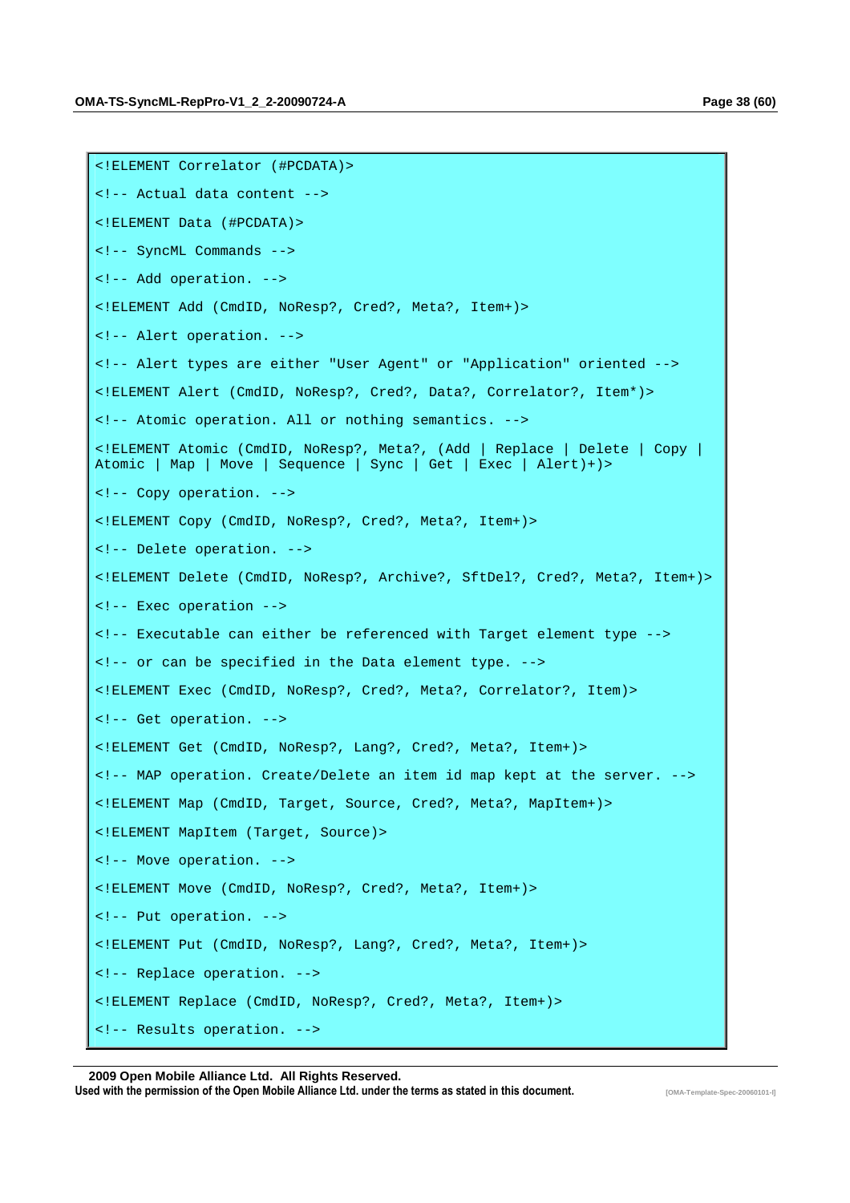```
<!ELEMENT Correlator (#PCDATA)>

<!-- Actual data content -->

<!ELEMENT Data (#PCDATA)>

<!-- SyncML Commands -->

<!-- Add operation. -->

<!ELEMENT Add (CmdID, NoResp?, Cred?, Meta?, Item+)>

<!-- Alert operation. -->

<!-- Alert types are either "User Agent" or "Application" oriented -->

<!ELEMENT Alert (CmdID, NoResp?, Cred?, Data?, Correlator?, Item*)>

<!-- Atomic operation. All or nothing semantics. -->

<!ELEMENT Atomic (CmdID, NoResp?, Meta?, (Add | Replace | Delete | Copy |
Atomic | Map | Move | Sequence | Sync | Get | Exec | Alert)+)>

<!-- Copy operation. -->

<!ELEMENT Copy (CmdID, NoResp?, Cred?, Meta?, Item+)>

<!-- Delete operation. -->

<!ELEMENT Delete (CmdID, NoResp?, Archive?, SftDel?, Cred?, Meta?, Item+)>

<!-- Exec operation -->

<!-- Executable can either be referenced with Target element type -->

<!-- or can be specified in the Data element type. -->

<!ELEMENT Exec (CmdID, NoResp?, Cred?, Meta?, Correlator?, Item)>

<!-- Get operation. -->

<!ELEMENT Get (CmdID, NoResp?, Lang?, Cred?, Meta?, Item+)>

<!-- MAP operation. Create/Delete an item id map kept at the server. -->

<!ELEMENT Map (CmdID, Target, Source, Cred?, Meta?, MapItem+)>

<!ELEMENT MapItem (Target, Source)>

<!-- Move operation. -->

<!ELEMENT Move (CmdID, NoResp?, Cred?, Meta?, Item+)>

<!-- Put operation. -->

<!ELEMENT Put (CmdID, NoResp?, Lang?, Cred?, Meta?, Item+)>

<!-- Replace operation. -->

<!ELEMENT Replace (CmdID, NoResp?, Cred?, Meta?, Item+)>

<!-- Results operation. -->
```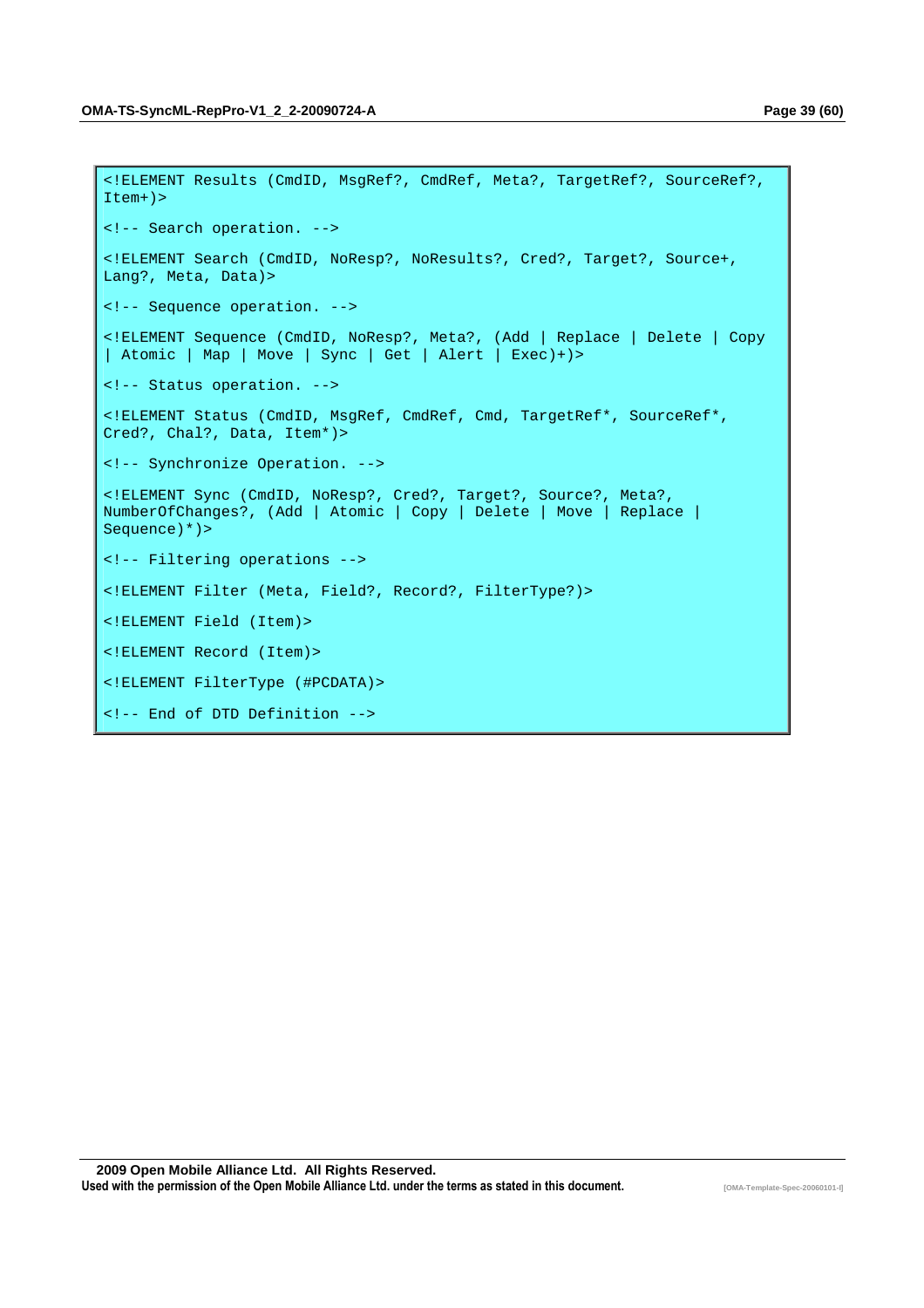```
<!ELEMENT Results (CmdID, MsgRef?, CmdRef, Meta?, TargetRef?, SourceRef?,
Item+)>

<!-- Search operation. -->

<!ELEMENT Search (CmdID, NoResp?, NoResults?, Cred?, Target?, Source+,
Lang?, Meta, Data)>

<!-- Sequence operation. -->

<!ELEMENT Sequence (CmdID, NoResp?, Meta?, (Add | Replace | Delete | Copy
| Atomic | Map | Move | Sync | Get | Alert | Exec)+)>

<!-- Status operation. -->

<!ELEMENT Status (CmdID, MsgRef, CmdRef, Cmd, TargetRef*, SourceRef*,
Cred?, Chal?, Data, Item*)>

<!-- Synchronize Operation. -->

<!ELEMENT Sync (CmdID, NoResp?, Cred?, Target?, Source?, Meta?,
NumberOfChanges?, (Add | Atomic | Copy | Delete | Move | Replace |
Sequence)*)>

<!-- Filtering operations -->

<!ELEMENT Filter (Meta, Field?, Record?, FilterType?)>

<!ELEMENT Field (Item)>

<!ELEMENT Record (Item)>

<!ELEMENT FilterType (#PCDATA)>

<!-- End of DTD Definition -->
```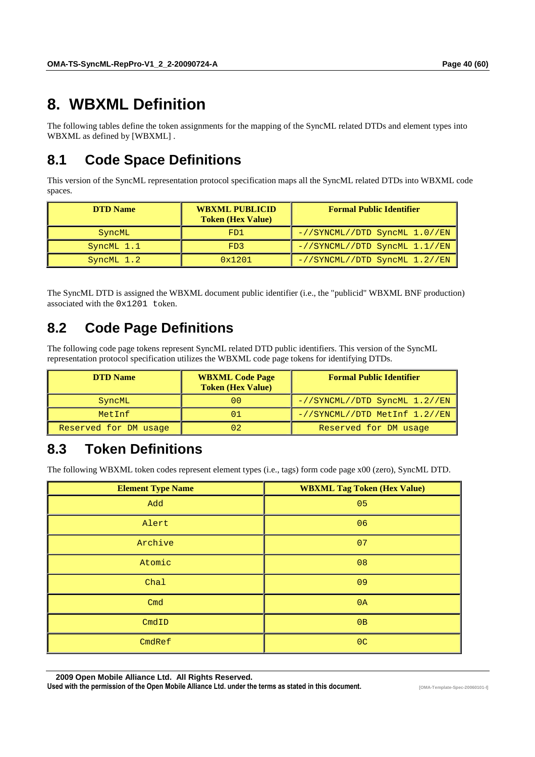# 8. WBXML Definition

The following tables define the token assignments for the mapping of the SyncML related DTDs and element types into WBXML as defined by [WBXML] .

## 8.1 Code Space Definitions

This version of the SyncML representation protocol specification maps all the SyncML related DTDs into WBXML code spaces.

| DTD Name | WBXML PUBLICID Token (Hex Value) | Formal Public Identifier |
|---|---|---|
| SyncML | FD1 | -//SYNCML//DTD SyncML 1.0//EN |
| SyncML 1.1 | FD3 | -//SYNCML//DTD SyncML 1.1//EN |
| SyncML 1.2 | 0x1201 | -//SYNCML//DTD SyncML 1.2//EN |

The SyncML DTD is assigned the WBXML document public identifier (i.e., the "publicid" WBXML BNF production) associated with the 0x1201 token.

## 8.2 Code Page Definitions

The following code page tokens represent SyncML related DTD public identifiers. This version of the SyncML representation protocol specification utilizes the WBXML code page tokens for identifying DTDs.

| DTD Name | WBXML Code Page Token (Hex Value) | Formal Public Identifier |
|---|---|---|
| SyncML | 00 | -//SYNCML//DTD SyncML 1.2//EN |
| MetInf | 01 | -//SYNCML//DTD MetInf 1.2//EN |
| Reserved for DM usage | 02 | Reserved for DM usage |

## 8.3 Token Definitions

The following WBXML token codes represent element types (i.e., tags) form code page x00 (zero), SyncML DTD.

| Element Type Name | WBXML Tag Token (Hex Value) |
|---|---|
| Add | 05 |
| Alert | 06 |
| Archive | 07 |
| Atomic | 08 |
| Chal | 09 |
| Cmd | 0A |
| CmdID | 0B |
| CmdRef | 0C |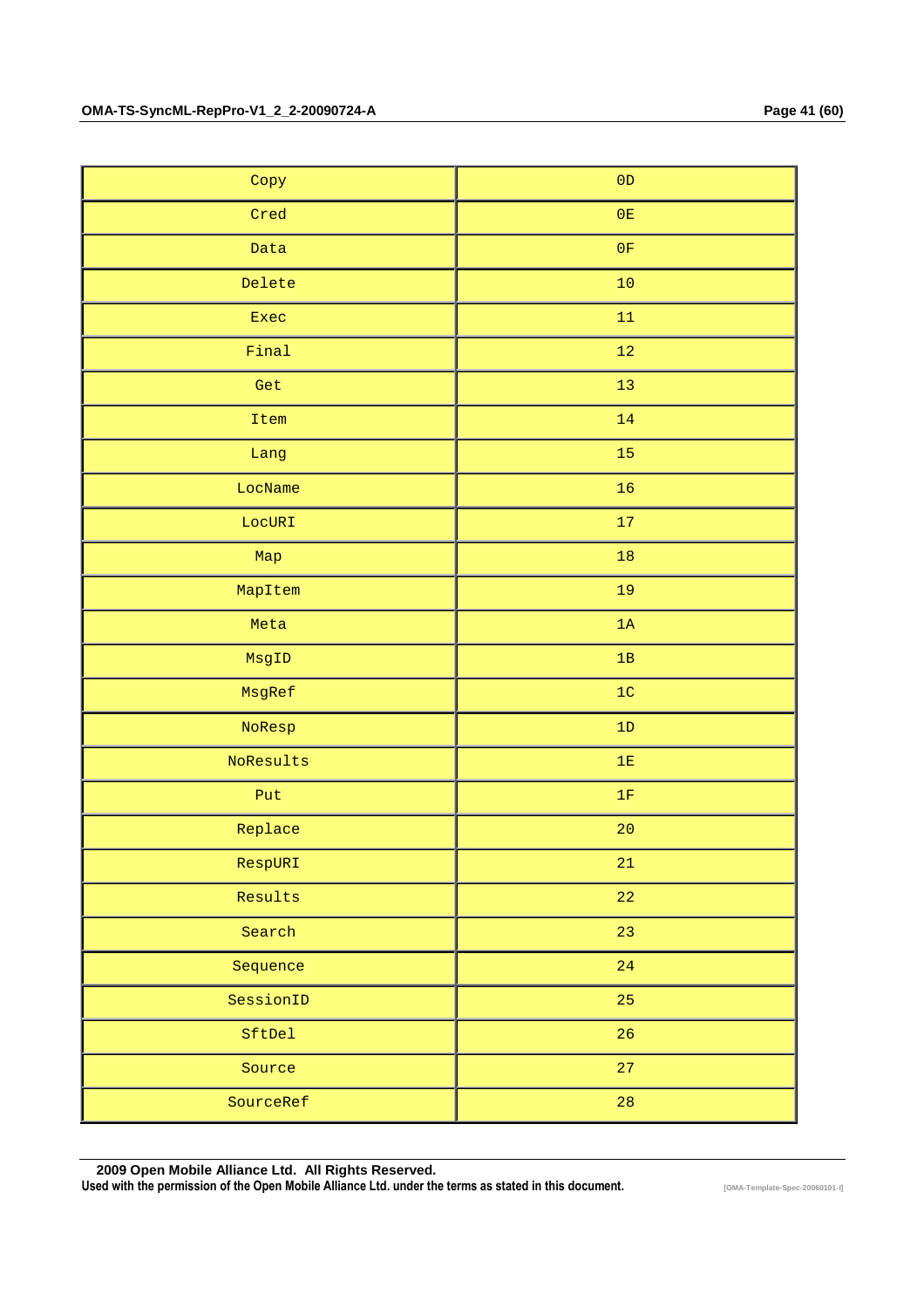| Copy | 0D |
|---|---|
| Cred | 0E |
| Data | 0F |
| Delete | 10 |
| Exec | 11 |
| Final | 12 |
| Get | 13 |
| Item | 14 |
| Lang | 15 |
| LocName | 16 |
| LocURI | 17 |
| Map | 18 |
| MapItem | 19 |
| Meta | 1A |
| MsgID | 1B |
| MsgRef | 1C |
| NoResp | 1D |
| NoResults | 1E |
| Put | 1F |
| Replace | 20 |
| RespURI | 21 |
| Results | 22 |
| Search | 23 |
| Sequence | 24 |
| SessionID | 25 |
| SftDel | 26 |
| Source | 27 |
| SourceRef | 28 |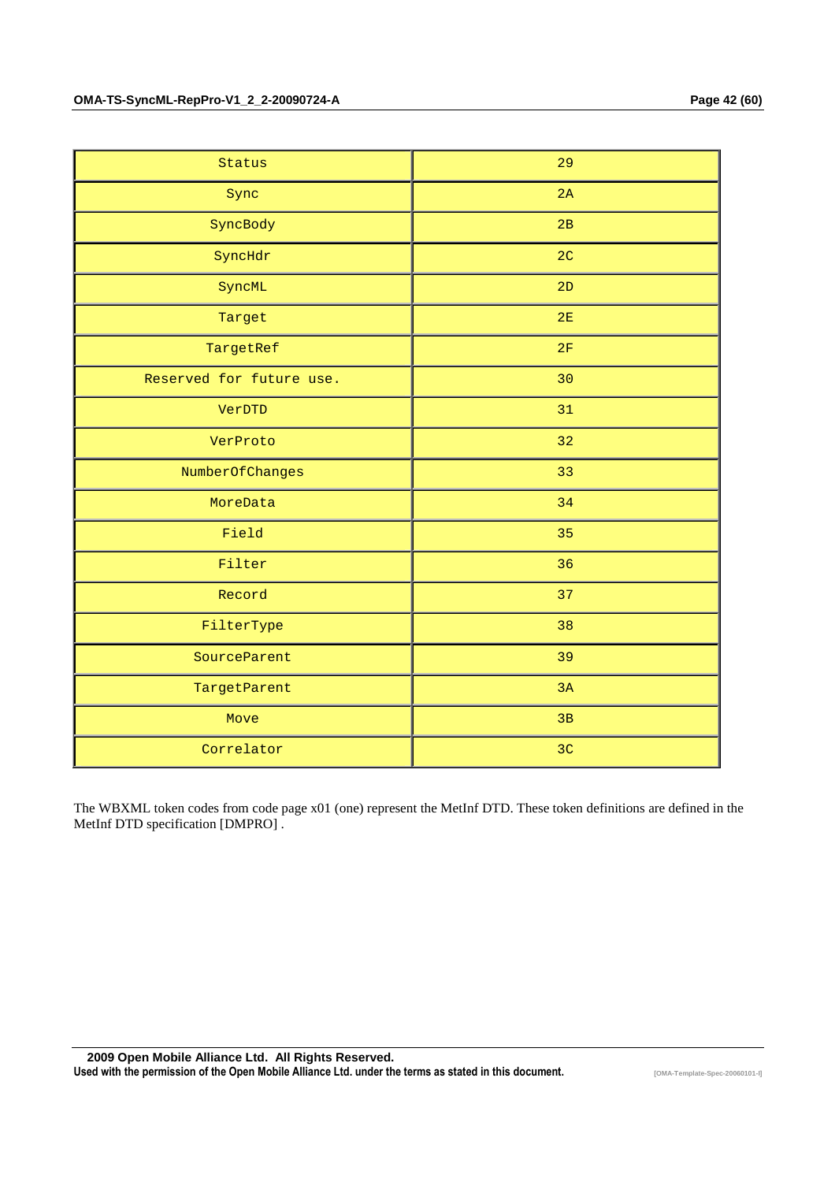| Status | 29 |
|---|---|
| Sync | 2A |
| SyncBody | 2B |
| SyncHdr | 2C |
| SyncML | 2D |
| Target | 2E |
| TargetRef | 2F |
| Reserved for future use. | 30 |
| VerDTD | 31 |
| VerProto | 32 |
| NumberOfChanges | 33 |
| MoreData | 34 |
| Field | 35 |
| Filter | 36 |
| Record | 37 |
| FilterType | 38 |
| SourceParent | 39 |
| TargetParent | 3A |
| Move | 3B |
| Correlator | 3C |

The WBXML token codes from code page x01 (one) represent the MetInf DTD. These token definitions are defined in the MetInf DTD specification [DMPRO] .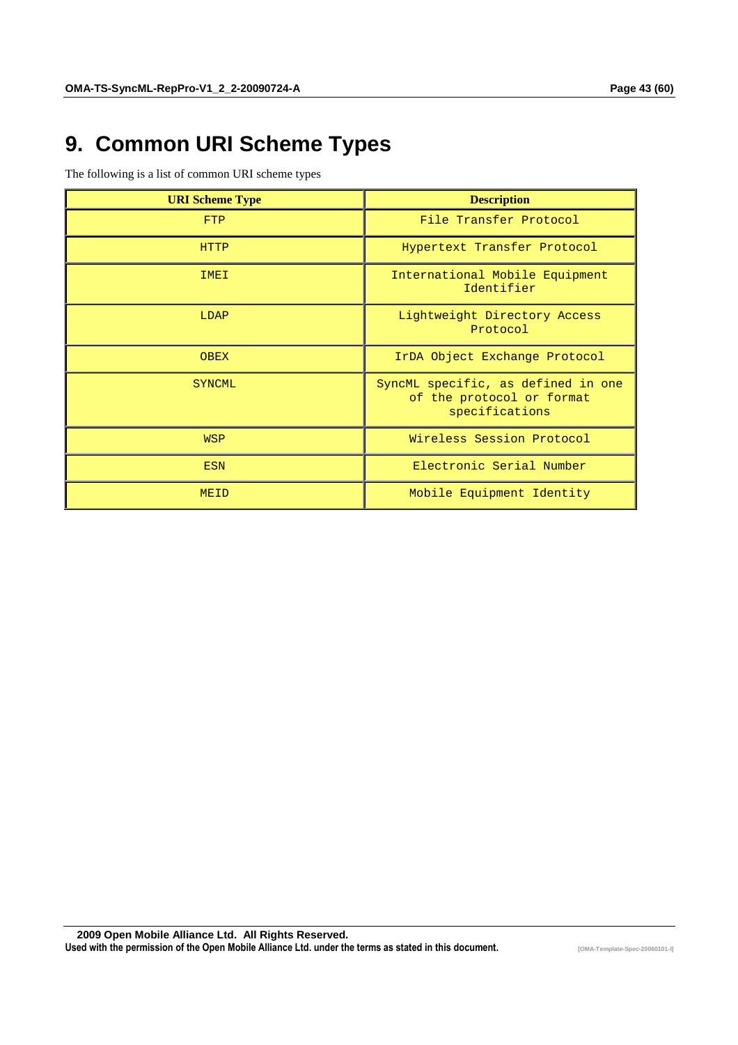# 9. Common URI Scheme Types

The following is a list of common URI scheme types

| URI Scheme Type | Description |
| --- | --- |
| FTP | File Transfer Protocol |
| HTTP | Hypertext Transfer Protocol |
| IMEI | International Mobile Equipment Identifier |
| LDAP | Lightweight Directory Access Protocol |
| OBEX | IrDA Object Exchange Protocol |
| SYNCML | SyncML specific, as defined in one of the protocol or format specifications |
| WSP | Wireless Session Protocol |
| ESN | Electronic Serial Number |
| MEID | Mobile Equipment Identity |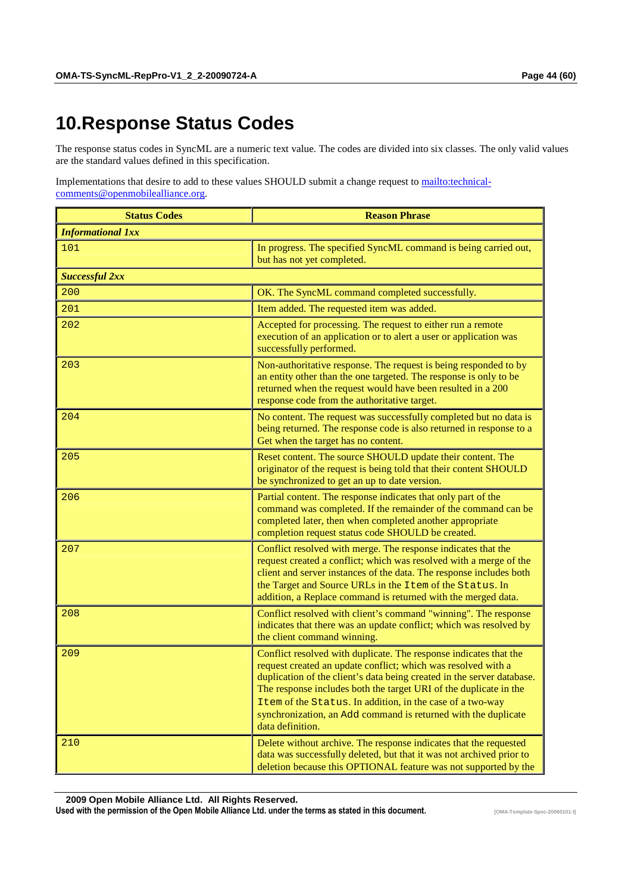# 10.Response Status Codes

The response status codes in SyncML are a numeric text value. The codes are divided into six classes. The only valid values are the standard values defined in this specification.

Implementations that desire to add to these values SHOULD submit a change request to [mailto:technical-comments@openmobilealliance.org](mailto:technical-comments@openmobilealliance.org).

| Status Codes | Reason Phrase |
|---|---|
| ***Informational 1xx*** | |
| `101` | In progress. The specified SyncML command is being carried out, but has not yet completed. |
| ***Successful 2xx*** | |
| `200` | OK. The SyncML command completed successfully. |
| `201` | Item added. The requested item was added. |
| `202` | Accepted for processing. The request to either run a remote execution of an application or to alert a user or application was successfully performed. |
| `203` | Non-authoritative response. The request is being responded to by an entity other than the one targeted. The response is only to be returned when the request would have been resulted in a 200 response code from the authoritative target. |
| `204` | No content. The request was successfully completed but no data is being returned. The response code is also returned in response to a Get when the target has no content. |
| `205` | Reset content. The source SHOULD update their content. The originator of the request is being told that their content SHOULD be synchronized to get an up to date version. |
| `206` | Partial content. The response indicates that only part of the command was completed. If the remainder of the command can be completed later, then when completed another appropriate completion request status code SHOULD be created. |
| `207` | Conflict resolved with merge. The response indicates that the request created a conflict; which was resolved with a merge of the client and server instances of the data. The response includes both the Target and Source URLs in the `Item` of the `Status`. In addition, a Replace command is returned with the merged data. |
| `208` | Conflict resolved with client's command "winning". The response indicates that there was an update conflict; which was resolved by the client command winning. |
| `209` | Conflict resolved with duplicate. The response indicates that the request created an update conflict; which was resolved with a duplication of the client's data being created in the server database. The response includes both the target URI of the duplicate in the `Item` of the `Status`. In addition, in the case of a two-way synchronization, an `Add` command is returned with the duplicate data definition. |
| `210` | Delete without archive. The response indicates that the requested data was successfully deleted, but that it was not archived prior to deletion because this OPTIONAL feature was not supported by the |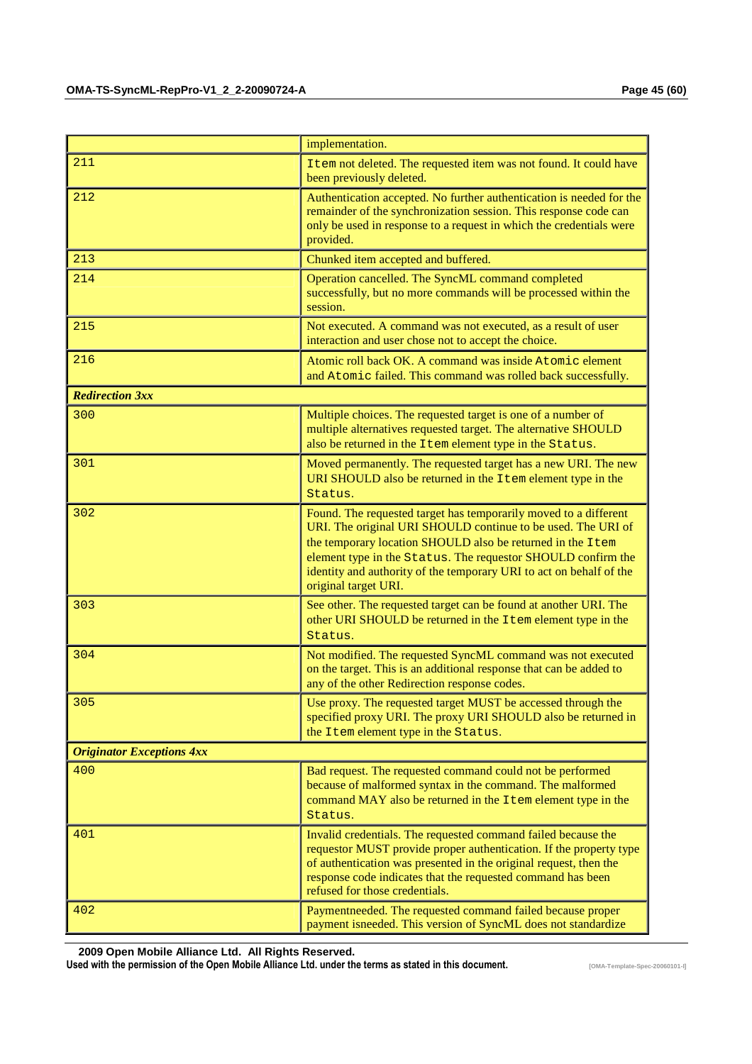| | |
|---|---|
| | implementation. |
| 211 | Item not deleted. The requested item was not found. It could have been previously deleted. |
| 212 | Authentication accepted. No further authentication is needed for the remainder of the synchronization session. This response code can only be used in response to a request in which the credentials were provided. |
| 213 | Chunked item accepted and buffered. |
| 214 | Operation cancelled. The SyncML command completed successfully, but no more commands will be processed within the session. |
| 215 | Not executed. A command was not executed, as a result of user interaction and user chose not to accept the choice. |
| 216 | Atomic roll back OK. A command was inside Atomic element and Atomic failed. This command was rolled back successfully. |
| ***Redirection 3xx*** | |
| 300 | Multiple choices. The requested target is one of a number of multiple alternatives requested target. The alternative SHOULD also be returned in the Item element type in the Status. |
| 301 | Moved permanently. The requested target has a new URI. The new URI SHOULD also be returned in the Item element type in the Status. |
| 302 | Found. The requested target has temporarily moved to a different URI. The original URI SHOULD continue to be used. The URI of the temporary location SHOULD also be returned in the Item element type in the Status. The requestor SHOULD confirm the identity and authority of the temporary URI to act on behalf of the original target URI. |
| 303 | See other. The requested target can be found at another URI. The other URI SHOULD be returned in the Item element type in the Status. |
| 304 | Not modified. The requested SyncML command was not executed on the target. This is an additional response that can be added to any of the other Redirection response codes. |
| 305 | Use proxy. The requested target MUST be accessed through the specified proxy URI. The proxy URI SHOULD also be returned in the Item element type in the Status. |
| ***Originator Exceptions 4xx*** | |
| 400 | Bad request. The requested command could not be performed because of malformed syntax in the command. The malformed command MAY also be returned in the Item element type in the Status. |
| 401 | Invalid credentials. The requested command failed because the requestor MUST provide proper authentication. If the property type of authentication was presented in the original request, then the response code indicates that the requested command has been refused for those credentials. |
| 402 | Paymentneeded. The requested command failed because proper payment isneeded. This version of SyncML does not standardize |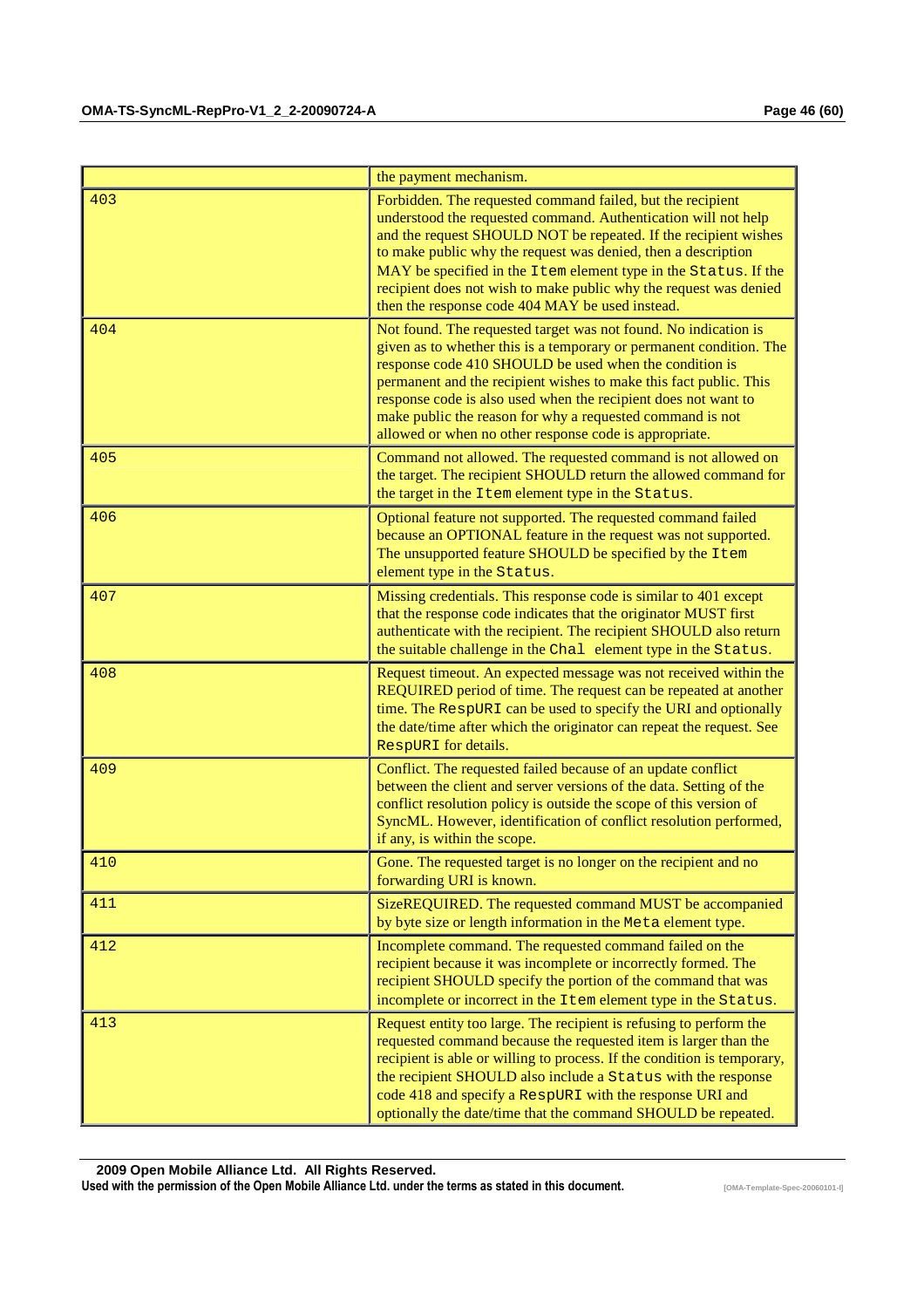| | |
|---|---|
| | the payment mechanism. |
| 403 | Forbidden. The requested command failed, but the recipient understood the requested command. Authentication will not help and the request SHOULD NOT be repeated. If the recipient wishes to make public why the request was denied, then a description MAY be specified in the `Item` element type in the `Status`. If the recipient does not wish to make public why the request was denied then the response code 404 MAY be used instead. |
| 404 | Not found. The requested target was not found. No indication is given as to whether this is a temporary or permanent condition. The response code 410 SHOULD be used when the condition is permanent and the recipient wishes to make this fact public. This response code is also used when the recipient does not want to make public the reason for why a requested command is not allowed or when no other response code is appropriate. |
| 405 | Command not allowed. The requested command is not allowed on the target. The recipient SHOULD return the allowed command for the target in the `Item` element type in the `Status`. |
| 406 | Optional feature not supported. The requested command failed because an OPTIONAL feature in the request was not supported. The unsupported feature SHOULD be specified by the `Item` element type in the `Status`. |
| 407 | Missing credentials. This response code is similar to 401 except that the response code indicates that the originator MUST first authenticate with the recipient. The recipient SHOULD also return the suitable challenge in the `Chal` element type in the `Status`. |
| 408 | Request timeout. An expected message was not received within the REQUIRED period of time. The request can be repeated at another time. The `RespURI` can be used to specify the URI and optionally the date/time after which the originator can repeat the request. See `RespURI` for details. |
| 409 | Conflict. The requested failed because of an update conflict between the client and server versions of the data. Setting of the conflict resolution policy is outside the scope of this version of SyncML. However, identification of conflict resolution performed, if any, is within the scope. |
| 410 | Gone. The requested target is no longer on the recipient and no forwarding URI is known. |
| 411 | SizeREQUIRED. The requested command MUST be accompanied by byte size or length information in the `Meta` element type. |
| 412 | Incomplete command. The requested command failed on the recipient because it was incomplete or incorrectly formed. The recipient SHOULD specify the portion of the command that was incomplete or incorrect in the `Item` element type in the `Status`. |
| 413 | Request entity too large. The recipient is refusing to perform the requested command because the requested item is larger than the recipient is able or willing to process. If the condition is temporary, the recipient SHOULD also include a `Status` with the response code 418 and specify a `RespURI` with the response URI and optionally the date/time that the command SHOULD be repeated. |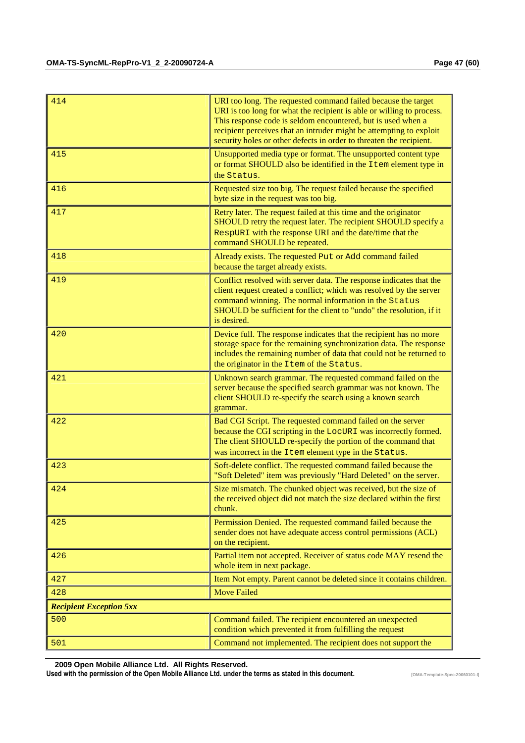| | |
|---|---|
| 414 | URI too long. The requested command failed because the target URI is too long for what the recipient is able or willing to process. This response code is seldom encountered, but is used when a recipient perceives that an intruder might be attempting to exploit security holes or other defects in order to threaten the recipient. |
| 415 | Unsupported media type or format. The unsupported content type or format SHOULD also be identified in the `Item` element type in the `Status`. |
| 416 | Requested size too big. The request failed because the specified byte size in the request was too big. |
| 417 | Retry later. The request failed at this time and the originator SHOULD retry the request later. The recipient SHOULD specify a `RespURI` with the response URI and the date/time that the command SHOULD be repeated. |
| 418 | Already exists. The requested `Put` or `Add` command failed because the target already exists. |
| 419 | Conflict resolved with server data. The response indicates that the client request created a conflict; which was resolved by the server command winning. The normal information in the `Status` SHOULD be sufficient for the client to "undo" the resolution, if it is desired. |
| 420 | Device full. The response indicates that the recipient has no more storage space for the remaining synchronization data. The response includes the remaining number of data that could not be returned to the originator in the `Item` of the `Status`. |
| 421 | Unknown search grammar. The requested command failed on the server because the specified search grammar was not known. The client SHOULD re-specify the search using a known search grammar. |
| 422 | Bad CGI Script. The requested command failed on the server because the CGI scripting in the `LocURI` was incorrectly formed. The client SHOULD re-specify the portion of the command that was incorrect in the `Item` element type in the `Status`. |
| 423 | Soft-delete conflict. The requested command failed because the "Soft Deleted" item was previously "Hard Deleted" on the server. |
| 424 | Size mismatch. The chunked object was received, but the size of the received object did not match the size declared within the first chunk. |
| 425 | Permission Denied. The requested command failed because the sender does not have adequate access control permissions (ACL) on the recipient. |
| 426 | Partial item not accepted. Receiver of status code MAY resend the whole item in next package. |
| 427 | Item Not empty. Parent cannot be deleted since it contains children. |
| 428 | Move Failed |
| ***Recipient Exception 5xx*** | |
| 500 | Command failed. The recipient encountered an unexpected condition which prevented it from fulfilling the request |
| 501 | Command not implemented. The recipient does not support the |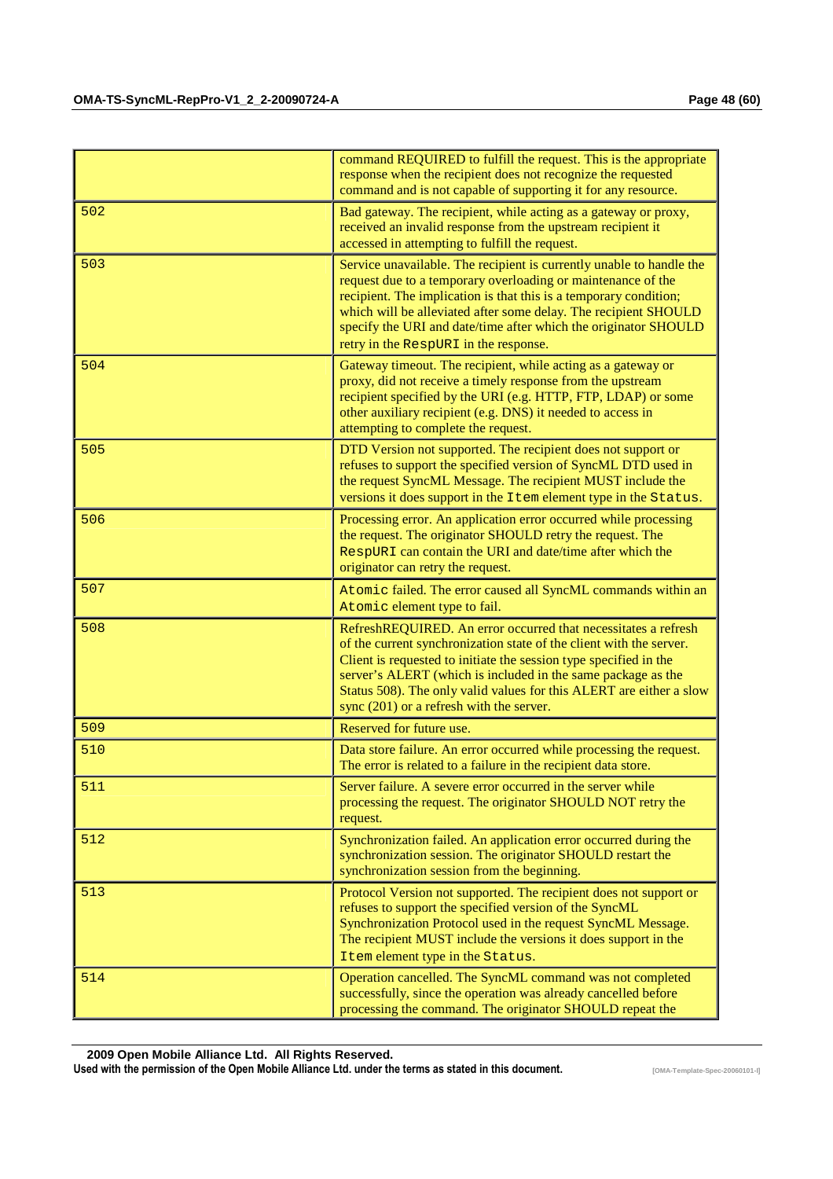| | |
|---|---|
| | command REQUIRED to fulfill the request. This is the appropriate response when the recipient does not recognize the requested command and is not capable of supporting it for any resource. |
| 502 | Bad gateway. The recipient, while acting as a gateway or proxy, received an invalid response from the upstream recipient it accessed in attempting to fulfill the request. |
| 503 | Service unavailable. The recipient is currently unable to handle the request due to a temporary overloading or maintenance of the recipient. The implication is that this is a temporary condition; which will be alleviated after some delay. The recipient SHOULD specify the URI and date/time after which the originator SHOULD retry in the `RespURI` in the response. |
| 504 | Gateway timeout. The recipient, while acting as a gateway or proxy, did not receive a timely response from the upstream recipient specified by the URI (e.g. HTTP, FTP, LDAP) or some other auxiliary recipient (e.g. DNS) it needed to access in attempting to complete the request. |
| 505 | DTD Version not supported. The recipient does not support or refuses to support the specified version of SyncML DTD used in the request SyncML Message. The recipient MUST include the versions it does support in the `Item` element type in the `Status`. |
| 506 | Processing error. An application error occurred while processing the request. The originator SHOULD retry the request. The `RespURI` can contain the URI and date/time after which the originator can retry the request. |
| 507 | `Atomic` failed. The error caused all SyncML commands within an `Atomic` element type to fail. |
| 508 | RefreshREQUIRED. An error occurred that necessitates a refresh of the current synchronization state of the client with the server. Client is requested to initiate the session type specified in the server's ALERT (which is included in the same package as the Status 508). The only valid values for this ALERT are either a slow sync (201) or a refresh with the server. |
| 509 | Reserved for future use. |
| 510 | Data store failure. An error occurred while processing the request. The error is related to a failure in the recipient data store. |
| 511 | Server failure. A severe error occurred in the server while processing the request. The originator SHOULD NOT retry the request. |
| 512 | Synchronization failed. An application error occurred during the synchronization session. The originator SHOULD restart the synchronization session from the beginning. |
| 513 | Protocol Version not supported. The recipient does not support or refuses to support the specified version of the SyncML Synchronization Protocol used in the request SyncML Message. The recipient MUST include the versions it does support in the `Item` element type in the `Status`. |
| 514 | Operation cancelled. The SyncML command was not completed successfully, since the operation was already cancelled before processing the command. The originator SHOULD repeat the |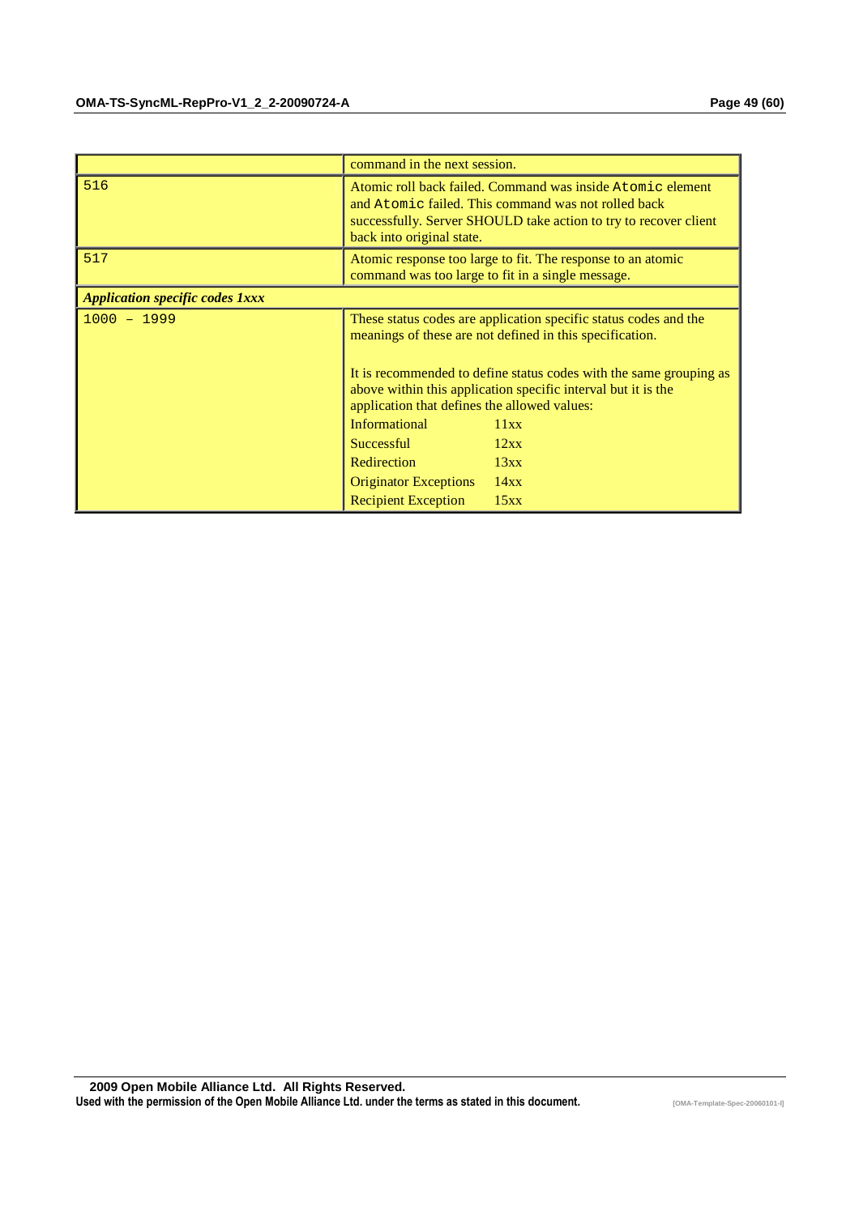| | |
|---|---|
| | command in the next session. |
| 516 | Atomic roll back failed. Command was inside `Atomic` element and `Atomic` failed. This command was not rolled back successfully. Server SHOULD take action to try to recover client back into original state. |
| 517 | Atomic response too large to fit. The response to an atomic command was too large to fit in a single message. |
| ***Application specific codes 1xxx*** | |
| 1000 – 1999 | These status codes are application specific status codes and the meanings of these are not defined in this specification.<br><br>It is recommended to define status codes with the same grouping as above within this application specific interval but it is the application that defines the allowed values:<br>Informational 11xx<br>Successful 12xx<br>Redirection 13xx<br>Originator Exceptions 14xx<br>Recipient Exception 15xx |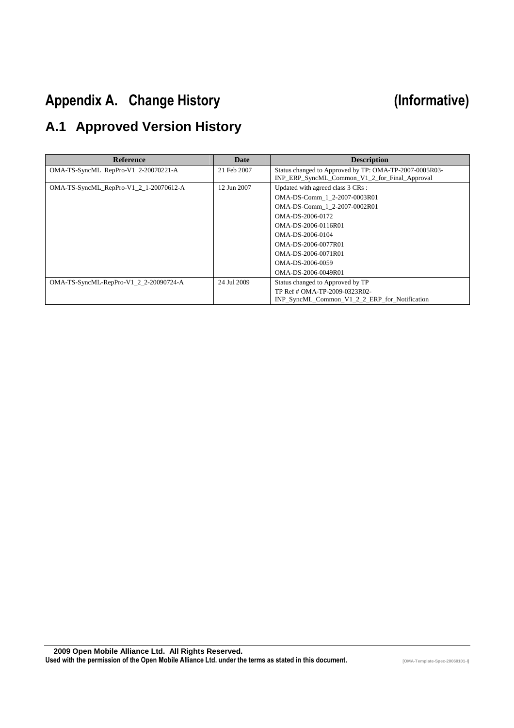# Appendix A. Change History (Informative)

## A.1 Approved Version History

| Reference | Date | Description |
|---|---|---|
| OMA-TS-SyncML_RepPro-V1_2-20070221-A | 21 Feb 2007 | Status changed to Approved by TP: OMA-TP-2007-0005R03-INP_ERP_SyncML_Common_V1_2_for_Final_Approval |
| OMA-TS-SyncML_RepPro-V1_2_1-20070612-A | 12 Jun 2007 | Updated with agreed class 3 CRs :<br>OMA-DS-Comm_1_2-2007-0003R01<br>OMA-DS-Comm_1_2-2007-0002R01<br>OMA-DS-2006-0172<br>OMA-DS-2006-0116R01<br>OMA-DS-2006-0104<br>OMA-DS-2006-0077R01<br>OMA-DS-2006-0071R01<br>OMA-DS-2006-0059<br>OMA-DS-2006-0049R01 |
| OMA-TS-SyncML-RepPro-V1_2_2-20090724-A | 24 Jul 2009 | Status changed to Approved by TP<br>TP Ref # OMA-TP-2009-0323R02-INP_SyncML_Common_V1_2_2_ERP_for_Notification |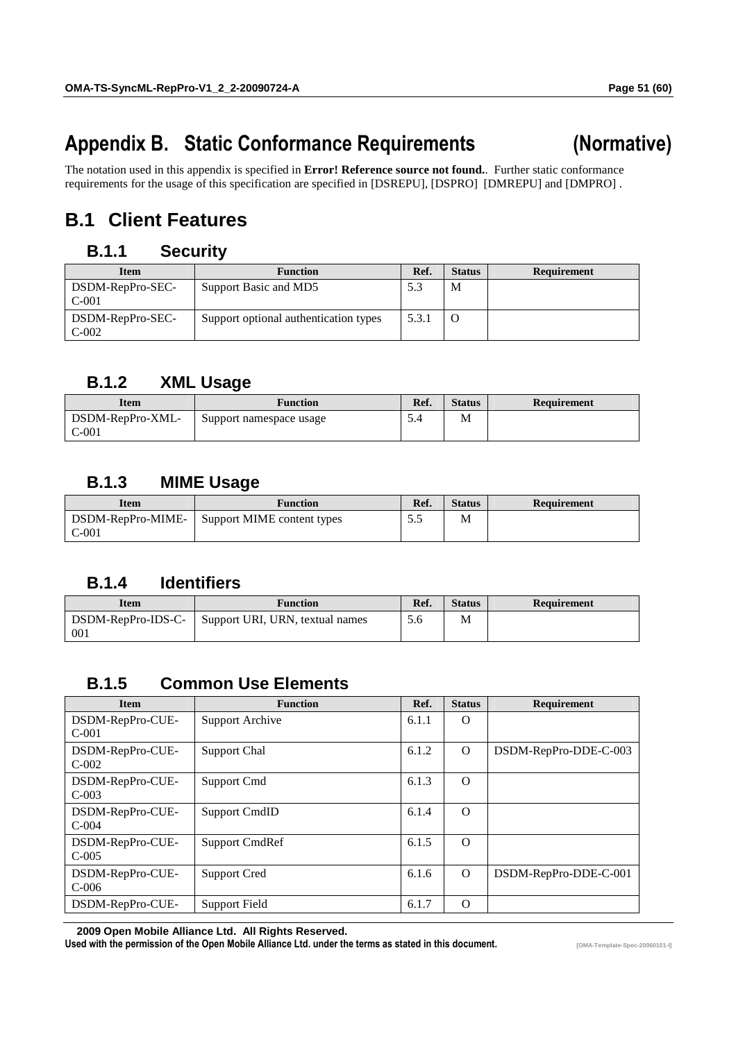# Appendix B. Static Conformance Requirements (Normative)

The notation used in this appendix is specified in **Error! Reference source not found.**. Further static conformance requirements for the usage of this specification are specified in [DSREPU], [DSPRO] [DMREPU] and [DMPRO] .

## B.1 Client Features

### B.1.1 Security

| Item | Function | Ref. | Status | Requirement |
|---|---|---|---|---|
| DSDM-RepPro-SEC-C-001 | Support Basic and MD5 | 5.3 | M | |
| DSDM-RepPro-SEC-C-002 | Support optional authentication types | 5.3.1 | O | |

### B.1.2 XML Usage

| Item | Function | Ref. | Status | Requirement |
|---|---|---|---|---|
| DSDM-RepPro-XML-C-001 | Support namespace usage | 5.4 | M | |

### B.1.3 MIME Usage

| Item | Function | Ref. | Status | Requirement |
|---|---|---|---|---|
| DSDM-RepPro-MIME-C-001 | Support MIME content types | 5.5 | M | |

### B.1.4 Identifiers

| Item | Function | Ref. | Status | Requirement |
|---|---|---|---|---|
| DSDM-RepPro-IDS-C-001 | Support URI, URN, textual names | 5.6 | M | |

### B.1.5 Common Use Elements

| Item | Function | Ref. | Status | Requirement |
|---|---|---|---|---|
| DSDM-RepPro-CUE-C-001 | Support Archive | 6.1.1 | O | |
| DSDM-RepPro-CUE-C-002 | Support Chal | 6.1.2 | O | DSDM-RepPro-DDE-C-003 |
| DSDM-RepPro-CUE-C-003 | Support Cmd | 6.1.3 | O | |
| DSDM-RepPro-CUE-C-004 | Support CmdID | 6.1.4 | O | |
| DSDM-RepPro-CUE-C-005 | Support CmdRef | 6.1.5 | O | |
| DSDM-RepPro-CUE-C-006 | Support Cred | 6.1.6 | O | DSDM-RepPro-DDE-C-001 |
| DSDM-RepPro-CUE- | Support Field | 6.1.7 | O | |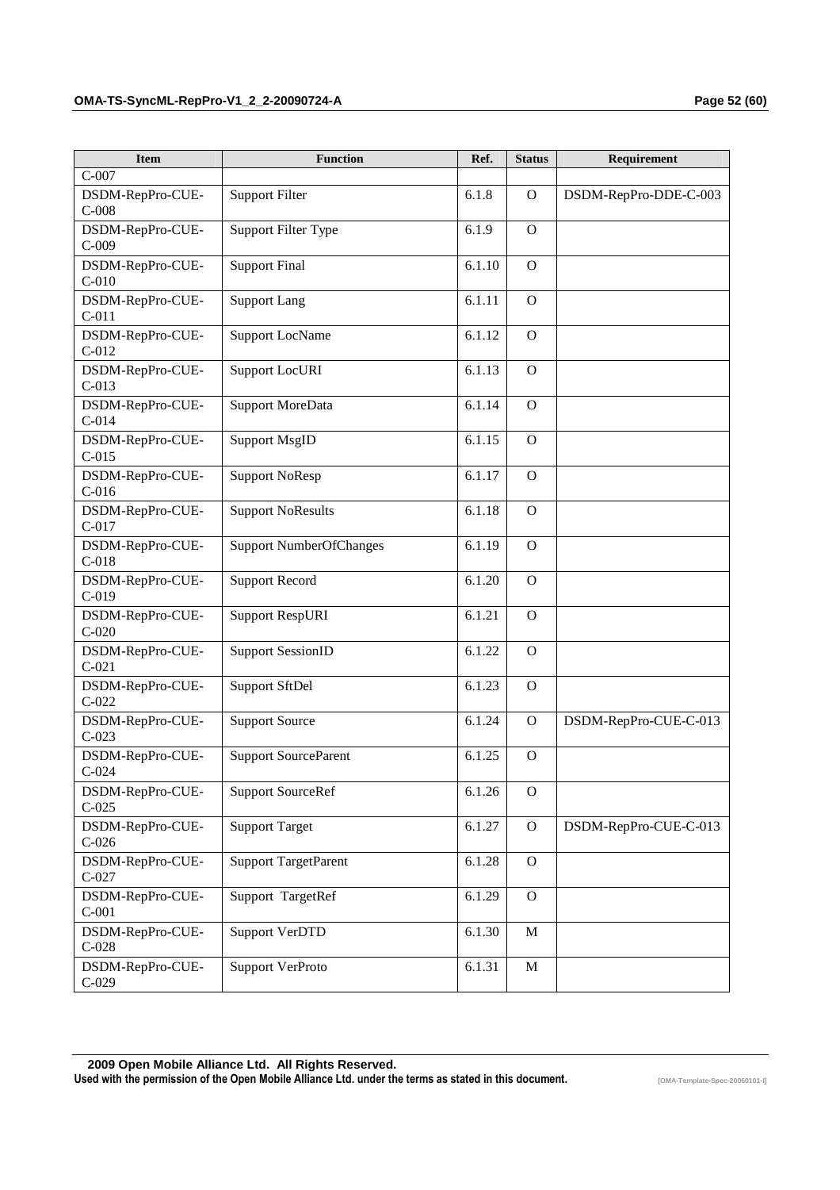| Item | Function | Ref. | Status | Requirement |
|---|---|---|---|---|
| C-007 | | | | |
| DSDM-RepPro-CUE-C-008 | Support Filter | 6.1.8 | O | DSDM-RepPro-DDE-C-003 |
| DSDM-RepPro-CUE-C-009 | Support Filter Type | 6.1.9 | O | |
| DSDM-RepPro-CUE-C-010 | Support Final | 6.1.10 | O | |
| DSDM-RepPro-CUE-C-011 | Support Lang | 6.1.11 | O | |
| DSDM-RepPro-CUE-C-012 | Support LocName | 6.1.12 | O | |
| DSDM-RepPro-CUE-C-013 | Support LocURI | 6.1.13 | O | |
| DSDM-RepPro-CUE-C-014 | Support MoreData | 6.1.14 | O | |
| DSDM-RepPro-CUE-C-015 | Support MsgID | 6.1.15 | O | |
| DSDM-RepPro-CUE-C-016 | Support NoResp | 6.1.17 | O | |
| DSDM-RepPro-CUE-C-017 | Support NoResults | 6.1.18 | O | |
| DSDM-RepPro-CUE-C-018 | Support NumberOfChanges | 6.1.19 | O | |
| DSDM-RepPro-CUE-C-019 | Support Record | 6.1.20 | O | |
| DSDM-RepPro-CUE-C-020 | Support RespURI | 6.1.21 | O | |
| DSDM-RepPro-CUE-C-021 | Support SessionID | 6.1.22 | O | |
| DSDM-RepPro-CUE-C-022 | Support SftDel | 6.1.23 | O | |
| DSDM-RepPro-CUE-C-023 | Support Source | 6.1.24 | O | DSDM-RepPro-CUE-C-013 |
| DSDM-RepPro-CUE-C-024 | Support SourceParent | 6.1.25 | O | |
| DSDM-RepPro-CUE-C-025 | Support SourceRef | 6.1.26 | O | |
| DSDM-RepPro-CUE-C-026 | Support Target | 6.1.27 | O | DSDM-RepPro-CUE-C-013 |
| DSDM-RepPro-CUE-C-027 | Support TargetParent | 6.1.28 | O | |
| DSDM-RepPro-CUE-C-001 | Support TargetRef | 6.1.29 | O | |
| DSDM-RepPro-CUE-C-028 | Support VerDTD | 6.1.30 | M | |
| DSDM-RepPro-CUE-C-029 | Support VerProto | 6.1.31 | M | |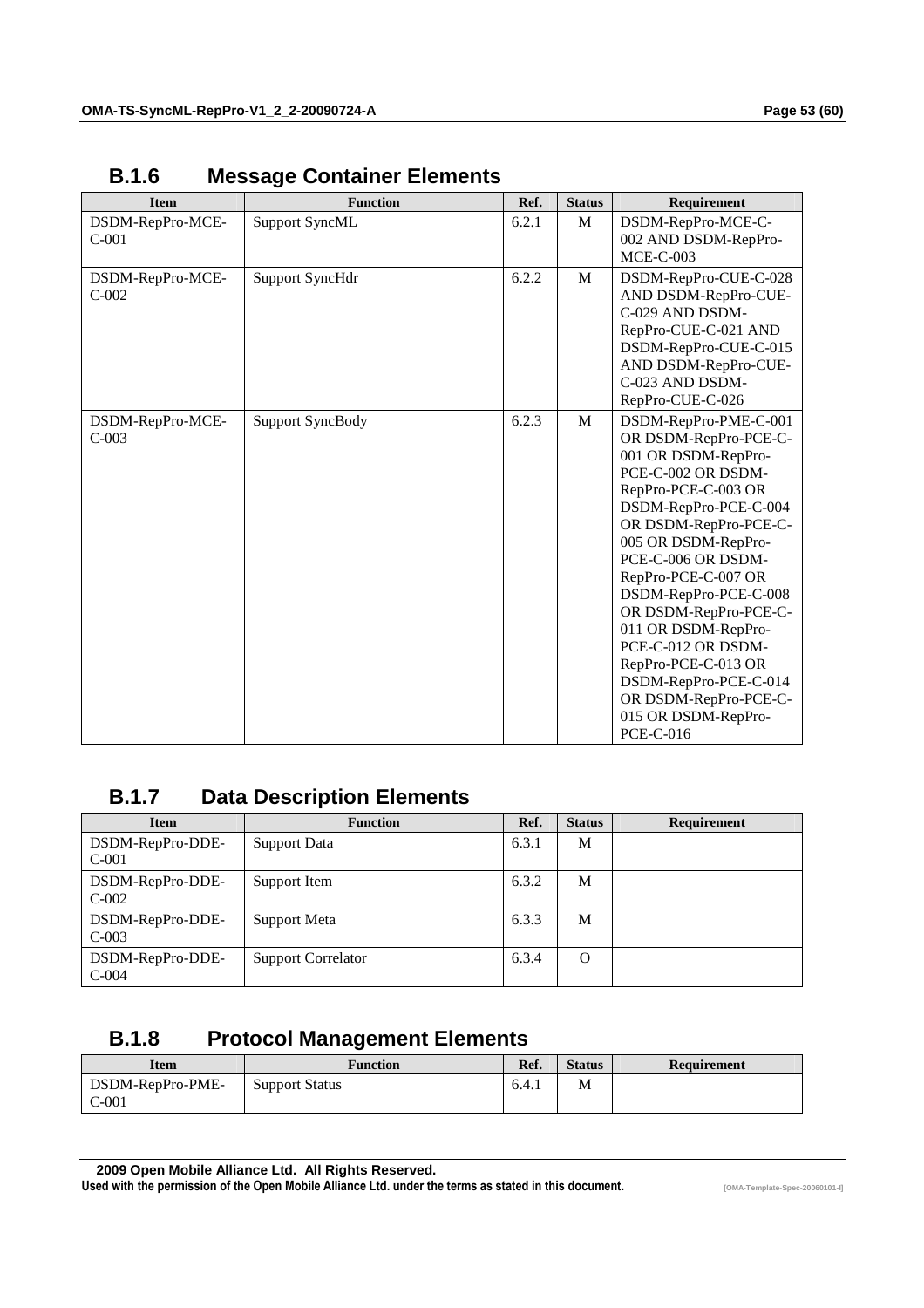## B.1.6 Message Container Elements

| Item | Function | Ref. | Status | Requirement |
|---|---|---|---|---|
| DSDM-RepPro-MCE-C-001 | Support SyncML | 6.2.1 | M | DSDM-RepPro-MCE-C-002 AND DSDM-RepPro-MCE-C-003 |
| DSDM-RepPro-MCE-C-002 | Support SyncHdr | 6.2.2 | M | DSDM-RepPro-CUE-C-028 AND DSDM-RepPro-CUE-C-029 AND DSDM-RepPro-CUE-C-021 AND DSDM-RepPro-CUE-C-015 AND DSDM-RepPro-CUE-C-023 AND DSDM-RepPro-CUE-C-026 |
| DSDM-RepPro-MCE-C-003 | Support SyncBody | 6.2.3 | M | DSDM-RepPro-PME-C-001 OR DSDM-RepPro-PCE-C-001 OR DSDM-RepPro-PCE-C-002 OR DSDM-RepPro-PCE-C-003 OR DSDM-RepPro-PCE-C-004 OR DSDM-RepPro-PCE-C-005 OR DSDM-RepPro-PCE-C-006 OR DSDM-RepPro-PCE-C-007 OR DSDM-RepPro-PCE-C-008 OR DSDM-RepPro-PCE-C-011 OR DSDM-RepPro-PCE-C-012 OR DSDM-RepPro-PCE-C-013 OR DSDM-RepPro-PCE-C-014 OR DSDM-RepPro-PCE-C-015 OR DSDM-RepPro-PCE-C-016 |

## B.1.7 Data Description Elements

| Item | Function | Ref. | Status | Requirement |
|---|---|---|---|---|
| DSDM-RepPro-DDE-C-001 | Support Data | 6.3.1 | M | |
| DSDM-RepPro-DDE-C-002 | Support Item | 6.3.2 | M | |
| DSDM-RepPro-DDE-C-003 | Support Meta | 6.3.3 | M | |
| DSDM-RepPro-DDE-C-004 | Support Correlator | 6.3.4 | O | |

## B.1.8 Protocol Management Elements

| Item | Function | Ref. | Status | Requirement |
|---|---|---|---|---|
| DSDM-RepPro-PME-C-001 | Support Status | 6.4.1 | M | |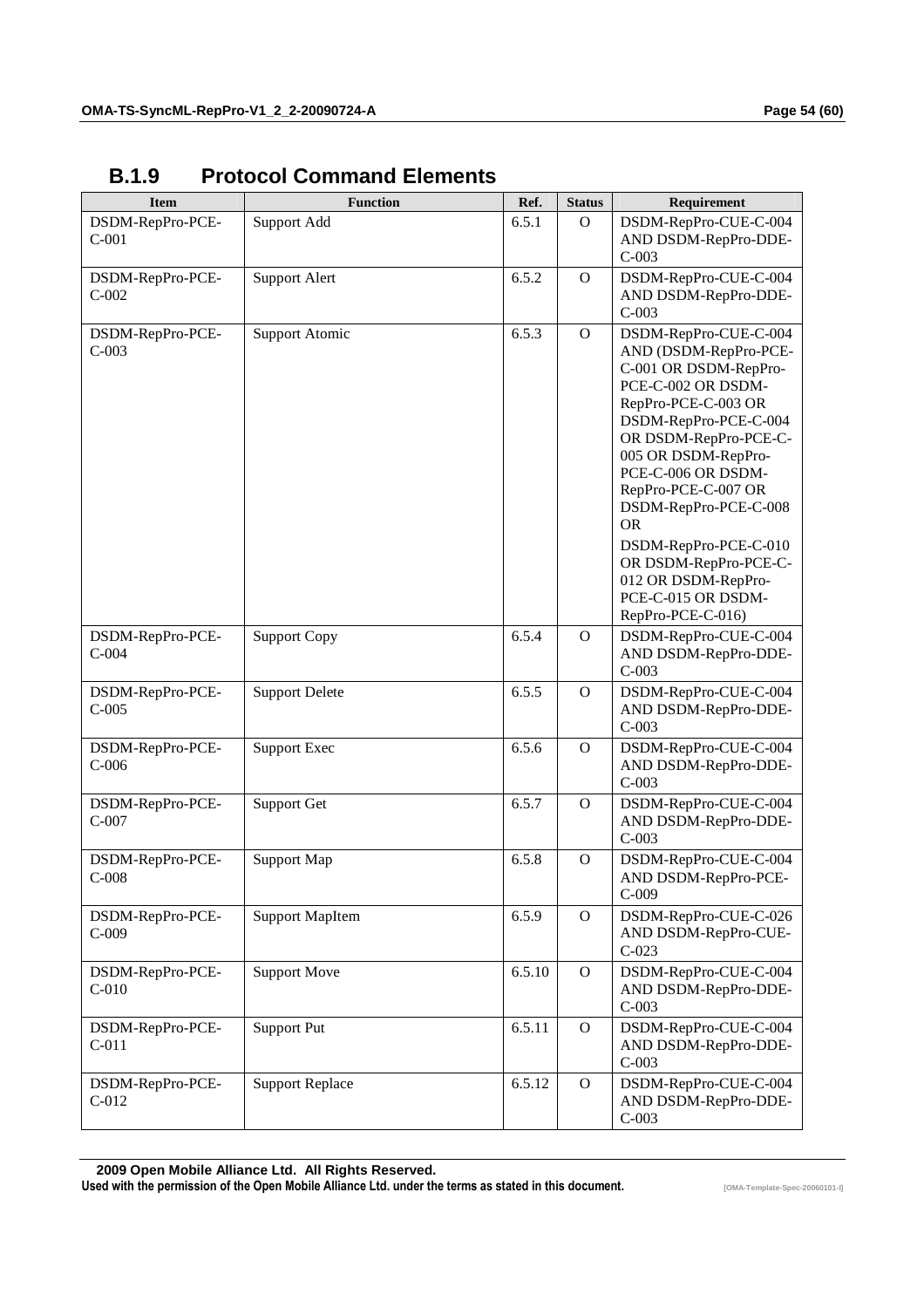### B.1.9 Protocol Command Elements

| Item | Function | Ref. | Status | Requirement |
|---|---|---|---|---|
| DSDM-RepPro-PCE-C-001 | Support Add | 6.5.1 | O | DSDM-RepPro-CUE-C-004 AND DSDM-RepPro-DDE-C-003 |
| DSDM-RepPro-PCE-C-002 | Support Alert | 6.5.2 | O | DSDM-RepPro-CUE-C-004 AND DSDM-RepPro-DDE-C-003 |
| DSDM-RepPro-PCE-C-003 | Support Atomic | 6.5.3 | O | DSDM-RepPro-CUE-C-004 AND (DSDM-RepPro-PCE-C-001 OR DSDM-RepPro-PCE-C-002 OR DSDM-RepPro-PCE-C-003 OR DSDM-RepPro-PCE-C-004 OR DSDM-RepPro-PCE-C-005 OR DSDM-RepPro-PCE-C-006 OR DSDM-RepPro-PCE-C-007 OR DSDM-RepPro-PCE-C-008 OR DSDM-RepPro-PCE-C-010 OR DSDM-RepPro-PCE-C-012 OR DSDM-RepPro-PCE-C-015 OR DSDM-RepPro-PCE-C-016) |
| DSDM-RepPro-PCE-C-004 | Support Copy | 6.5.4 | O | DSDM-RepPro-CUE-C-004 AND DSDM-RepPro-DDE-C-003 |
| DSDM-RepPro-PCE-C-005 | Support Delete | 6.5.5 | O | DSDM-RepPro-CUE-C-004 AND DSDM-RepPro-DDE-C-003 |
| DSDM-RepPro-PCE-C-006 | Support Exec | 6.5.6 | O | DSDM-RepPro-CUE-C-004 AND DSDM-RepPro-DDE-C-003 |
| DSDM-RepPro-PCE-C-007 | Support Get | 6.5.7 | O | DSDM-RepPro-CUE-C-004 AND DSDM-RepPro-DDE-C-003 |
| DSDM-RepPro-PCE-C-008 | Support Map | 6.5.8 | O | DSDM-RepPro-CUE-C-004 AND DSDM-RepPro-PCE-C-009 |
| DSDM-RepPro-PCE-C-009 | Support MapItem | 6.5.9 | O | DSDM-RepPro-CUE-C-026 AND DSDM-RepPro-CUE-C-023 |
| DSDM-RepPro-PCE-C-010 | Support Move | 6.5.10 | O | DSDM-RepPro-CUE-C-004 AND DSDM-RepPro-DDE-C-003 |
| DSDM-RepPro-PCE-C-011 | Support Put | 6.5.11 | O | DSDM-RepPro-CUE-C-004 AND DSDM-RepPro-DDE-C-003 |
| DSDM-RepPro-PCE-C-012 | Support Replace | 6.5.12 | O | DSDM-RepPro-CUE-C-004 AND DSDM-RepPro-DDE-C-003 |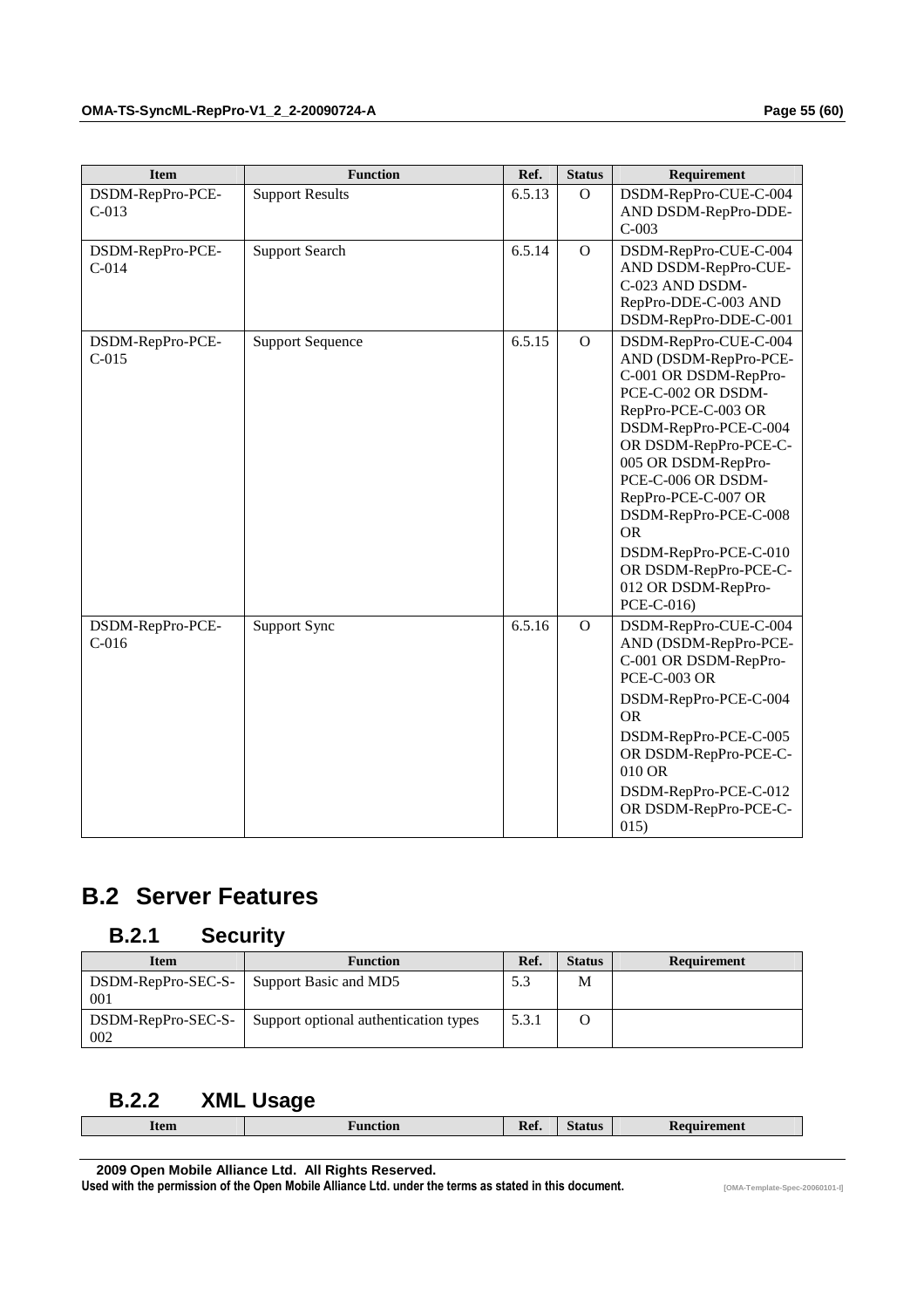| Item | Function | Ref. | Status | Requirement |
|---|---|---|---|---|
| DSDM-RepPro-PCE-C-013 | Support Results | 6.5.13 | O | DSDM-RepPro-CUE-C-004 AND DSDM-RepPro-DDE-C-003 |
| DSDM-RepPro-PCE-C-014 | Support Search | 6.5.14 | O | DSDM-RepPro-CUE-C-004 AND DSDM-RepPro-CUE-C-023 AND DSDM-RepPro-DDE-C-003 AND DSDM-RepPro-DDE-C-001 |
| DSDM-RepPro-PCE-C-015 | Support Sequence | 6.5.15 | O | DSDM-RepPro-CUE-C-004 AND (DSDM-RepPro-PCE-C-001 OR DSDM-RepPro-PCE-C-002 OR DSDM-RepPro-PCE-C-003 OR DSDM-RepPro-PCE-C-004 OR DSDM-RepPro-PCE-C-005 OR DSDM-RepPro-PCE-C-006 OR DSDM-RepPro-PCE-C-007 OR DSDM-RepPro-PCE-C-008 OR DSDM-RepPro-PCE-C-010 OR DSDM-RepPro-PCE-C-012 OR DSDM-RepPro-PCE-C-016) |
| DSDM-RepPro-PCE-C-016 | Support Sync | 6.5.16 | O | DSDM-RepPro-CUE-C-004 AND (DSDM-RepPro-PCE-C-001 OR DSDM-RepPro-PCE-C-003 OR DSDM-RepPro-PCE-C-004 OR DSDM-RepPro-PCE-C-005 OR DSDM-RepPro-PCE-C-010 OR DSDM-RepPro-PCE-C-012 OR DSDM-RepPro-PCE-C-015) |

## B.2 Server Features

### B.2.1 Security

| Item | Function | Ref. | Status | Requirement |
|---|---|---|---|---|
| DSDM-RepPro-SEC-S-001 | Support Basic and MD5 | 5.3 | M | |
| DSDM-RepPro-SEC-S-002 | Support optional authentication types | 5.3.1 | O | |

### B.2.2 XML Usage

| Item | Function | Ref. | Status | Requirement |
|---|---|---|---|---|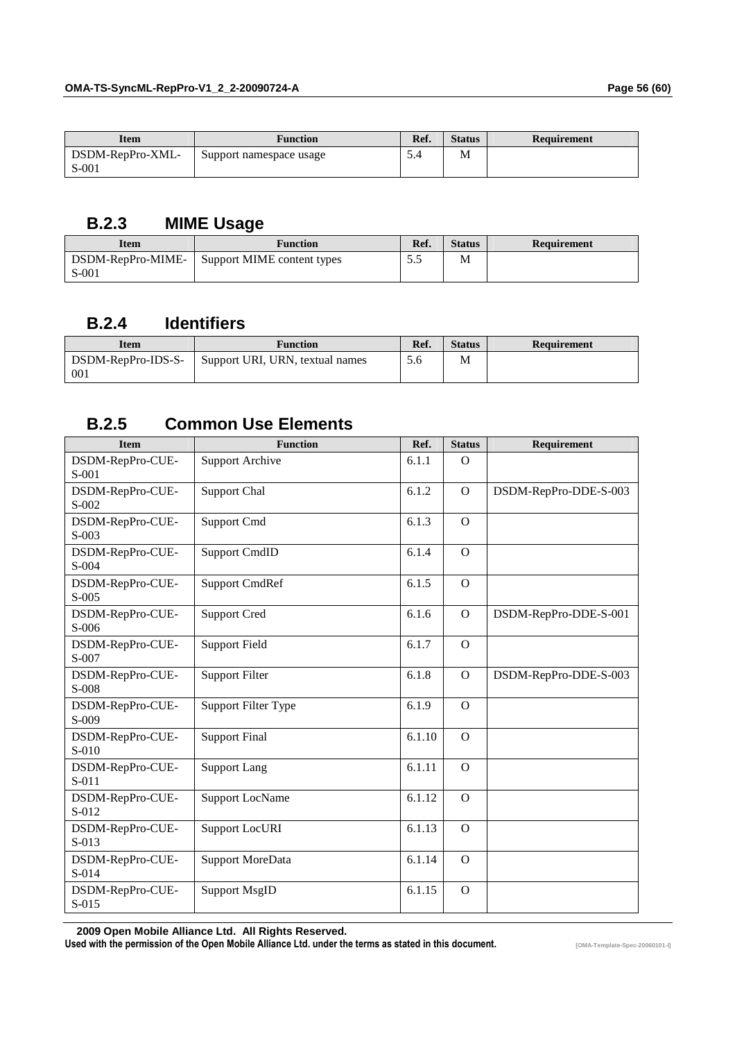| Item | Function | Ref. | Status | Requirement |
|---|---|---|---|---|
| DSDM-RepPro-XML-S-001 | Support namespace usage | 5.4 | M | |

### B.2.3 MIME Usage

| Item | Function | Ref. | Status | Requirement |
|---|---|---|---|---|
| DSDM-RepPro-MIME-S-001 | Support MIME content types | 5.5 | M | |

### B.2.4 Identifiers

| Item | Function | Ref. | Status | Requirement |
|---|---|---|---|---|
| DSDM-RepPro-IDS-S-001 | Support URI, URN, textual names | 5.6 | M | |

### B.2.5 Common Use Elements

| Item | Function | Ref. | Status | Requirement |
|---|---|---|---|---|
| DSDM-RepPro-CUE-S-001 | Support Archive | 6.1.1 | O | |
| DSDM-RepPro-CUE-S-002 | Support Chal | 6.1.2 | O | DSDM-RepPro-DDE-S-003 |
| DSDM-RepPro-CUE-S-003 | Support Cmd | 6.1.3 | O | |
| DSDM-RepPro-CUE-S-004 | Support CmdID | 6.1.4 | O | |
| DSDM-RepPro-CUE-S-005 | Support CmdRef | 6.1.5 | O | |
| DSDM-RepPro-CUE-S-006 | Support Cred | 6.1.6 | O | DSDM-RepPro-DDE-S-001 |
| DSDM-RepPro-CUE-S-007 | Support Field | 6.1.7 | O | |
| DSDM-RepPro-CUE-S-008 | Support Filter | 6.1.8 | O | DSDM-RepPro-DDE-S-003 |
| DSDM-RepPro-CUE-S-009 | Support Filter Type | 6.1.9 | O | |
| DSDM-RepPro-CUE-S-010 | Support Final | 6.1.10 | O | |
| DSDM-RepPro-CUE-S-011 | Support Lang | 6.1.11 | O | |
| DSDM-RepPro-CUE-S-012 | Support LocName | 6.1.12 | O | |
| DSDM-RepPro-CUE-S-013 | Support LocURI | 6.1.13 | O | |
| DSDM-RepPro-CUE-S-014 | Support MoreData | 6.1.14 | O | |
| DSDM-RepPro-CUE-S-015 | Support MsgID | 6.1.15 | O | |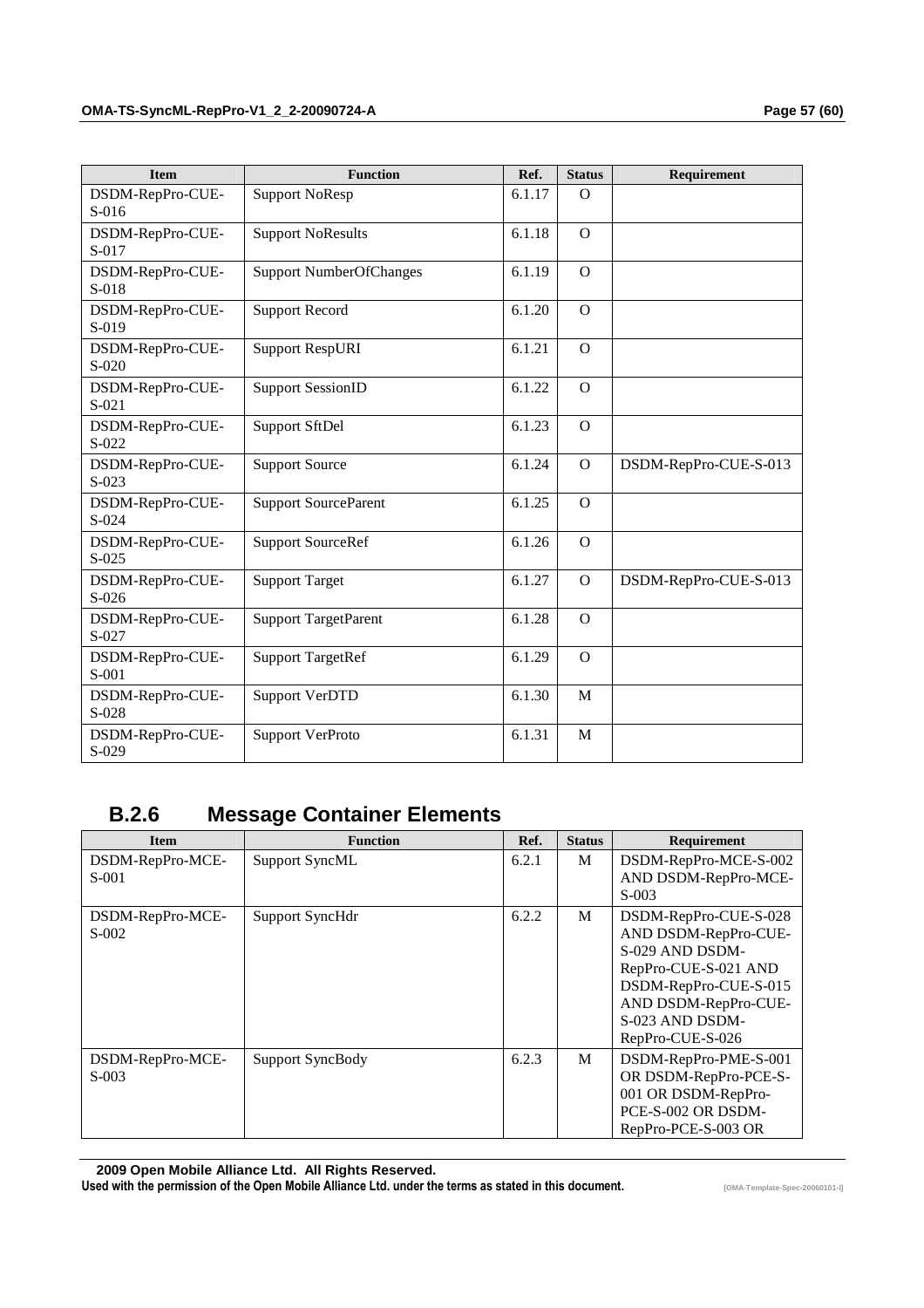| Item | Function | Ref. | Status | Requirement |
| --- | --- | --- | --- | --- |
| DSDM-RepPro-CUE-S-016 | Support NoResp | 6.1.17 | O | |
| DSDM-RepPro-CUE-S-017 | Support NoResults | 6.1.18 | O | |
| DSDM-RepPro-CUE-S-018 | Support NumberOfChanges | 6.1.19 | O | |
| DSDM-RepPro-CUE-S-019 | Support Record | 6.1.20 | O | |
| DSDM-RepPro-CUE-S-020 | Support RespURI | 6.1.21 | O | |
| DSDM-RepPro-CUE-S-021 | Support SessionID | 6.1.22 | O | |
| DSDM-RepPro-CUE-S-022 | Support SftDel | 6.1.23 | O | |
| DSDM-RepPro-CUE-S-023 | Support Source | 6.1.24 | O | DSDM-RepPro-CUE-S-013 |
| DSDM-RepPro-CUE-S-024 | Support SourceParent | 6.1.25 | O | |
| DSDM-RepPro-CUE-S-025 | Support SourceRef | 6.1.26 | O | |
| DSDM-RepPro-CUE-S-026 | Support Target | 6.1.27 | O | DSDM-RepPro-CUE-S-013 |
| DSDM-RepPro-CUE-S-027 | Support TargetParent | 6.1.28 | O | |
| DSDM-RepPro-CUE-S-001 | Support TargetRef | 6.1.29 | O | |
| DSDM-RepPro-CUE-S-028 | Support VerDTD | 6.1.30 | M | |
| DSDM-RepPro-CUE-S-029 | Support VerProto | 6.1.31 | M | |

## B.2.6 Message Container Elements

| Item | Function | Ref. | Status | Requirement |
| --- | --- | --- | --- | --- |
| DSDM-RepPro-MCE-S-001 | Support SyncML | 6.2.1 | M | DSDM-RepPro-MCE-S-002 AND DSDM-RepPro-MCE-S-003 |
| DSDM-RepPro-MCE-S-002 | Support SyncHdr | 6.2.2 | M | DSDM-RepPro-CUE-S-028 AND DSDM-RepPro-CUE-S-029 AND DSDM-RepPro-CUE-S-021 AND DSDM-RepPro-CUE-S-015 AND DSDM-RepPro-CUE-S-023 AND DSDM-RepPro-CUE-S-026 |
| DSDM-RepPro-MCE-S-003 | Support SyncBody | 6.2.3 | M | DSDM-RepPro-PME-S-001 OR DSDM-RepPro-PCE-S-001 OR DSDM-RepPro-PCE-S-002 OR DSDM-RepPro-PCE-S-003 OR |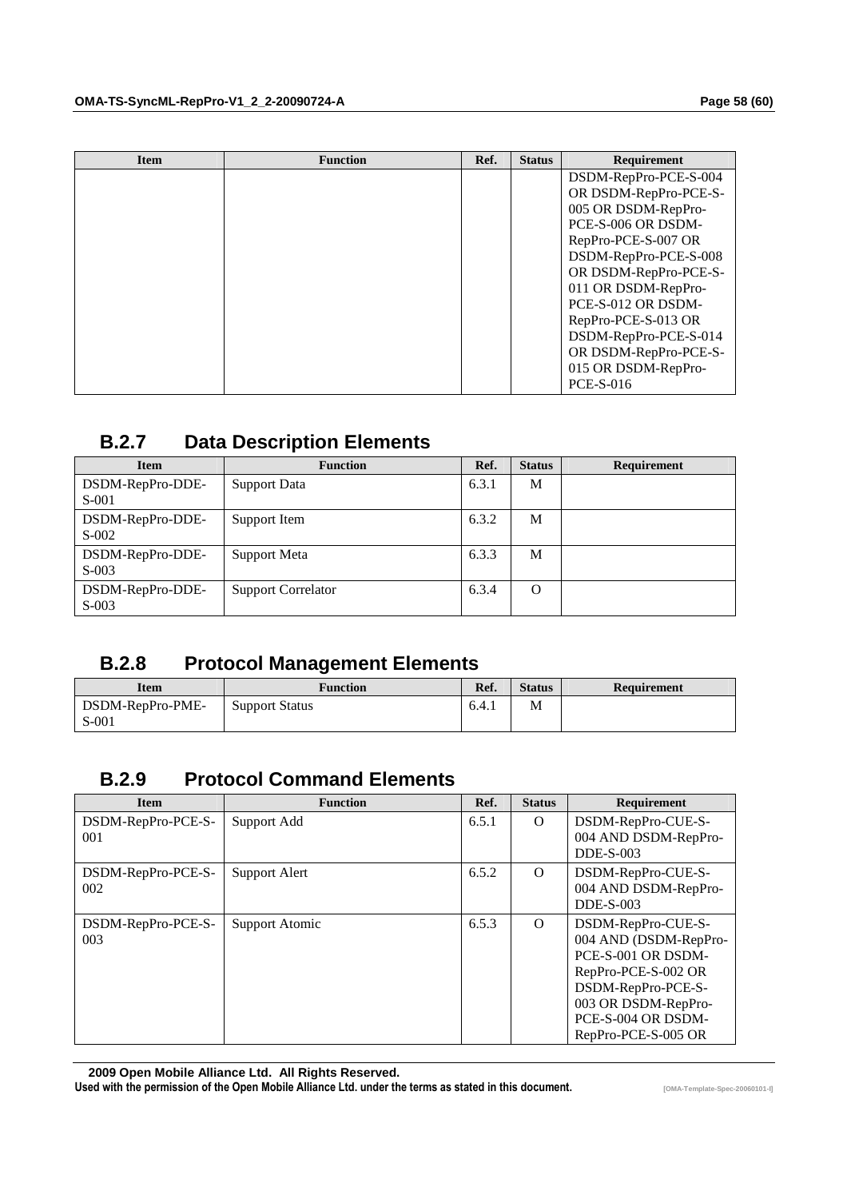| Item | Function | Ref. | Status | Requirement |
|---|---|---|---|---|
| | | | | DSDM-RepPro-PCE-S-004 OR DSDM-RepPro-PCE-S-005 OR DSDM-RepPro-PCE-S-006 OR DSDM-RepPro-PCE-S-007 OR DSDM-RepPro-PCE-S-008 OR DSDM-RepPro-PCE-S-011 OR DSDM-RepPro-PCE-S-012 OR DSDM-RepPro-PCE-S-013 OR DSDM-RepPro-PCE-S-014 OR DSDM-RepPro-PCE-S-015 OR DSDM-RepPro-PCE-S-016 |

## B.2.7 Data Description Elements

| Item | Function | Ref. | Status | Requirement |
|---|---|---|---|---|
| DSDM-RepPro-DDE-S-001 | Support Data | 6.3.1 | M | |
| DSDM-RepPro-DDE-S-002 | Support Item | 6.3.2 | M | |
| DSDM-RepPro-DDE-S-003 | Support Meta | 6.3.3 | M | |
| DSDM-RepPro-DDE-S-003 | Support Correlator | 6.3.4 | O | |

## B.2.8 Protocol Management Elements

| Item | Function | Ref. | Status | Requirement |
|---|---|---|---|---|
| DSDM-RepPro-PME-S-001 | Support Status | 6.4.1 | M | |

## B.2.9 Protocol Command Elements

| Item | Function | Ref. | Status | Requirement |
|---|---|---|---|---|
| DSDM-RepPro-PCE-S-001 | Support Add | 6.5.1 | O | DSDM-RepPro-CUE-S-004 AND DSDM-RepPro-DDE-S-003 |
| DSDM-RepPro-PCE-S-002 | Support Alert | 6.5.2 | O | DSDM-RepPro-CUE-S-004 AND DSDM-RepPro-DDE-S-003 |
| DSDM-RepPro-PCE-S-003 | Support Atomic | 6.5.3 | O | DSDM-RepPro-CUE-S-004 AND (DSDM-RepPro-PCE-S-001 OR DSDM-RepPro-PCE-S-002 OR DSDM-RepPro-PCE-S-003 OR DSDM-RepPro-PCE-S-004 OR DSDM-RepPro-PCE-S-005 OR |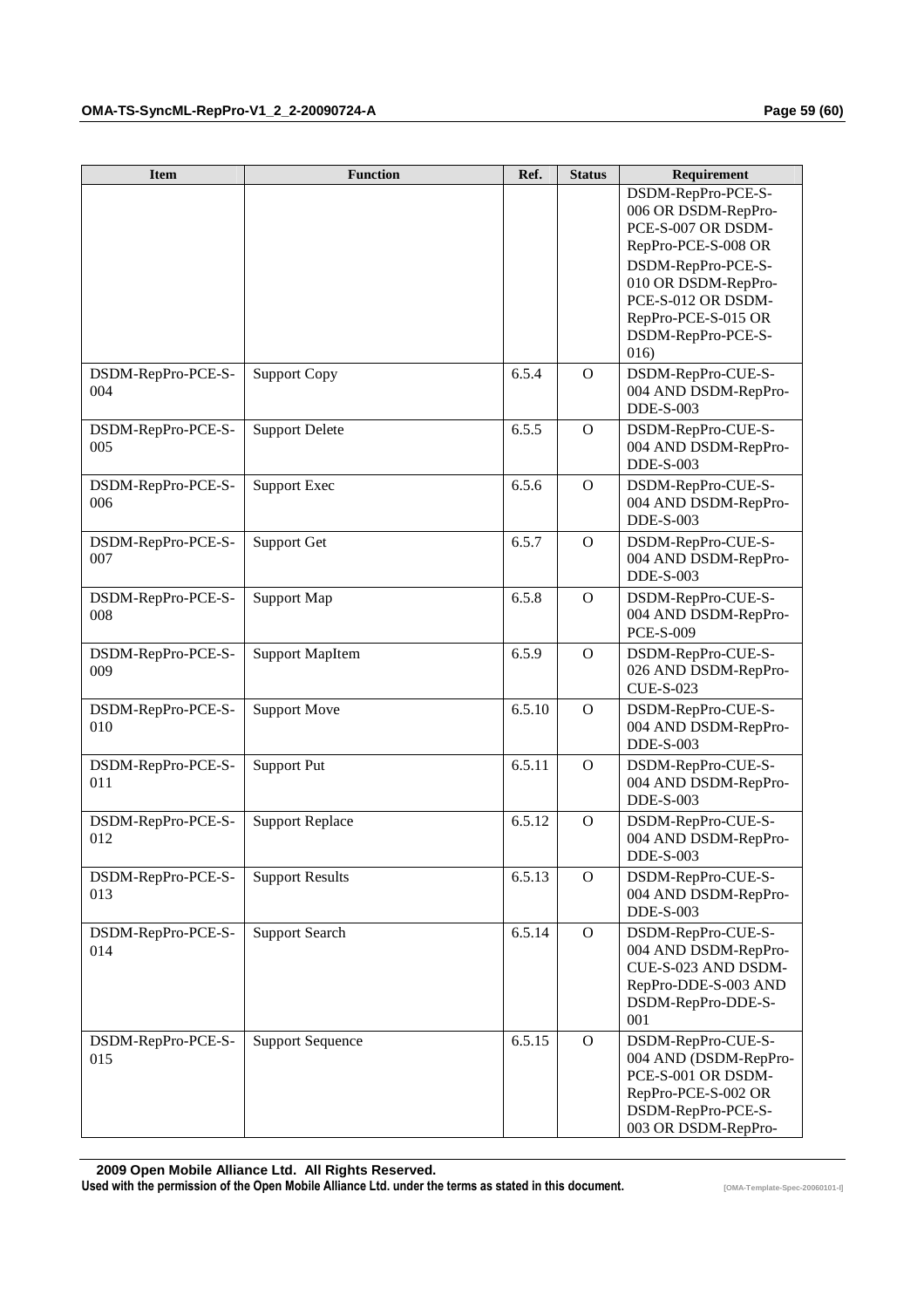| Item | Function | Ref. | Status | Requirement |
|---|---|---|---|---|
| | | | | DSDM-RepPro-PCE-S-006 OR DSDM-RepPro-PCE-S-007 OR DSDM-RepPro-PCE-S-008 OR DSDM-RepPro-PCE-S-010 OR DSDM-RepPro-PCE-S-012 OR DSDM-RepPro-PCE-S-015 OR DSDM-RepPro-PCE-S-016) |
| DSDM-RepPro-PCE-S-004 | Support Copy | 6.5.4 | O | DSDM-RepPro-CUE-S-004 AND DSDM-RepPro-DDE-S-003 |
| DSDM-RepPro-PCE-S-005 | Support Delete | 6.5.5 | O | DSDM-RepPro-CUE-S-004 AND DSDM-RepPro-DDE-S-003 |
| DSDM-RepPro-PCE-S-006 | Support Exec | 6.5.6 | O | DSDM-RepPro-CUE-S-004 AND DSDM-RepPro-DDE-S-003 |
| DSDM-RepPro-PCE-S-007 | Support Get | 6.5.7 | O | DSDM-RepPro-CUE-S-004 AND DSDM-RepPro-DDE-S-003 |
| DSDM-RepPro-PCE-S-008 | Support Map | 6.5.8 | O | DSDM-RepPro-CUE-S-004 AND DSDM-RepPro-PCE-S-009 |
| DSDM-RepPro-PCE-S-009 | Support MapItem | 6.5.9 | O | DSDM-RepPro-CUE-S-026 AND DSDM-RepPro-CUE-S-023 |
| DSDM-RepPro-PCE-S-010 | Support Move | 6.5.10 | O | DSDM-RepPro-CUE-S-004 AND DSDM-RepPro-DDE-S-003 |
| DSDM-RepPro-PCE-S-011 | Support Put | 6.5.11 | O | DSDM-RepPro-CUE-S-004 AND DSDM-RepPro-DDE-S-003 |
| DSDM-RepPro-PCE-S-012 | Support Replace | 6.5.12 | O | DSDM-RepPro-CUE-S-004 AND DSDM-RepPro-DDE-S-003 |
| DSDM-RepPro-PCE-S-013 | Support Results | 6.5.13 | O | DSDM-RepPro-CUE-S-004 AND DSDM-RepPro-DDE-S-003 |
| DSDM-RepPro-PCE-S-014 | Support Search | 6.5.14 | O | DSDM-RepPro-CUE-S-004 AND DSDM-RepPro-CUE-S-023 AND DSDM-RepPro-DDE-S-003 AND DSDM-RepPro-DDE-S-001 |
| DSDM-RepPro-PCE-S-015 | Support Sequence | 6.5.15 | O | DSDM-RepPro-CUE-S-004 AND (DSDM-RepPro-PCE-S-001 OR DSDM-RepPro-PCE-S-002 OR DSDM-RepPro-PCE-S-003 OR DSDM-RepPro- |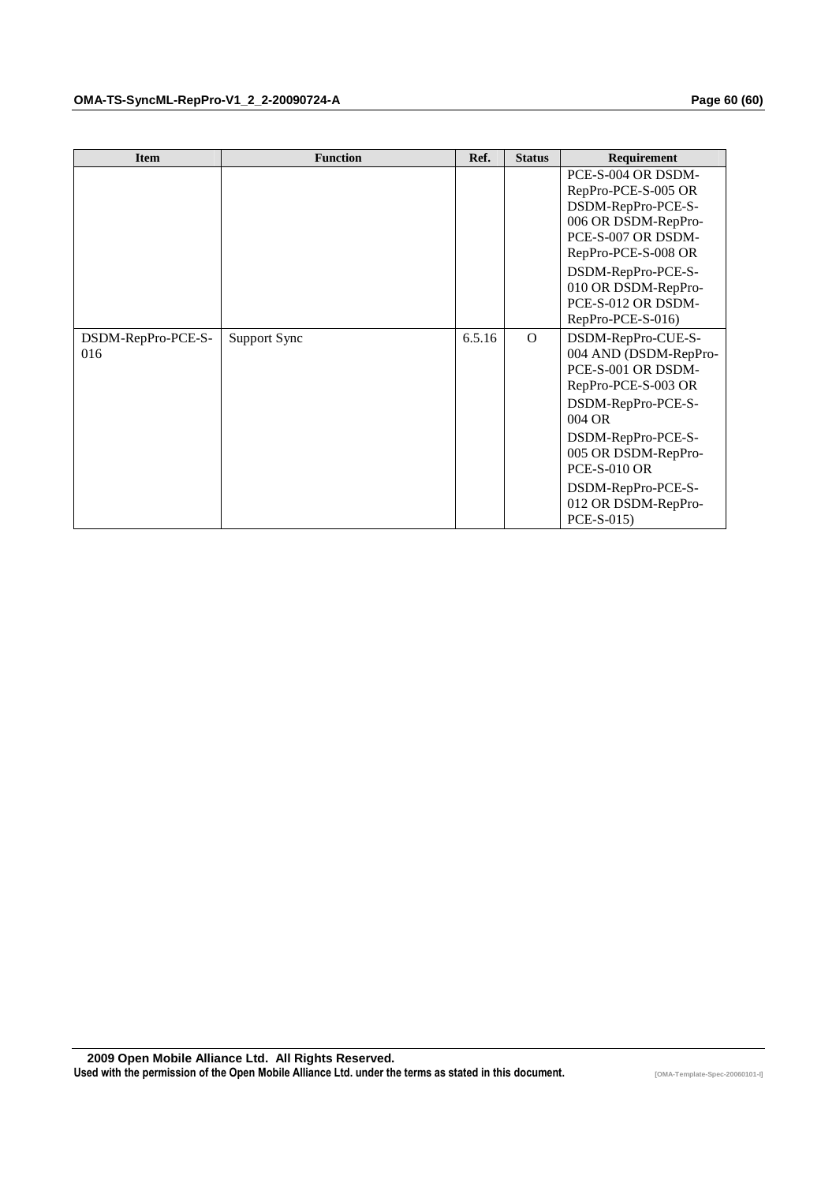| Item | Function | Ref. | Status | Requirement |
|---|---|---|---|---|
| | | | | PCE-S-004 OR DSDM-RepPro-PCE-S-005 OR DSDM-RepPro-PCE-S-006 OR DSDM-RepPro-PCE-S-007 OR DSDM-RepPro-PCE-S-008 OR DSDM-RepPro-PCE-S-010 OR DSDM-RepPro-PCE-S-012 OR DSDM-RepPro-PCE-S-016) |
| DSDM-RepPro-PCE-S-016 | Support Sync | 6.5.16 | O | DSDM-RepPro-CUE-S-004 AND (DSDM-RepPro-PCE-S-001 OR DSDM-RepPro-PCE-S-003 OR DSDM-RepPro-PCE-S-004 OR DSDM-RepPro-PCE-S-005 OR DSDM-RepPro-PCE-S-010 OR DSDM-RepPro-PCE-S-012 OR DSDM-RepPro-PCE-S-015) |